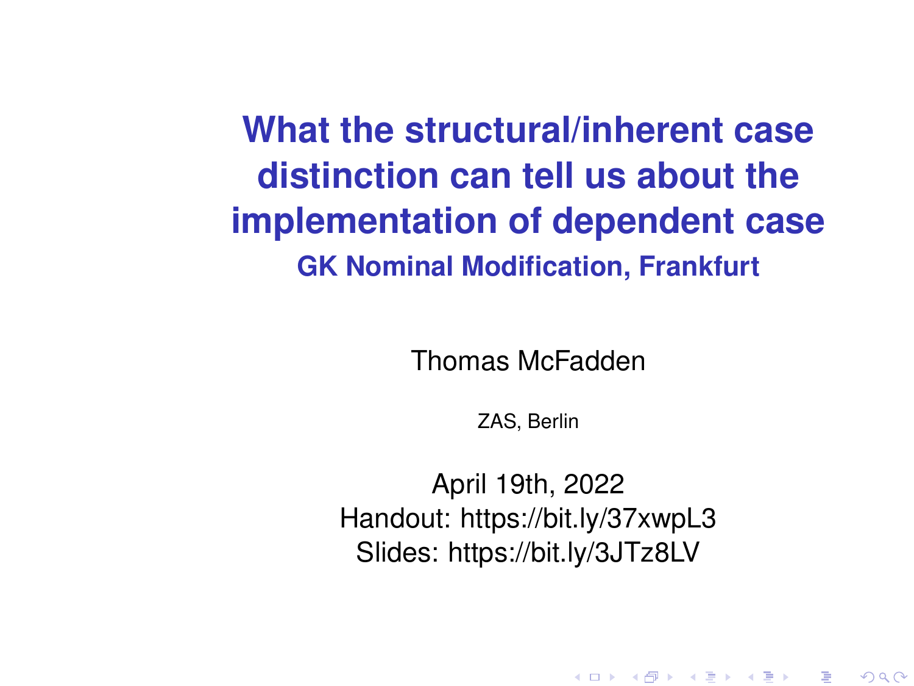# What the structural/inherent case distinction can tell us about the implementation of dependent case

## GK Nominal Modification, Frankfurt

Thomas McFadden

ZAS, Berlin

April 19th, 2022

Handout: https://bit.ly/37xwpL3

Slides: https://bit.ly/3JTz8LV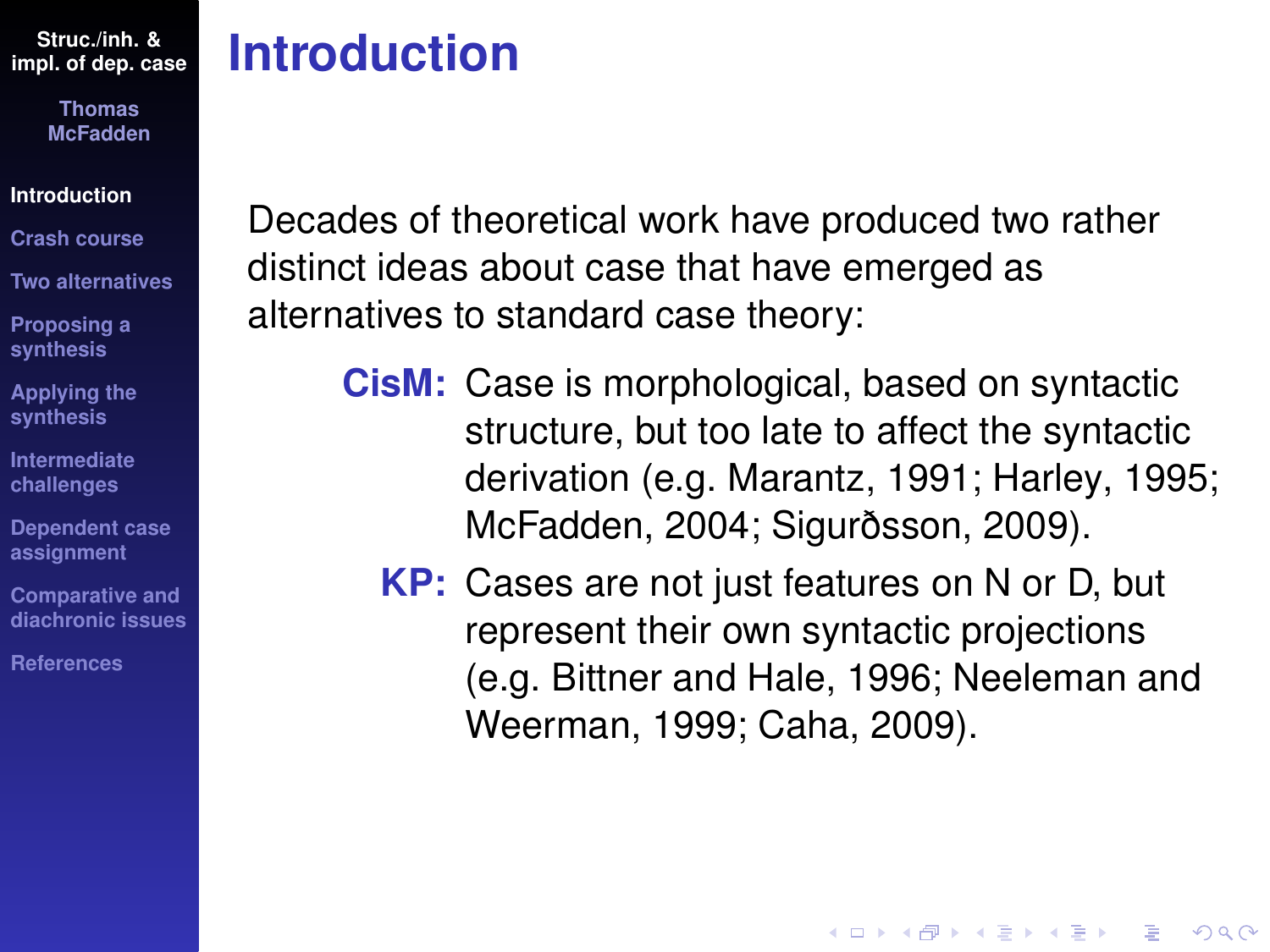# Introduction

Decades of theoretical work have produced two rather distinct ideas about case that have emerged as alternatives to standard case theory:

**CisM:** Case is morphological, based on syntactic structure, but too late to affect the syntactic derivation (e.g. Marantz, 1991; Harley, 1995; McFadden, 2004; Sigurðsson, 2009).

**KP:** Cases are not just features on N or D, but represent their own syntactic projections (e.g. Bittner and Hale, 1996; Neeleman and Weerman, 1999; Caha, 2009).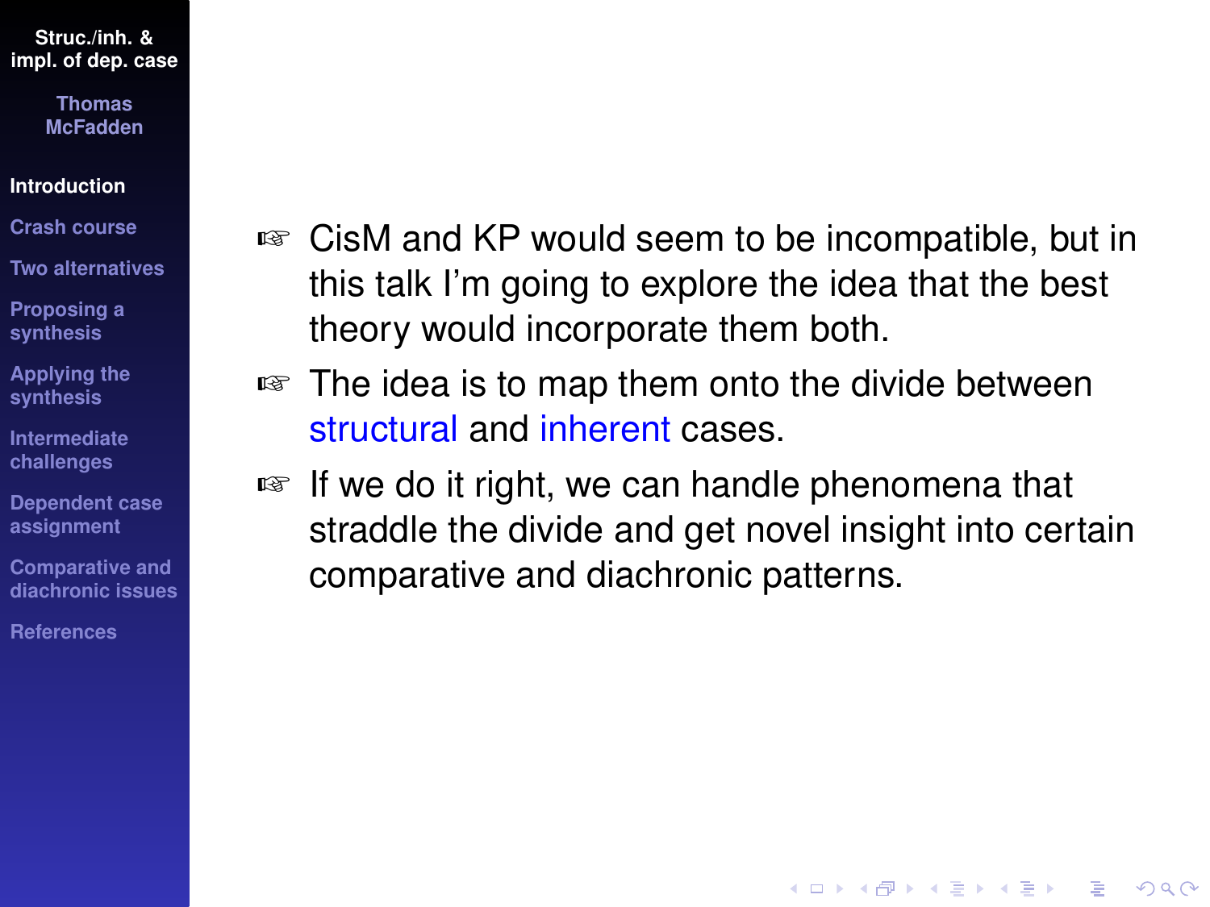- CisM and KP would seem to be incompatible, but in this talk I'm going to explore the idea that the best theory would incorporate them both.
- The idea is to map them onto the divide between structural and inherent cases.
- If we do it right, we can handle phenomena that straddle the divide and get novel insight into certain comparative and diachronic patterns.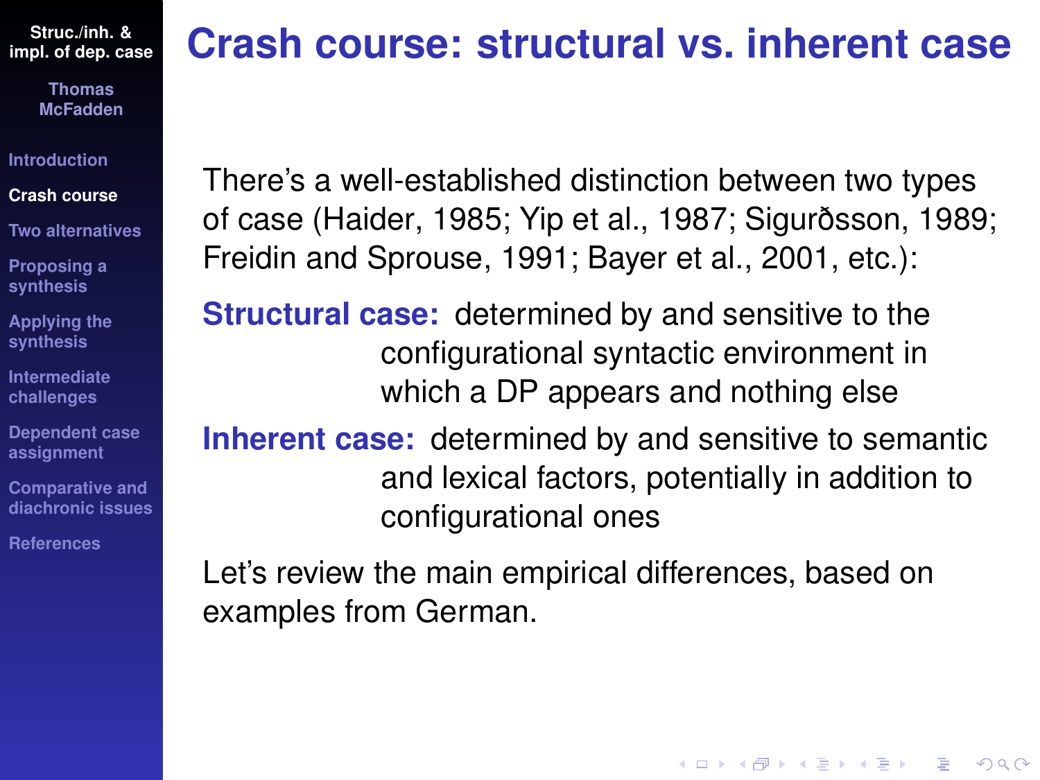# Crash course: structural vs. inherent case

There's a well-established distinction between two types of case (Haider, 1985; Yip et al., 1987; Sigurðsson, 1989; Freidin and Sprouse, 1991; Bayer et al., 2001, etc.):

**Structural case:** determined by and sensitive to the configurational syntactic environment in which a DP appears and nothing else

**Inherent case:** determined by and sensitive to semantic and lexical factors, potentially in addition to configurational ones

Let's review the main empirical differences, based on examples from German.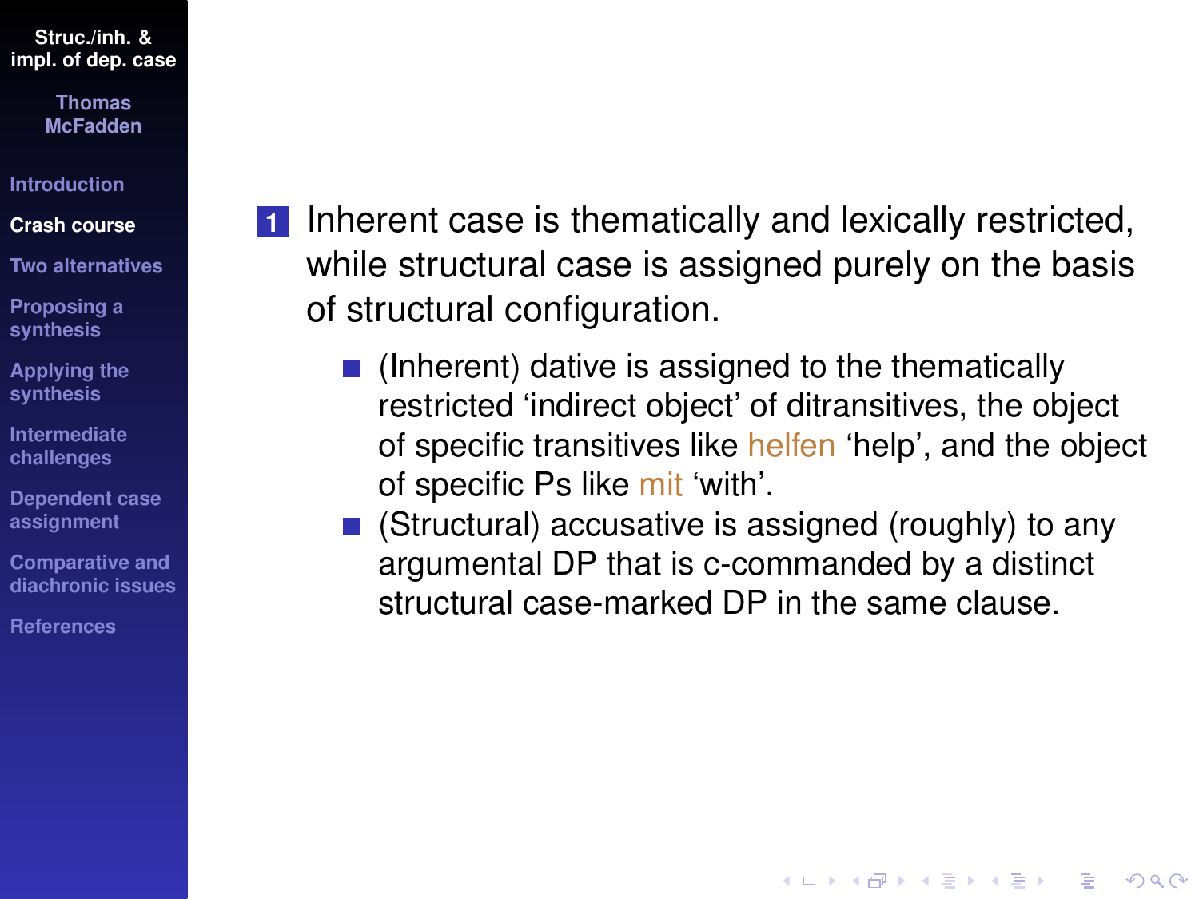1. Inherent case is thematically and lexically restricted, while structural case is assigned purely on the basis of structural configuration.
   - (Inherent) dative is assigned to the thematically restricted 'indirect object' of ditransitives, the object of specific transitives like helfen 'help', and the object of specific Ps like mit 'with'.
   - (Structural) accusative is assigned (roughly) to any argumental DP that is c-commanded by a distinct structural case-marked DP in the same clause.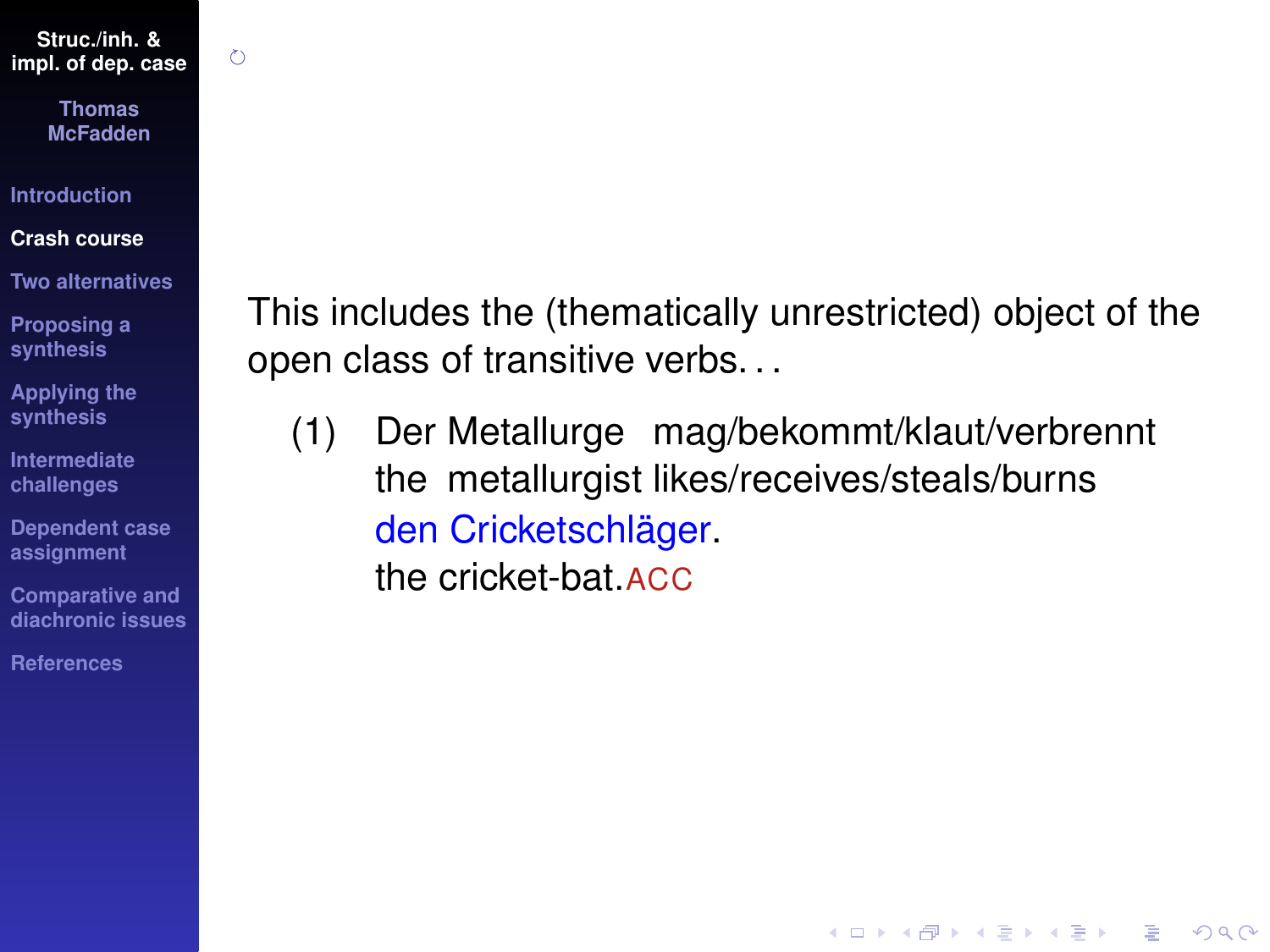This includes the (thematically unrestricted) object of the open class of transitive verbs. . .

(1) Der Metallurge mag/bekommt/klaut/verbrennt
    the metallurgist likes/receives/steals/burns
    den Cricketschläger.
    the cricket-bat.ACC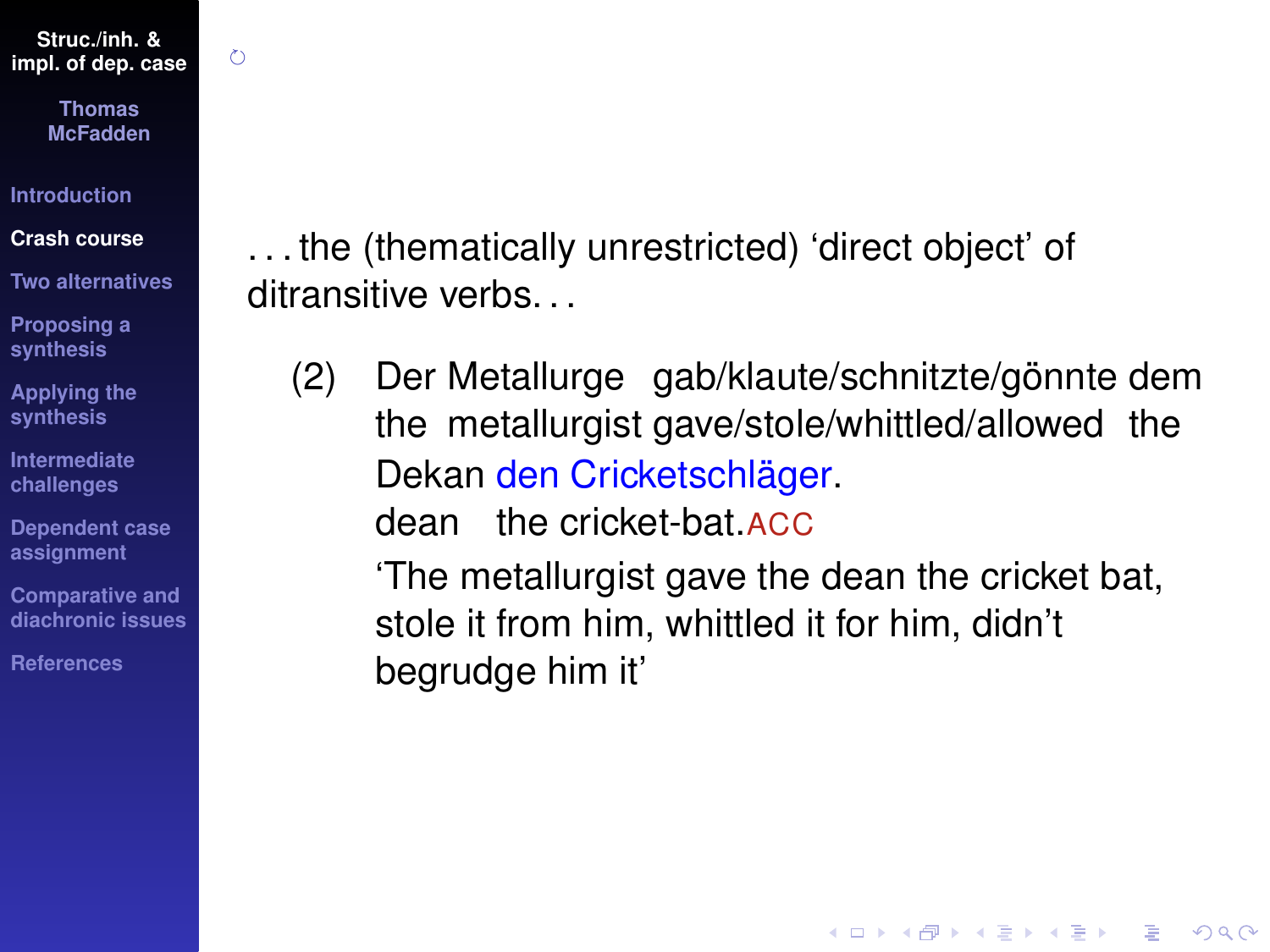. . . the (thematically unrestricted) ‘direct object’ of ditransitive verbs. . .

(2) Der Metallurge gab/klaute/schnitzte/gönnte dem Dekan den Cricketschläger.
the metallurgist gave/stole/whittled/allowed the dean the cricket-bat.ACC
‘The metallurgist gave the dean the cricket bat, stole it from him, whittled it for him, didn’t begrudge him it’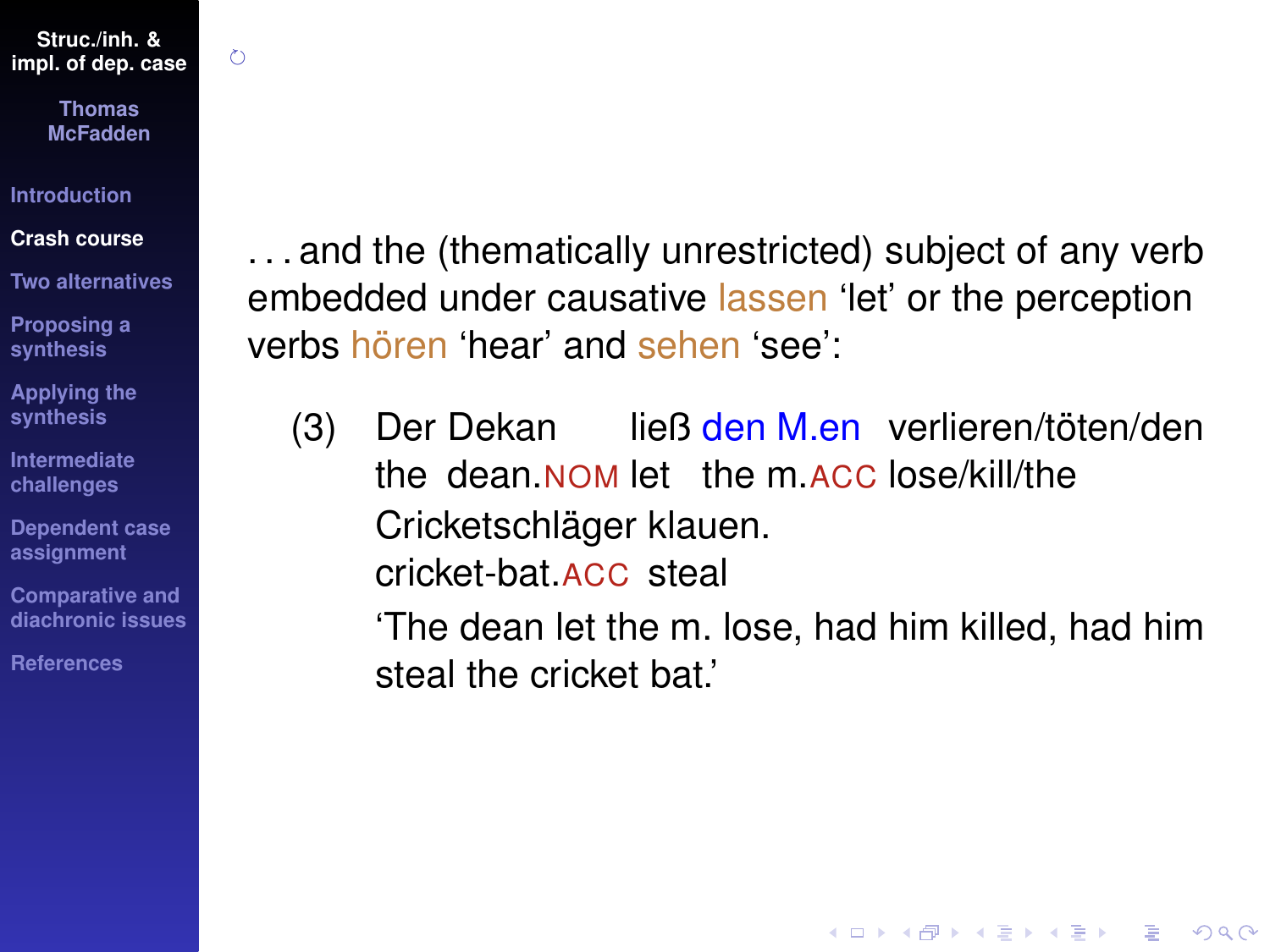. . . and the (thematically unrestricted) subject of any verb embedded under causative lassen ‘let’ or the perception verbs hören ‘hear’ and sehen ‘see’:

(3) Der Dekan ließ den M.en verlieren/töten/den Cricketschläger klauen.
the dean.NOM let the m.ACC lose/kill/the cricket-bat.ACC steal
‘The dean let the m. lose, had him killed, had him steal the cricket bat.’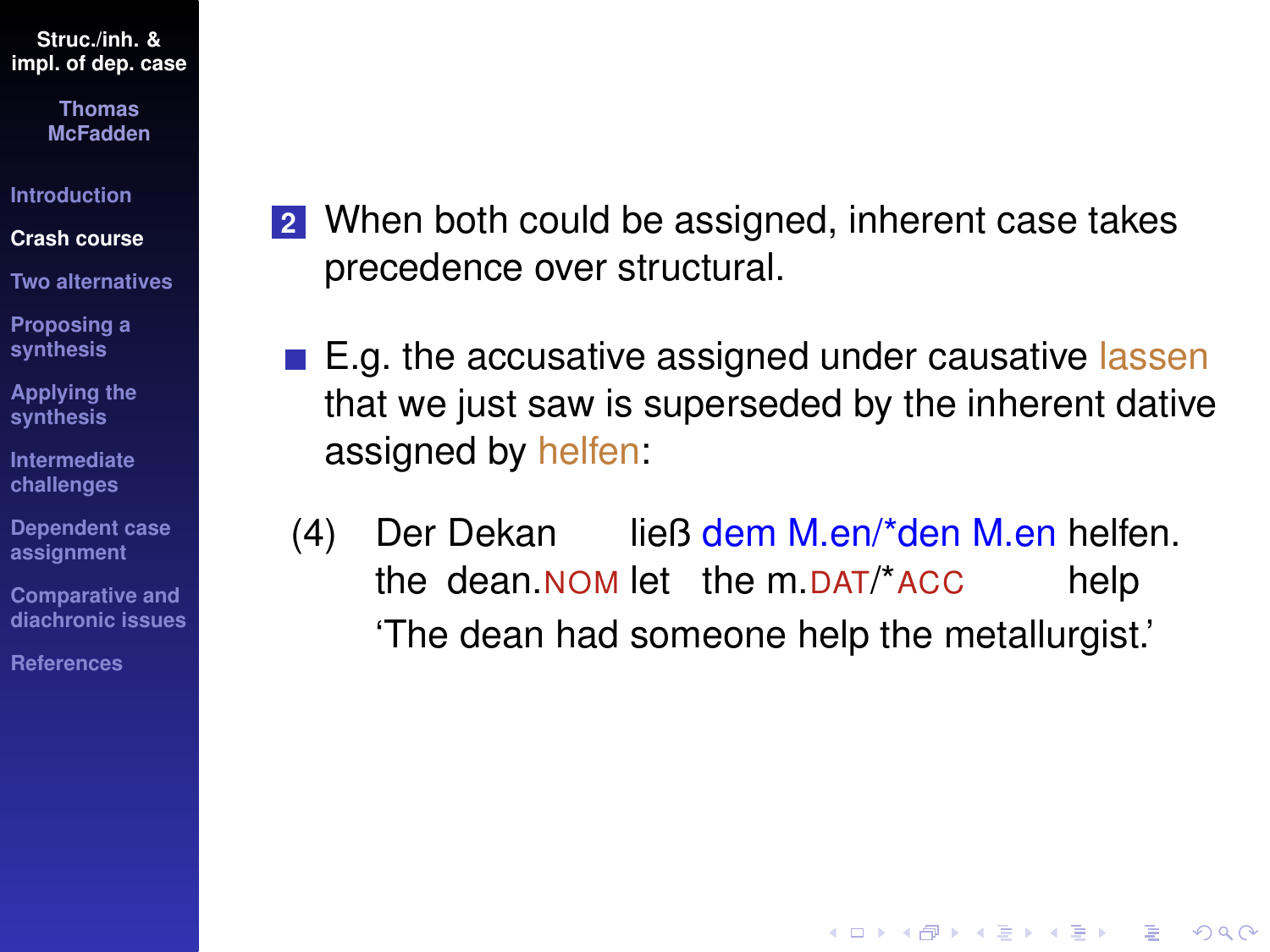2. When both could be assigned, inherent case takes precedence over structural.

- E.g. the accusative assigned under causative lassen that we just saw is superseded by the inherent dative assigned by helfen:

(4) Der Dekan ließ dem M.en/*den M.en helfen.
the dean.NOM let the m.DAT/*ACC help
'The dean had someone help the metallurgist.'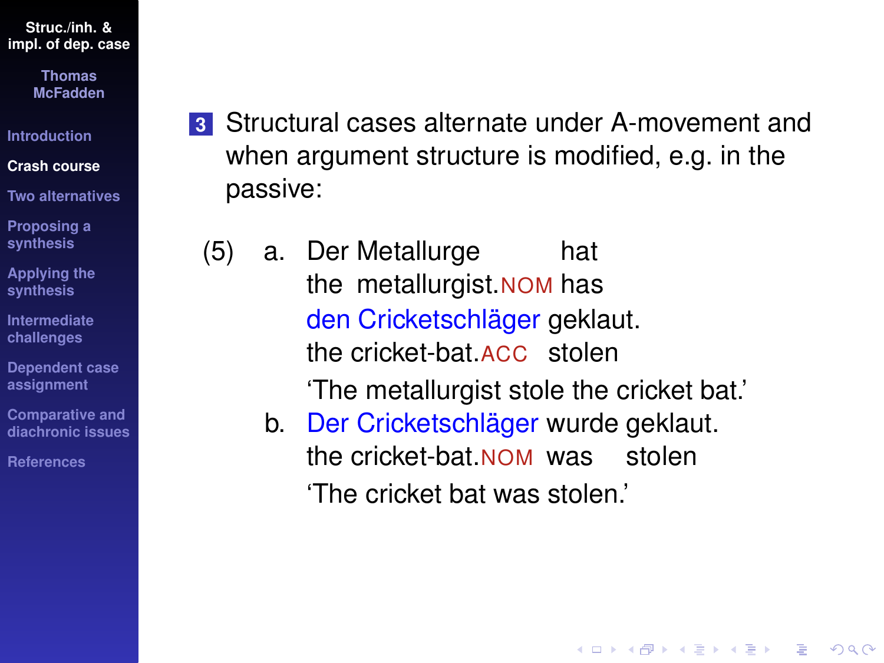3. Structural cases alternate under A-movement and when argument structure is modified, e.g. in the passive:

(5) a. Der Metallurge hat den Cricketschläger geklaut.
the metallurgist.NOM has the cricket-bat.ACC stolen
'The metallurgist stole the cricket bat.'

b. Der Cricketschläger wurde geklaut.
the cricket-bat.NOM was stolen
'The cricket bat was stolen.'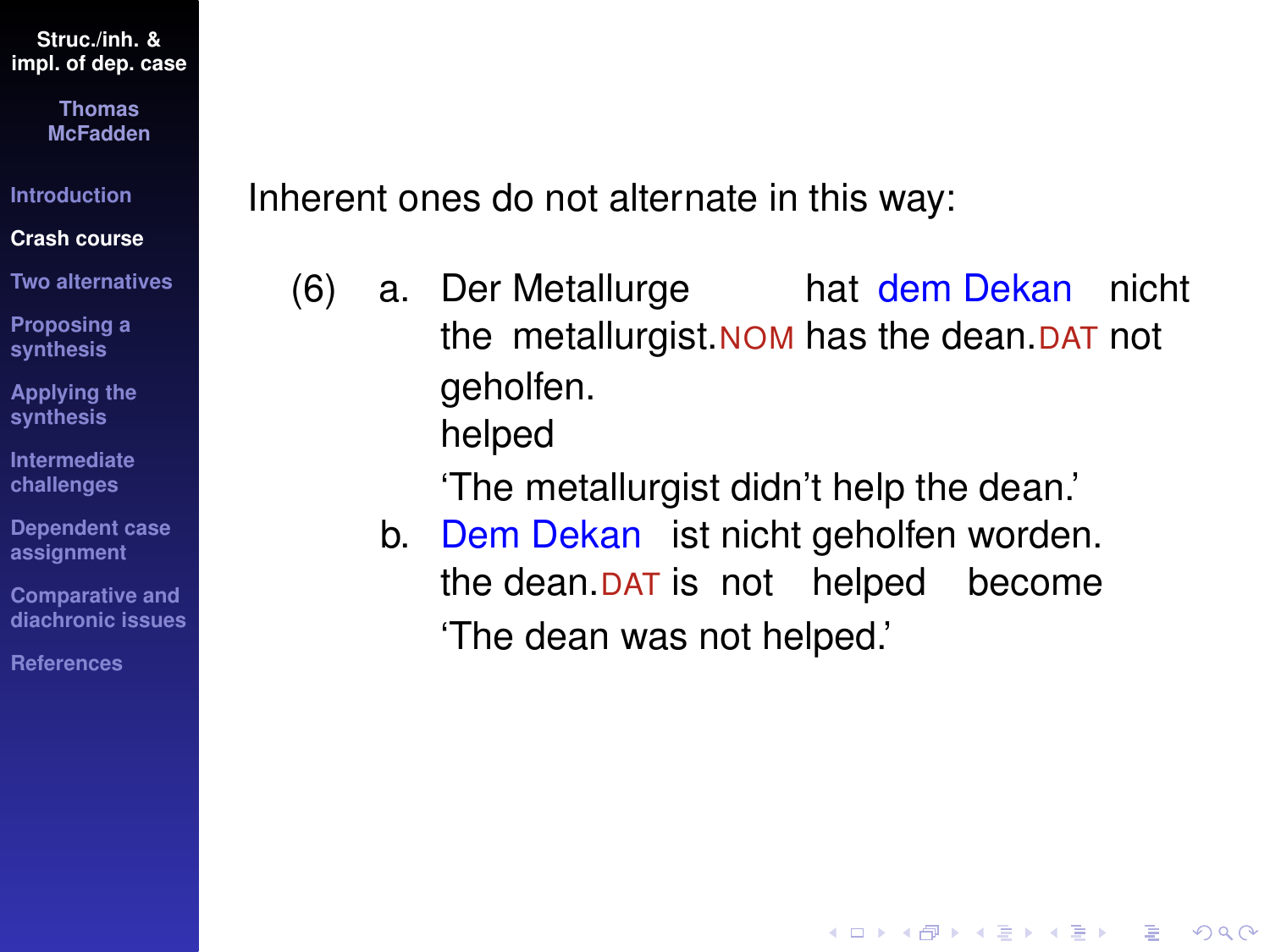Inherent ones do not alternate in this way:

(6) a. Der Metallurge hat dem Dekan nicht geholfen.
the metallurgist.NOM has the dean.DAT not helped
'The metallurgist didn't help the dean.'

b. Dem Dekan ist nicht geholfen worden.
the dean.DAT is not helped become
'The dean was not helped.'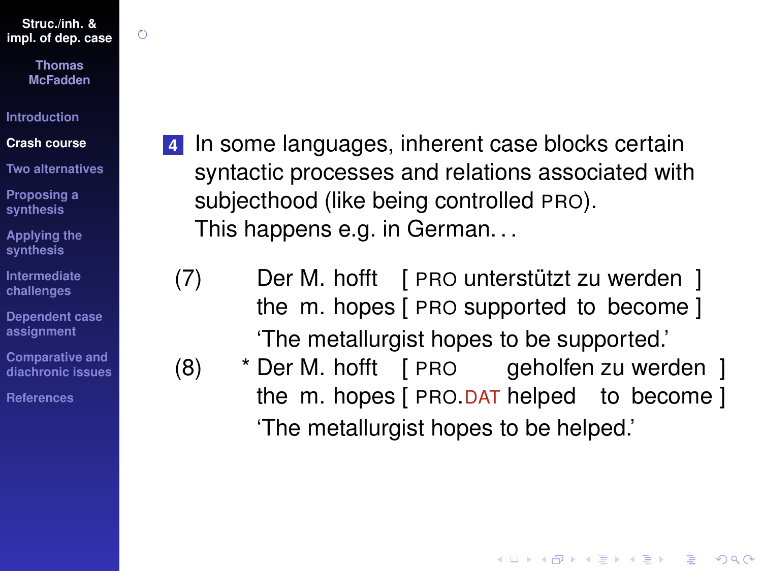4. In some languages, inherent case blocks certain syntactic processes and relations associated with subjecthood (like being controlled PRO). This happens e.g. in German...

(7) Der M. hofft [ PRO unterstützt zu werden ]
the m. hopes [ PRO supported to become ]
'The metallurgist hopes to be supported.'

(8) * Der M. hofft [ PRO geholfen zu werden ]
the m. hopes [ PRO.DAT helped to become ]
'The metallurgist hopes to be helped.'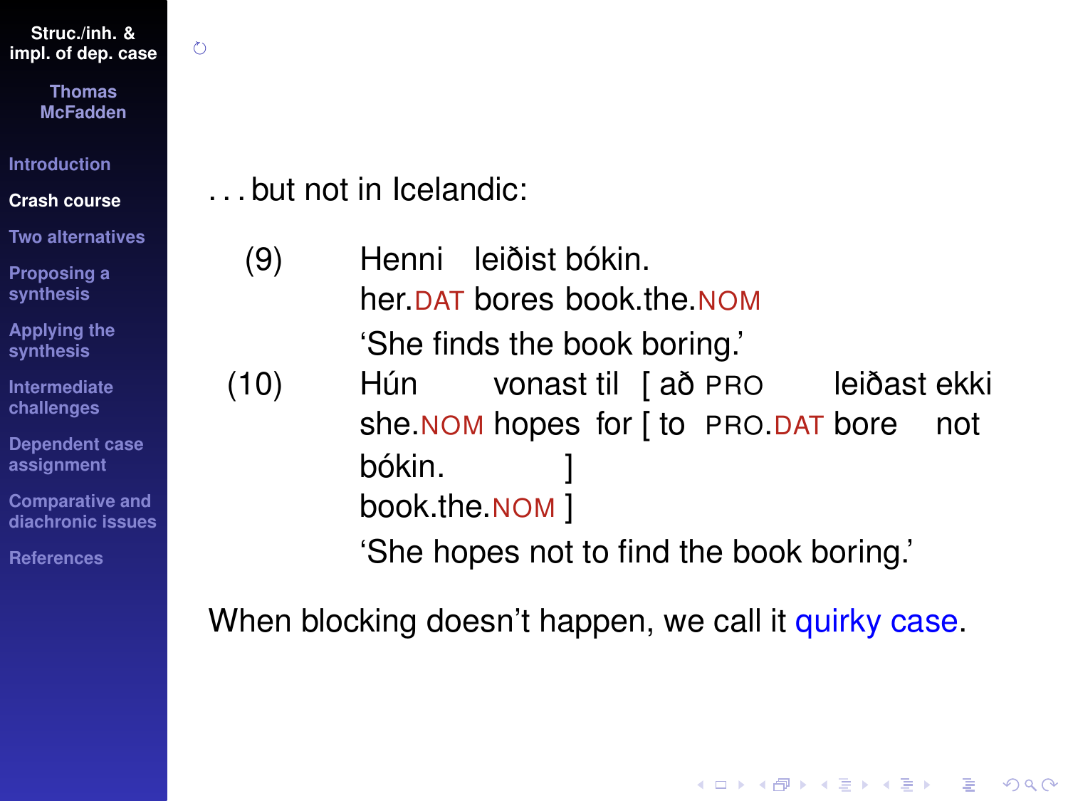. . . but not in Icelandic:

(9) Henni leiðist bókin.
her.DAT bores book.the.NOM
'She finds the book boring.'

(10) Hún vonast til [ að PRO leiðast ekki bókin. ]
she.NOM hopes for [ to PRO.DAT bore not book.the.NOM ]
'She hopes not to find the book boring.'

When blocking doesn't happen, we call it quirky case.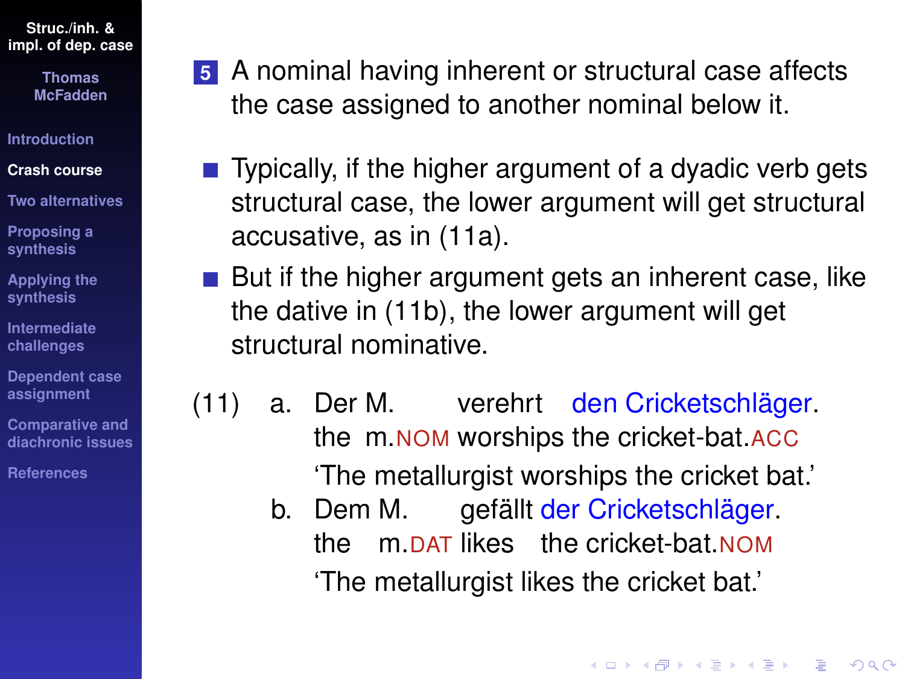5 A nominal having inherent or structural case affects the case assigned to another nominal below it.

- Typically, if the higher argument of a dyadic verb gets structural case, the lower argument will get structural accusative, as in (11a).
- But if the higher argument gets an inherent case, like the dative in (11b), the lower argument will get structural nominative.

(11) a. Der M. verehrt den Cricketschläger.
the m.NOM worships the cricket-bat.ACC
'The metallurgist worships the cricket bat.'

b. Dem M. gefällt der Cricketschläger.
the m.DAT likes the cricket-bat.NOM
'The metallurgist likes the cricket bat.'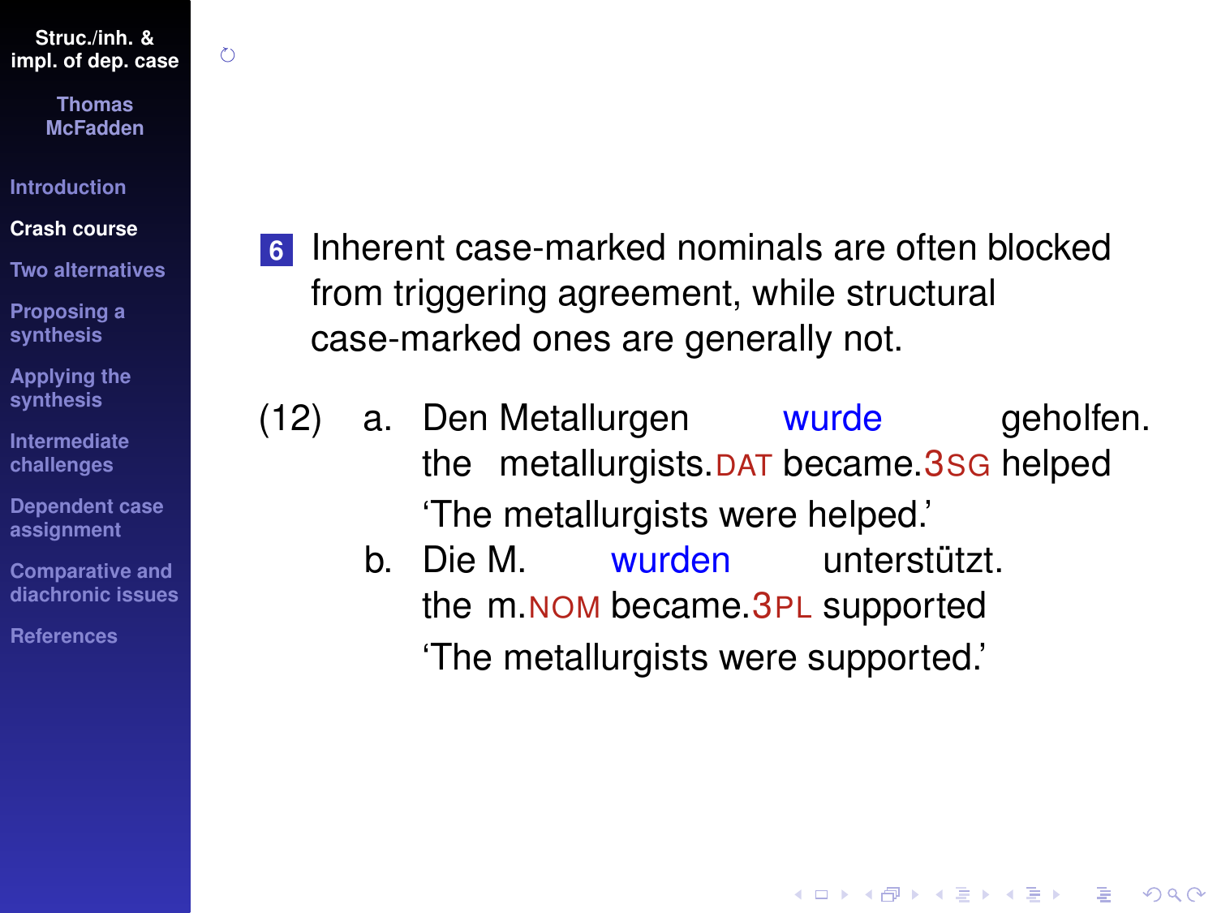6 Inherent case-marked nominals are often blocked from triggering agreement, while structural case-marked ones are generally not.

(12) a. Den Metallurgen wurde geholfen.
   the metallurgists.DAT became.3SG helped
   'The metallurgists were helped.'

  b. Die M. wurden unterstützt.
   the m.NOM became.3PL supported
   'The metallurgists were supported.'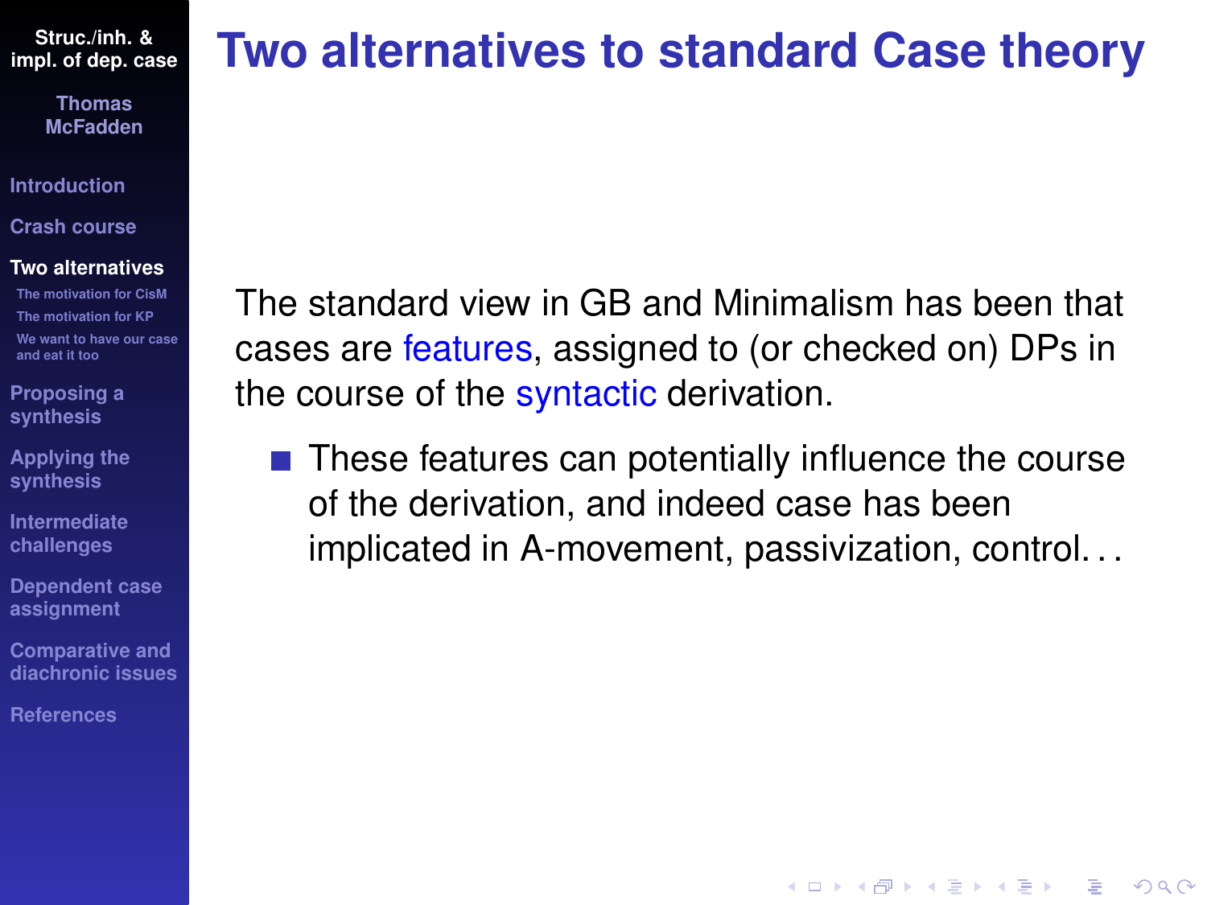# Two alternatives to standard Case theory

The standard view in GB and Minimalism has been that cases are features, assigned to (or checked on) DPs in the course of the syntactic derivation.

- These features can potentially influence the course of the derivation, and indeed case has been implicated in A-movement, passivization, control. . .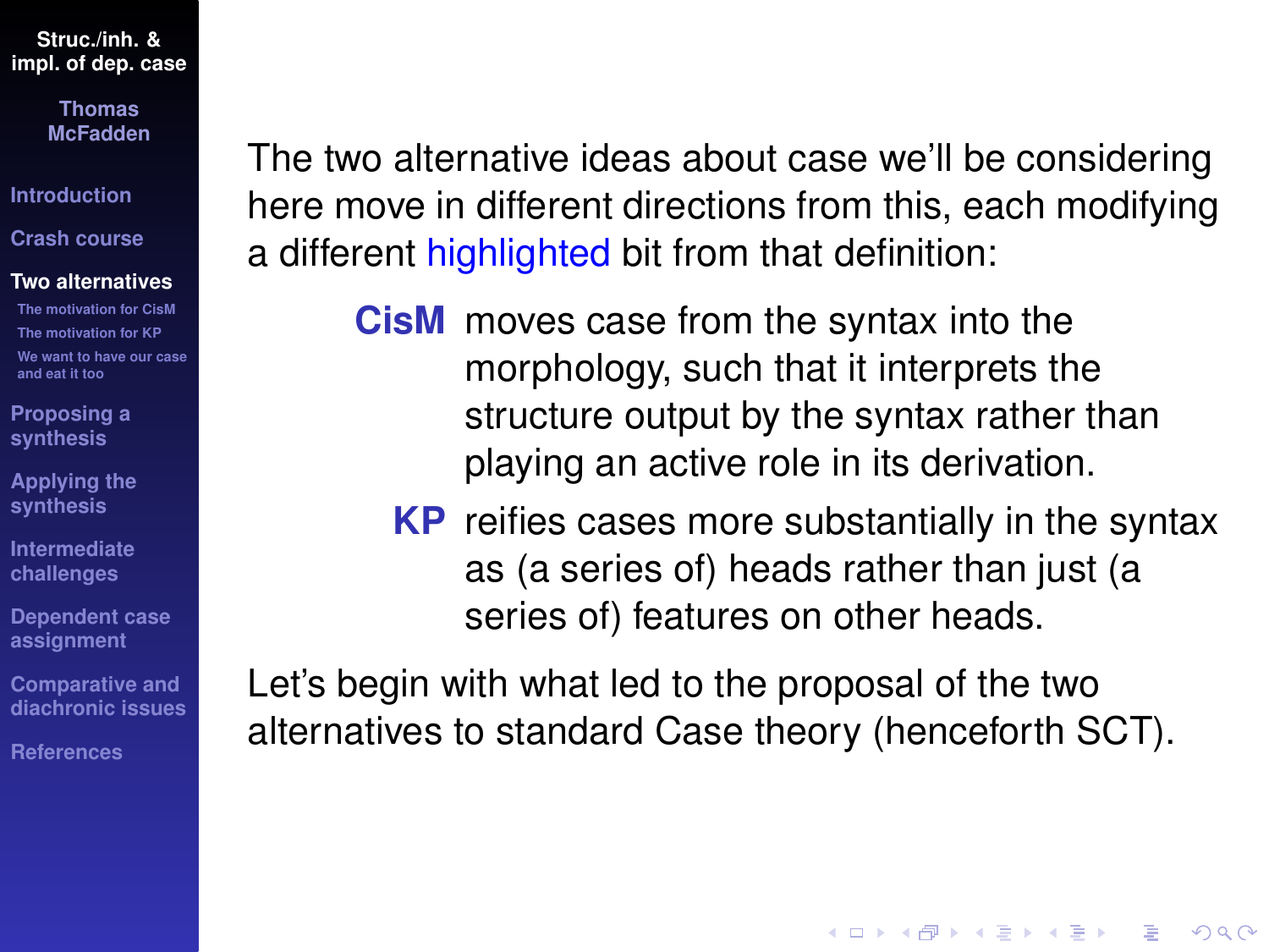The two alternative ideas about case we'll be considering here move in different directions from this, each modifying a different highlighted bit from that definition:

**CisM** moves case from the syntax into the morphology, such that it interprets the structure output by the syntax rather than playing an active role in its derivation.

**KP** reifies cases more substantially in the syntax as (a series of) heads rather than just (a series of) features on other heads.

Let's begin with what led to the proposal of the two alternatives to standard Case theory (henceforth SCT).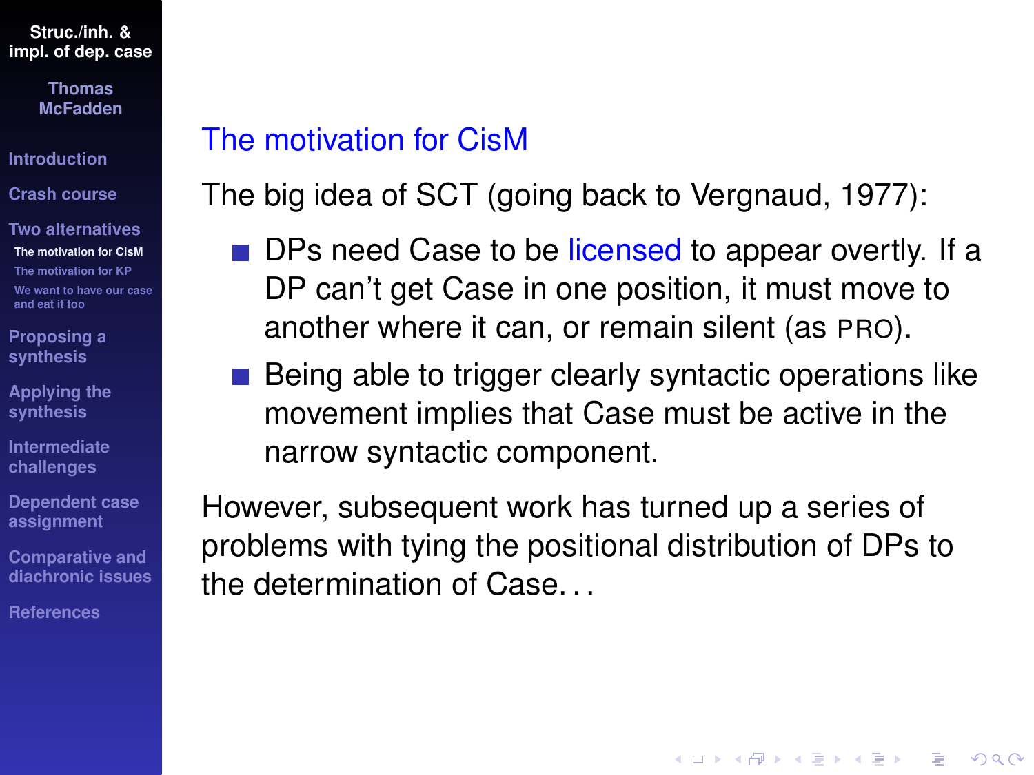## The motivation for CisM

The big idea of SCT (going back to Vergnaud, 1977):

- DPs need Case to be licensed to appear overtly. If a DP can't get Case in one position, it must move to another where it can, or remain silent (as PRO).
- Being able to trigger clearly syntactic operations like movement implies that Case must be active in the narrow syntactic component.

However, subsequent work has turned up a series of problems with tying the positional distribution of DPs to the determination of Case. . .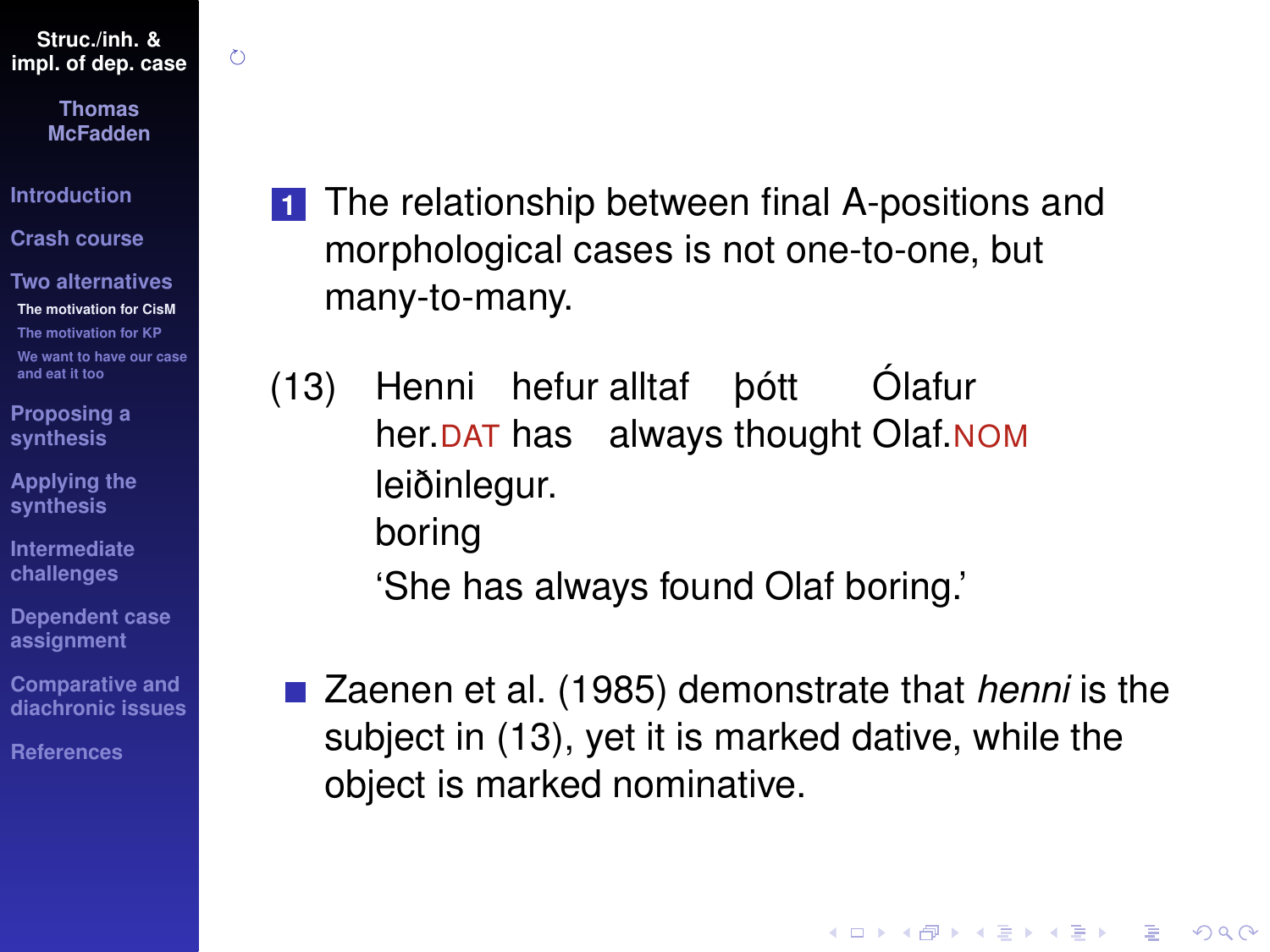1. The relationship between final A-positions and morphological cases is not one-to-one, but many-to-many.

(13) Henni hefur alltaf þótt Ólafur leiðinlegur.
her.DAT has always thought Olaf.NOM boring
'She has always found Olaf boring.'

- Zaenen et al. (1985) demonstrate that *henni* is the subject in (13), yet it is marked dative, while the object is marked nominative.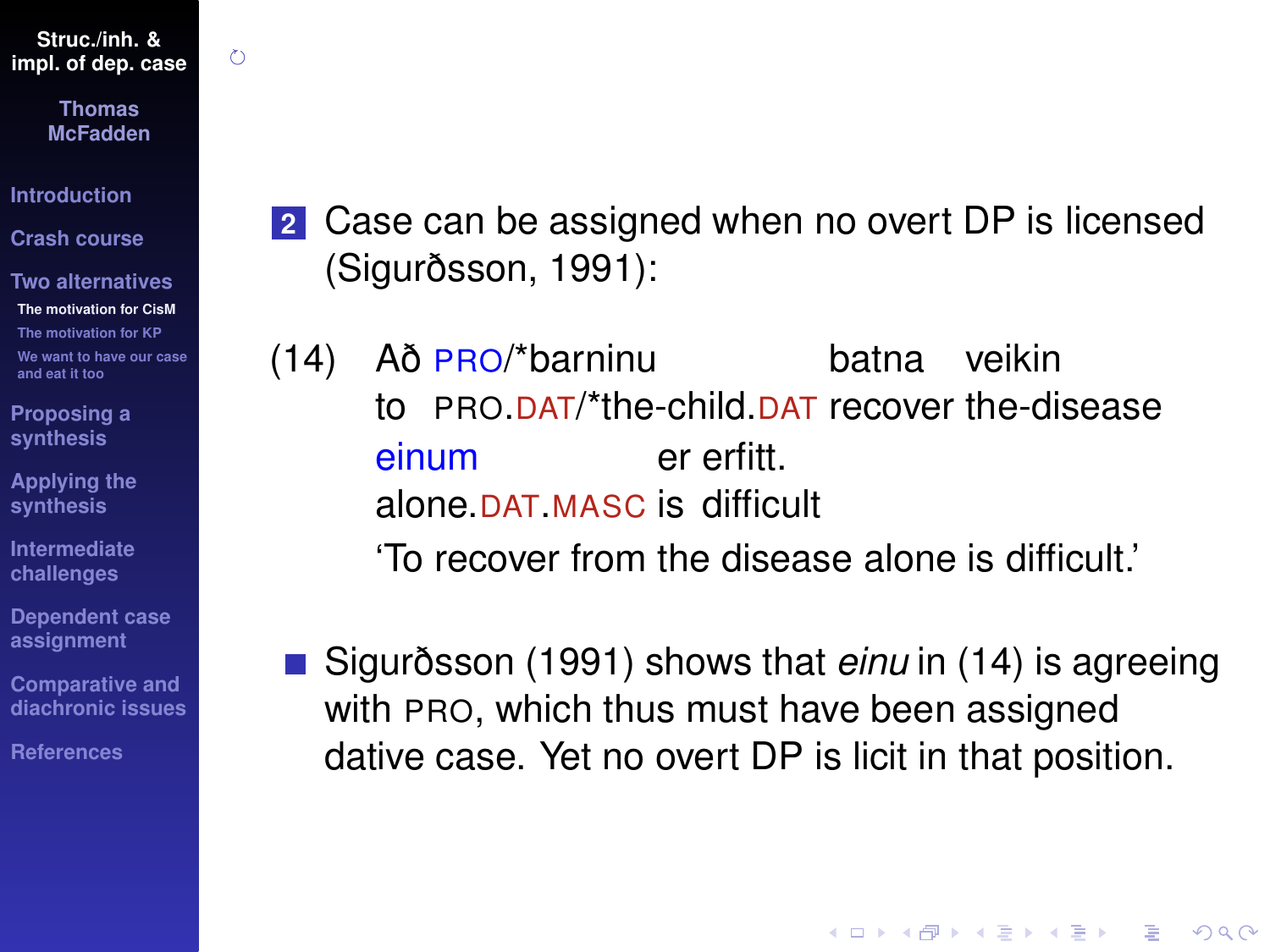2. Case can be assigned when no overt DP is licensed (Sigurðsson, 1991):

(14) Að PRO/*barninu batna veikin
to PRO.DAT/*the-child.DAT recover the-disease
einum er erfitt.
alone.DAT.MASC is difficult
'To recover from the disease alone is difficult.'

- Sigurðsson (1991) shows that *einu* in (14) is agreeing with PRO, which thus must have been assigned dative case. Yet no overt DP is licit in that position.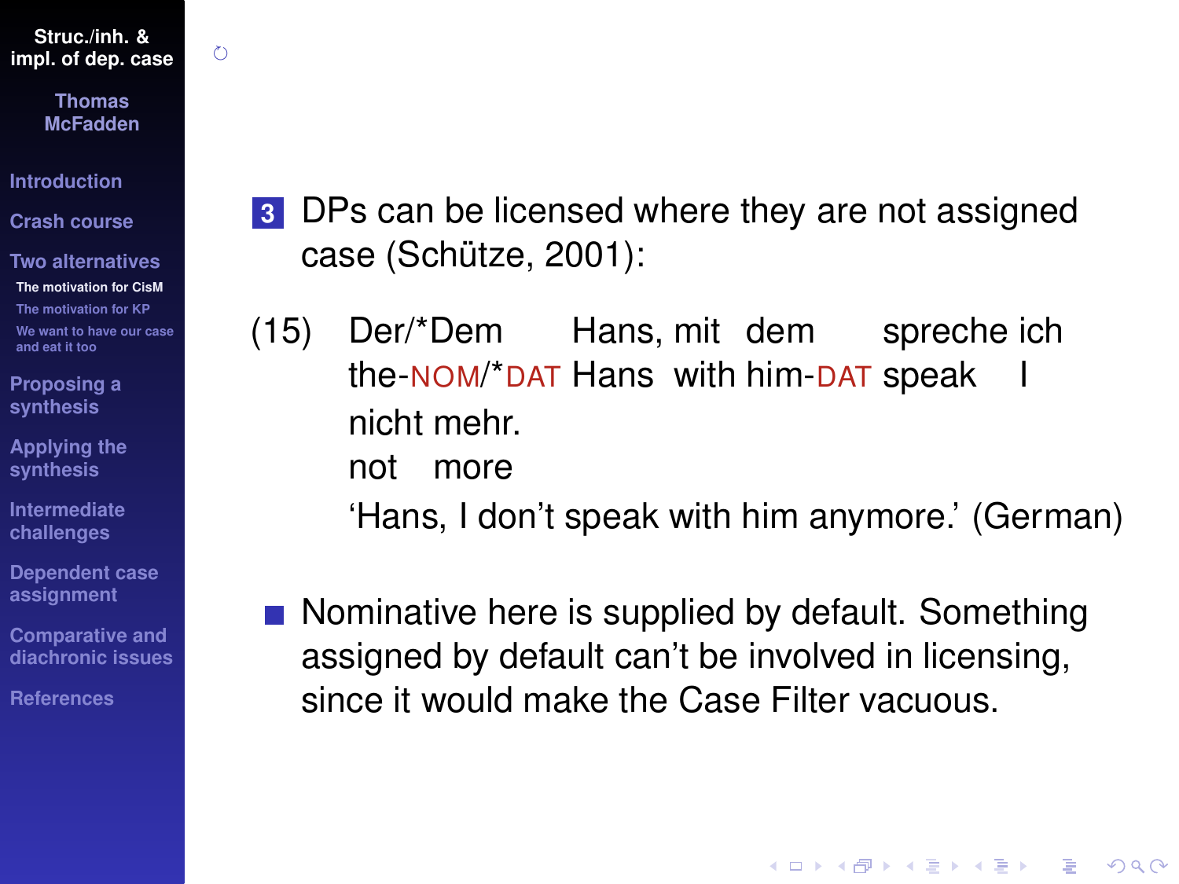3. DPs can be licensed where they are not assigned case (Schütze, 2001):

(15) Der/*Dem Hans, mit dem spreche ich
the-NOM/*DAT Hans with him-DAT speak I
nicht mehr.
not more
'Hans, I don't speak with him anymore.' (German)

- Nominative here is supplied by default. Something assigned by default can't be involved in licensing, since it would make the Case Filter vacuous.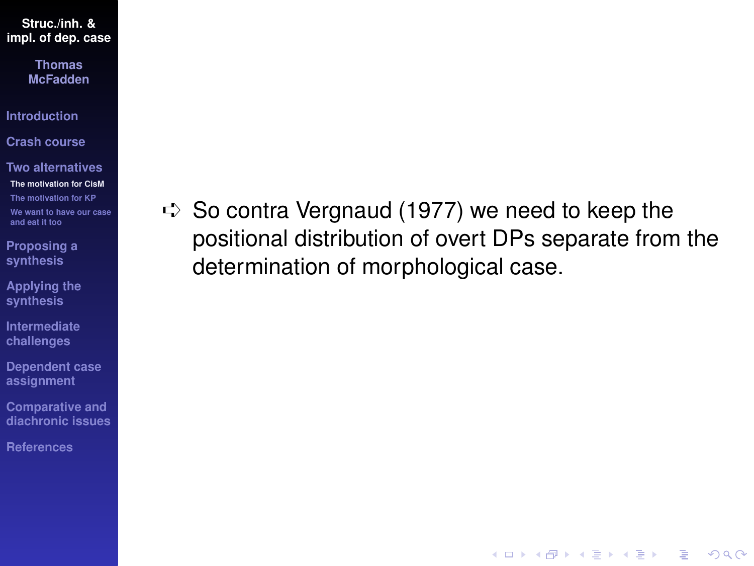- So contra Vergnaud (1977) we need to keep the positional distribution of overt DPs separate from the determination of morphological case.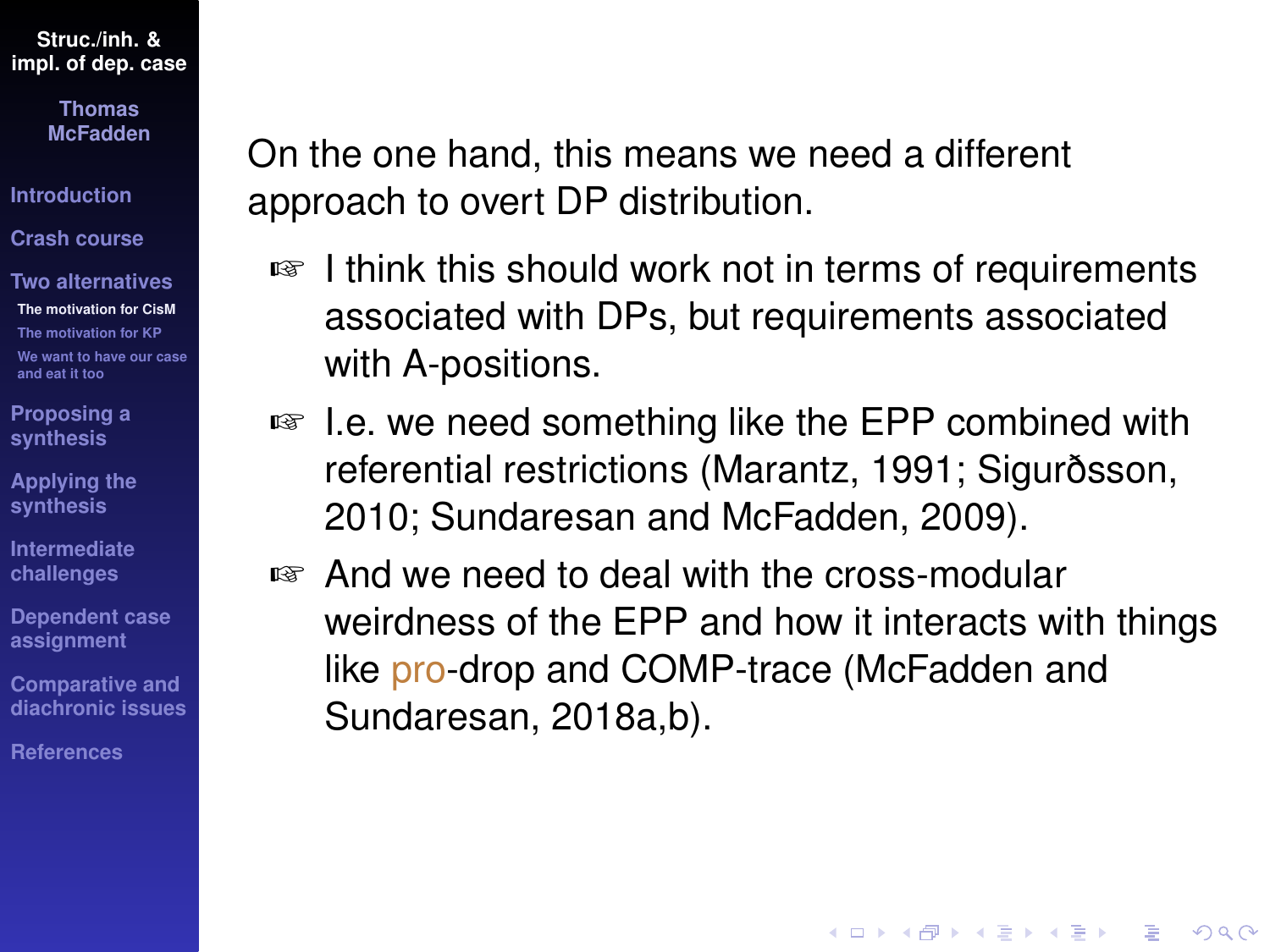On the one hand, this means we need a different approach to overt DP distribution.

- I think this should work not in terms of requirements associated with DPs, but requirements associated with A-positions.
- I.e. we need something like the EPP combined with referential restrictions (Marantz, 1991; Sigurðsson, 2010; Sundaresan and McFadden, 2009).
- And we need to deal with the cross-modular weirdness of the EPP and how it interacts with things like pro-drop and COMP-trace (McFadden and Sundaresan, 2018a,b).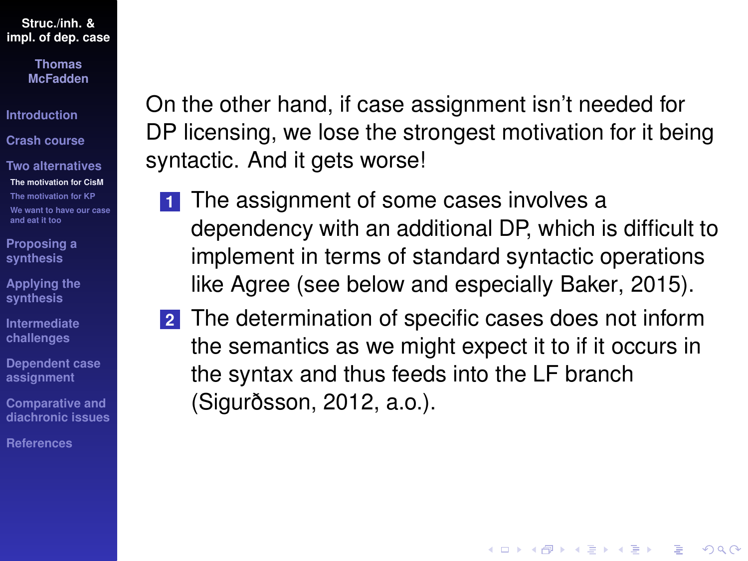On the other hand, if case assignment isn't needed for DP licensing, we lose the strongest motivation for it being syntactic. And it gets worse!

1. The assignment of some cases involves a dependency with an additional DP, which is difficult to implement in terms of standard syntactic operations like Agree (see below and especially Baker, 2015).
2. The determination of specific cases does not inform the semantics as we might expect it to if it occurs in the syntax and thus feeds into the LF branch (Sigurðsson, 2012, a.o.).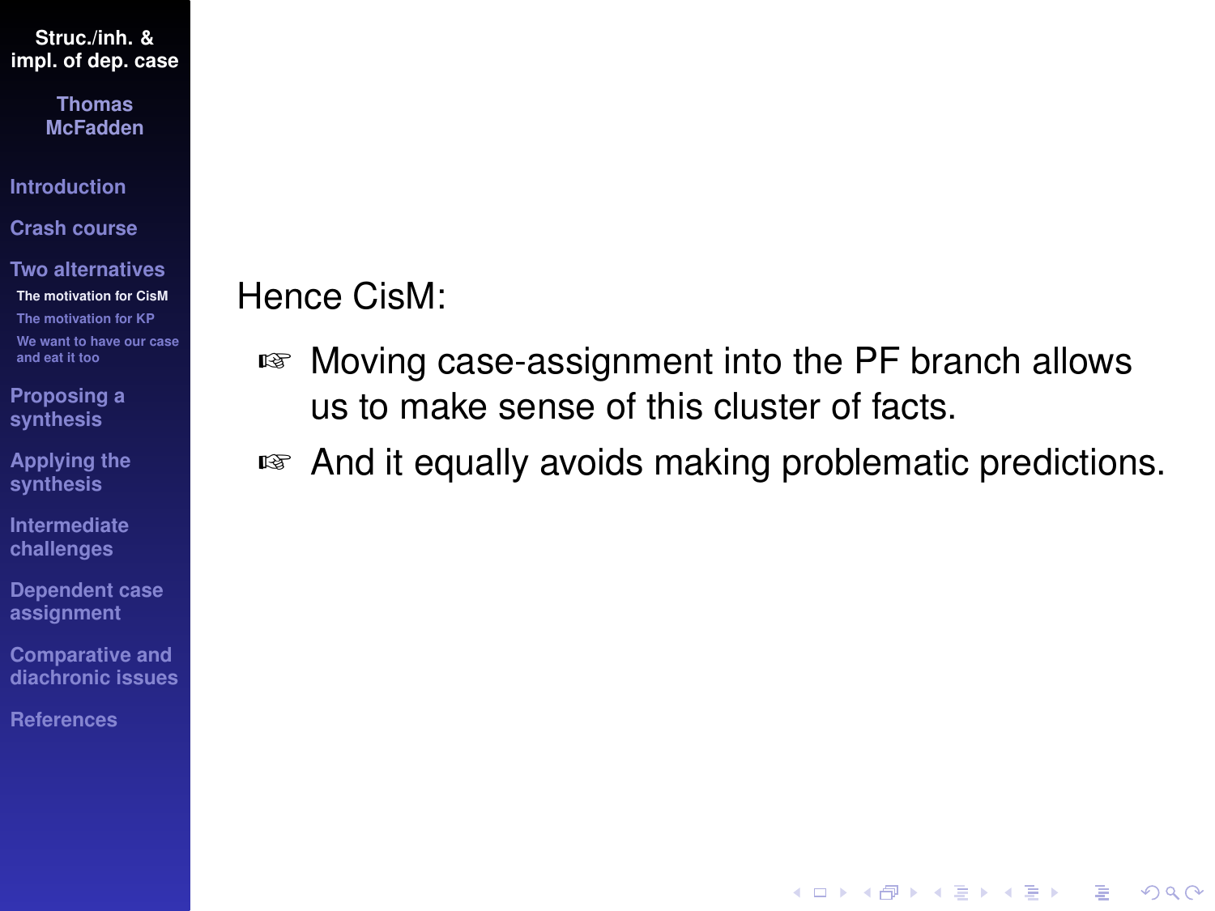Hence CisM:

- Moving case-assignment into the PF branch allows us to make sense of this cluster of facts.
- And it equally avoids making problematic predictions.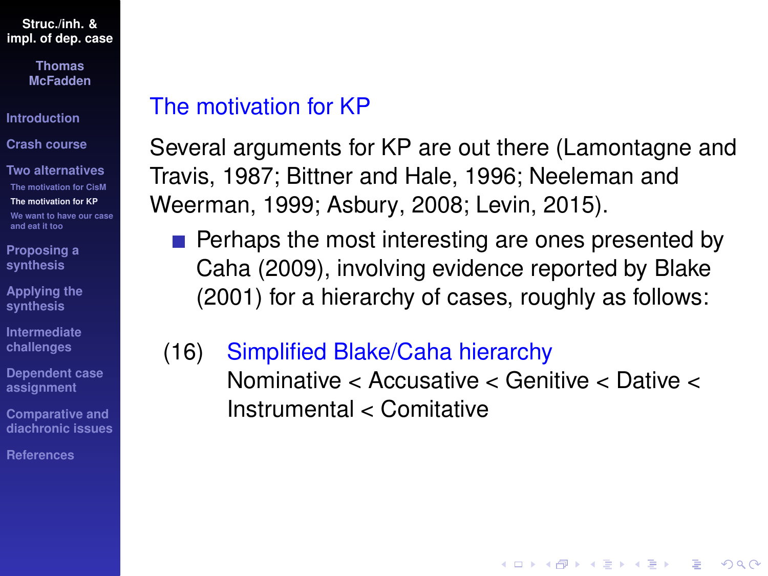## The motivation for KP

Several arguments for KP are out there (Lamontagne and Travis, 1987; Bittner and Hale, 1996; Neeleman and Weerman, 1999; Asbury, 2008; Levin, 2015).

- Perhaps the most interesting are ones presented by Caha (2009), involving evidence reported by Blake (2001) for a hierarchy of cases, roughly as follows:

(16) Simplified Blake/Caha hierarchy
Nominative < Accusative < Genitive < Dative < Instrumental < Comitative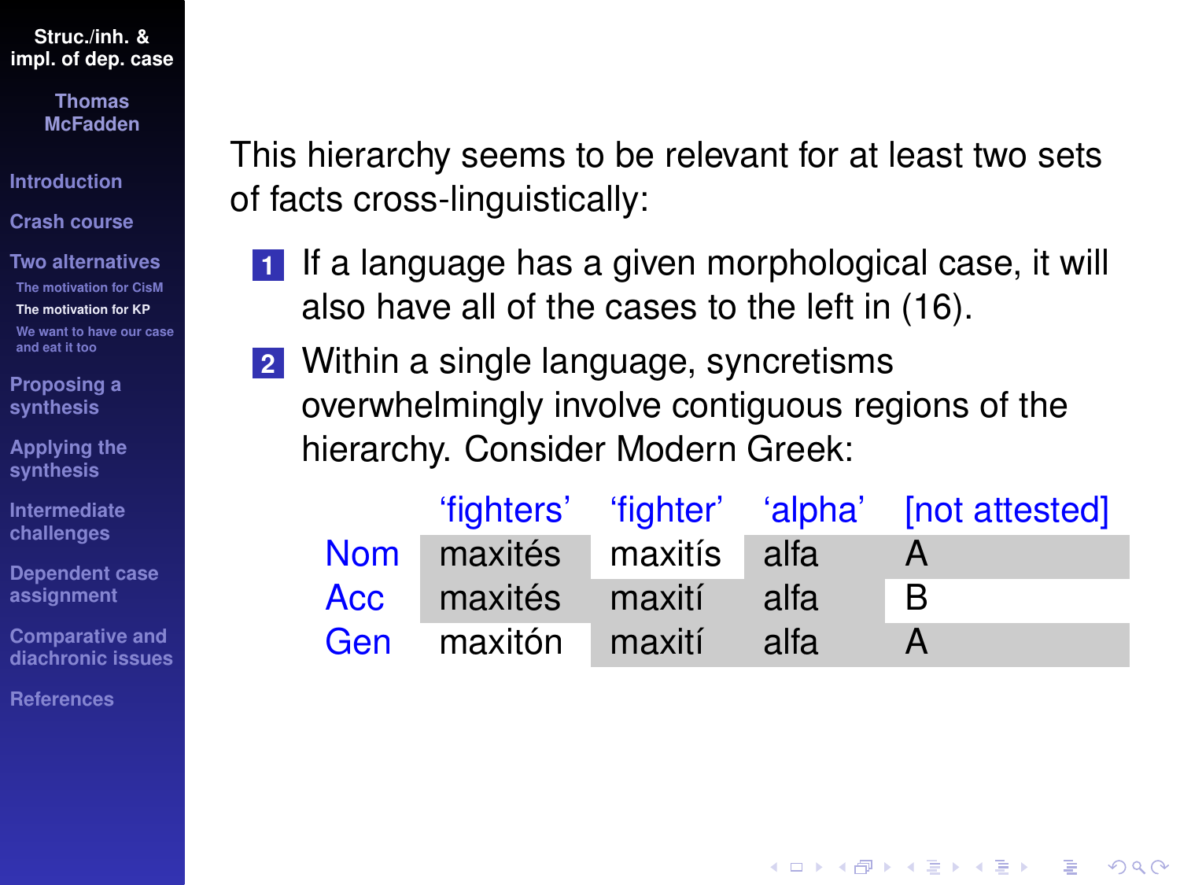This hierarchy seems to be relevant for at least two sets of facts cross-linguistically:

1. If a language has a given morphological case, it will also have all of the cases to the left in (16).
2. Within a single language, syncretisms overwhelmingly involve contiguous regions of the hierarchy. Consider Modern Greek:

| | ‘fighters’ | ‘fighter’ | ‘alpha’ | [not attested] |
|---|---|---|---|---|
| Nom | maxités | maxitís | alfa | A |
| Acc | maxités | maxití | alfa | B |
| Gen | maxitón | maxití | alfa | A |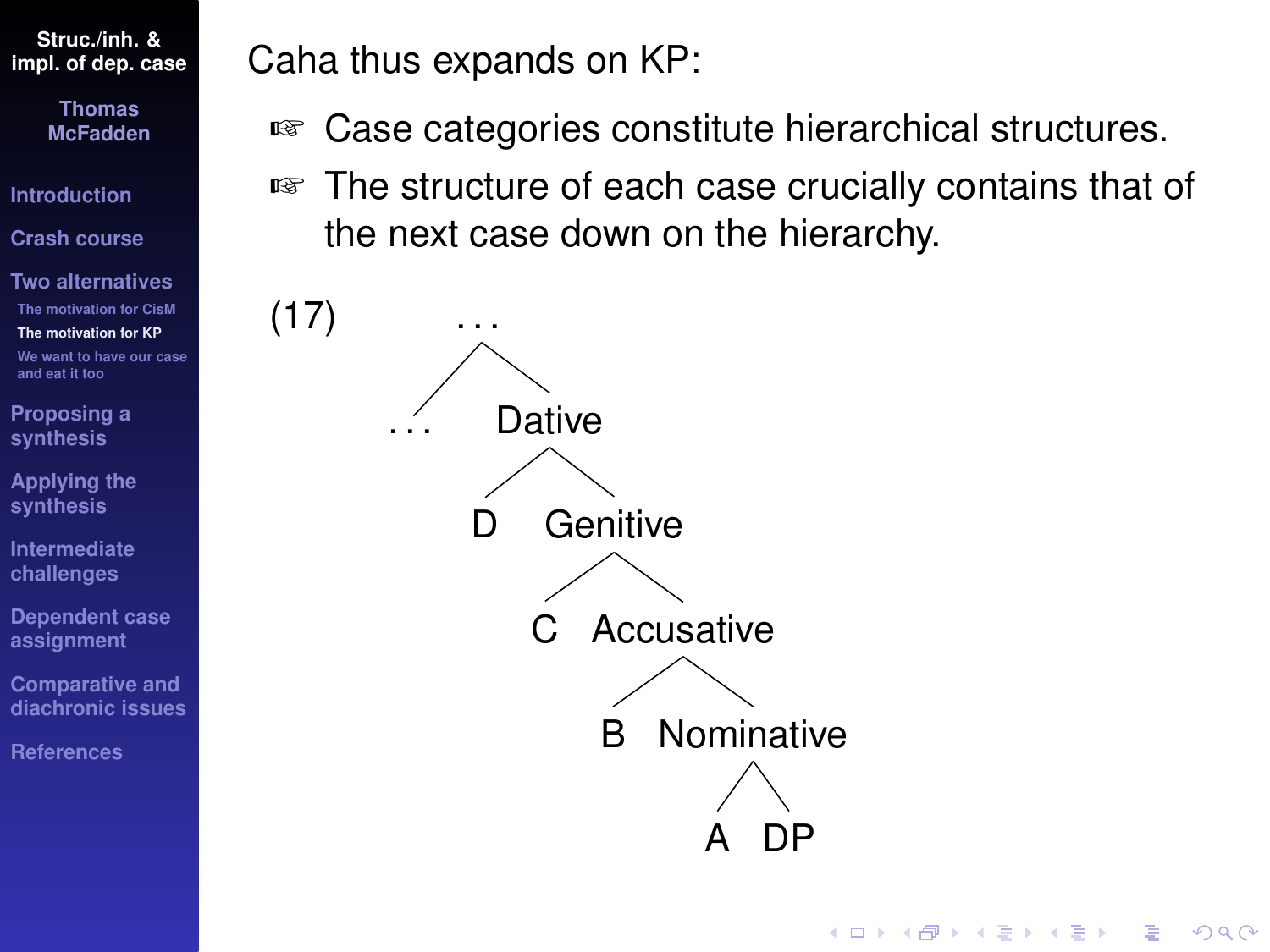Caha thus expands on KP:

- Case categories constitute hierarchical structures.
- The structure of each case crucially contains that of the next case down on the hierarchy.

(17)

```
                ...
               /   \
            ...    Dative
                  /      \
                 D     Genitive
                      /        \
                     C      Accusative
                           /          \
                          B       Nominative
                                 /          \
                                A            DP
```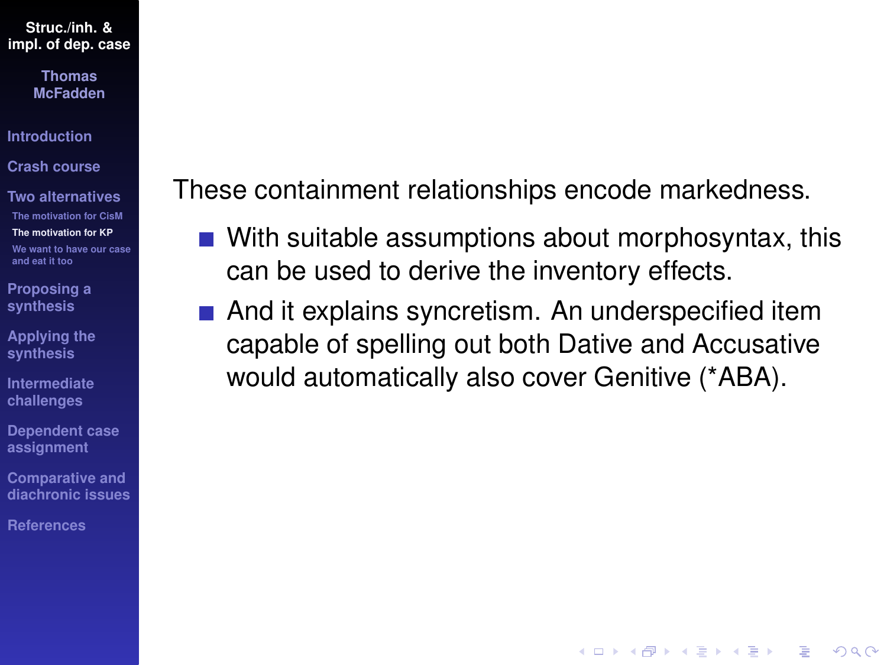These containment relationships encode markedness.

- With suitable assumptions about morphosyntax, this can be used to derive the inventory effects.
- And it explains syncretism. An underspecified item capable of spelling out both Dative and Accusative would automatically also cover Genitive (*ABA).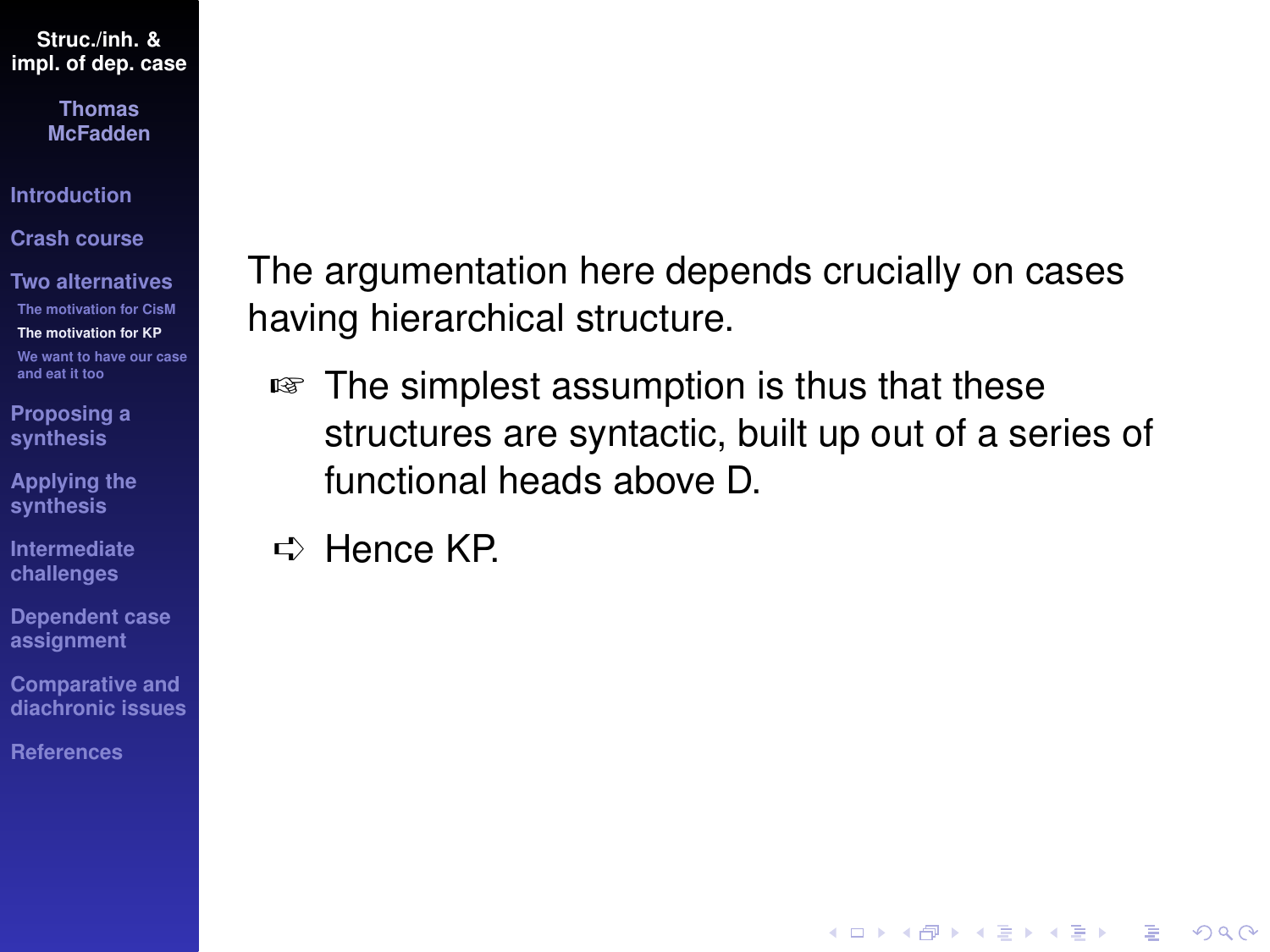The argumentation here depends crucially on cases having hierarchical structure.

- ☞ The simplest assumption is thus that these structures are syntactic, built up out of a series of functional heads above D.
- ➪ Hence KP.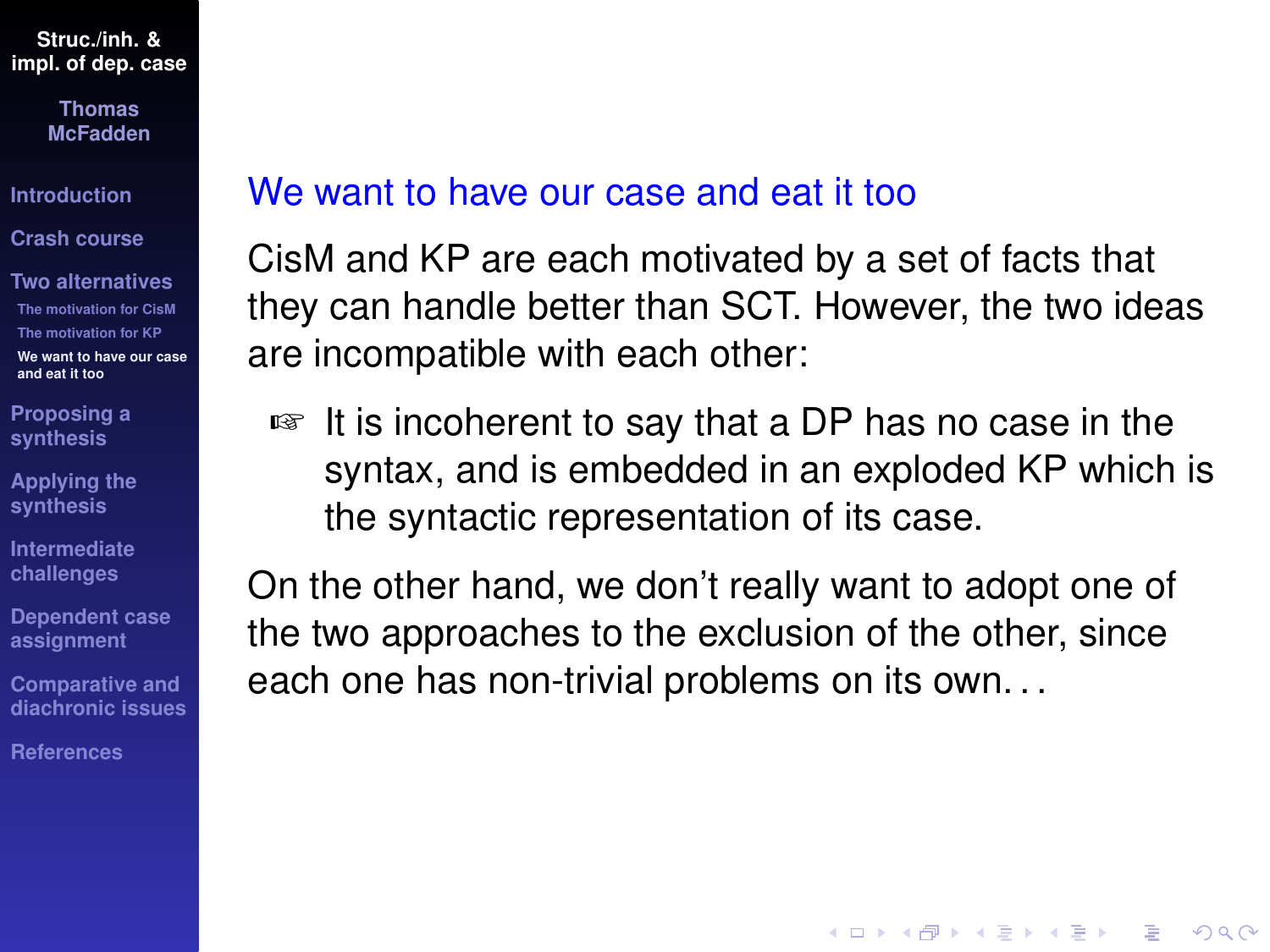## We want to have our case and eat it too

CisM and KP are each motivated by a set of facts that they can handle better than SCT. However, the two ideas are incompatible with each other:

- ☞ It is incoherent to say that a DP has no case in the syntax, and is embedded in an exploded KP which is the syntactic representation of its case.

On the other hand, we don't really want to adopt one of the two approaches to the exclusion of the other, since each one has non-trivial problems on its own. . .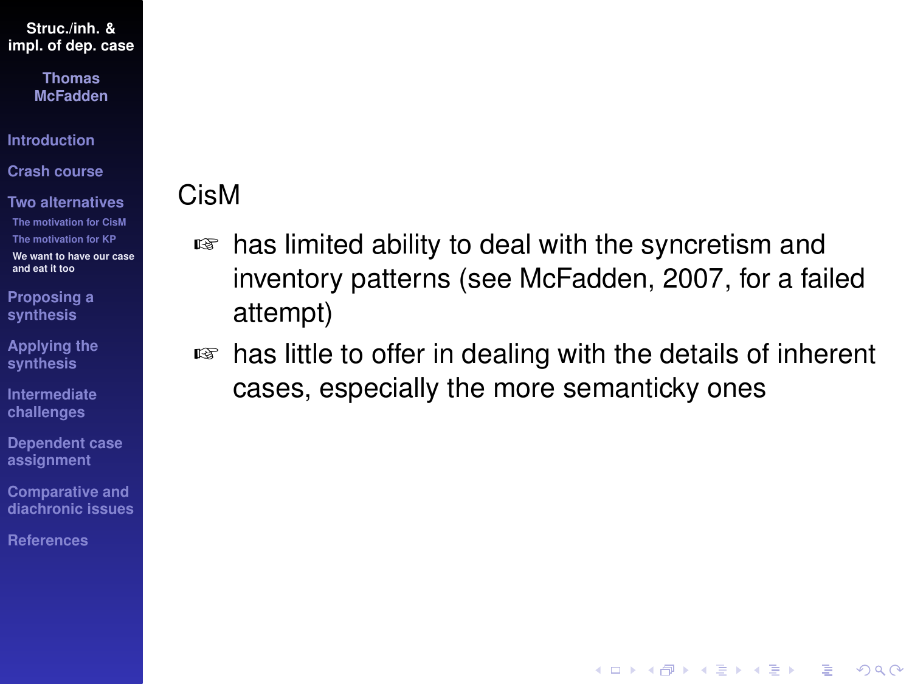CisM

- has limited ability to deal with the syncretism and inventory patterns (see McFadden, 2007, for a failed attempt)
- has little to offer in dealing with the details of inherent cases, especially the more semanticky ones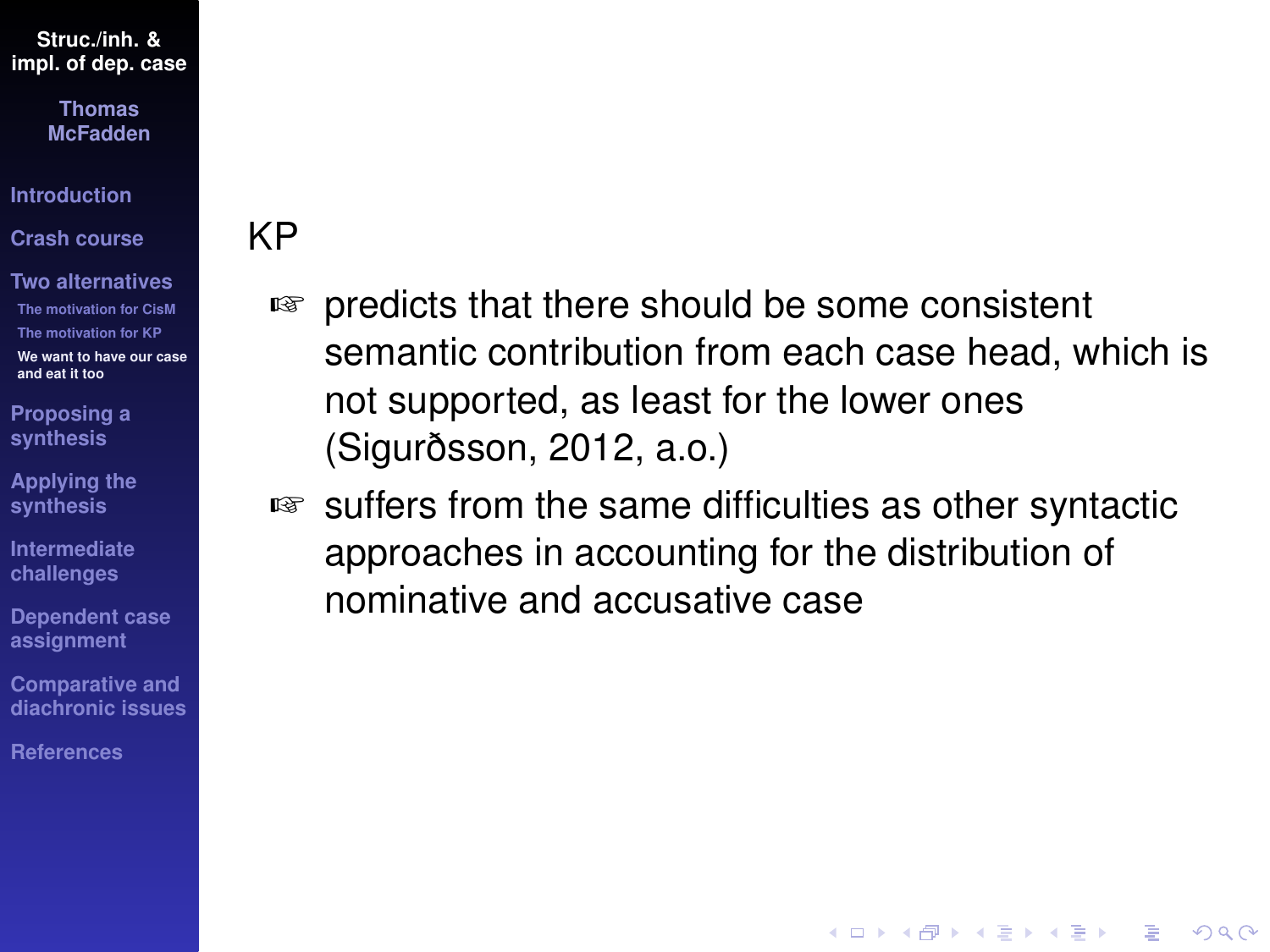# KP

- predicts that there should be some consistent semantic contribution from each case head, which is not supported, as least for the lower ones (Sigurðsson, 2012, a.o.)
- suffers from the same difficulties as other syntactic approaches in accounting for the distribution of nominative and accusative case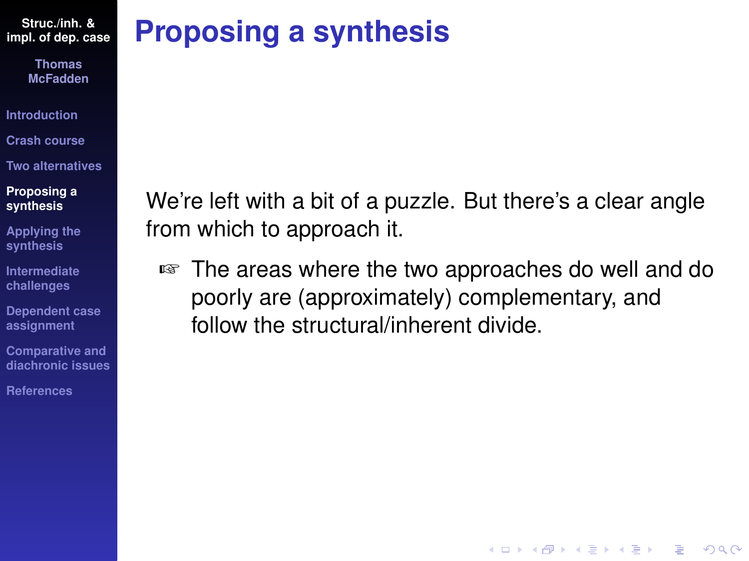# Proposing a synthesis

We're left with a bit of a puzzle. But there's a clear angle from which to approach it.

- ☞ The areas where the two approaches do well and do poorly are (approximately) complementary, and follow the structural/inherent divide.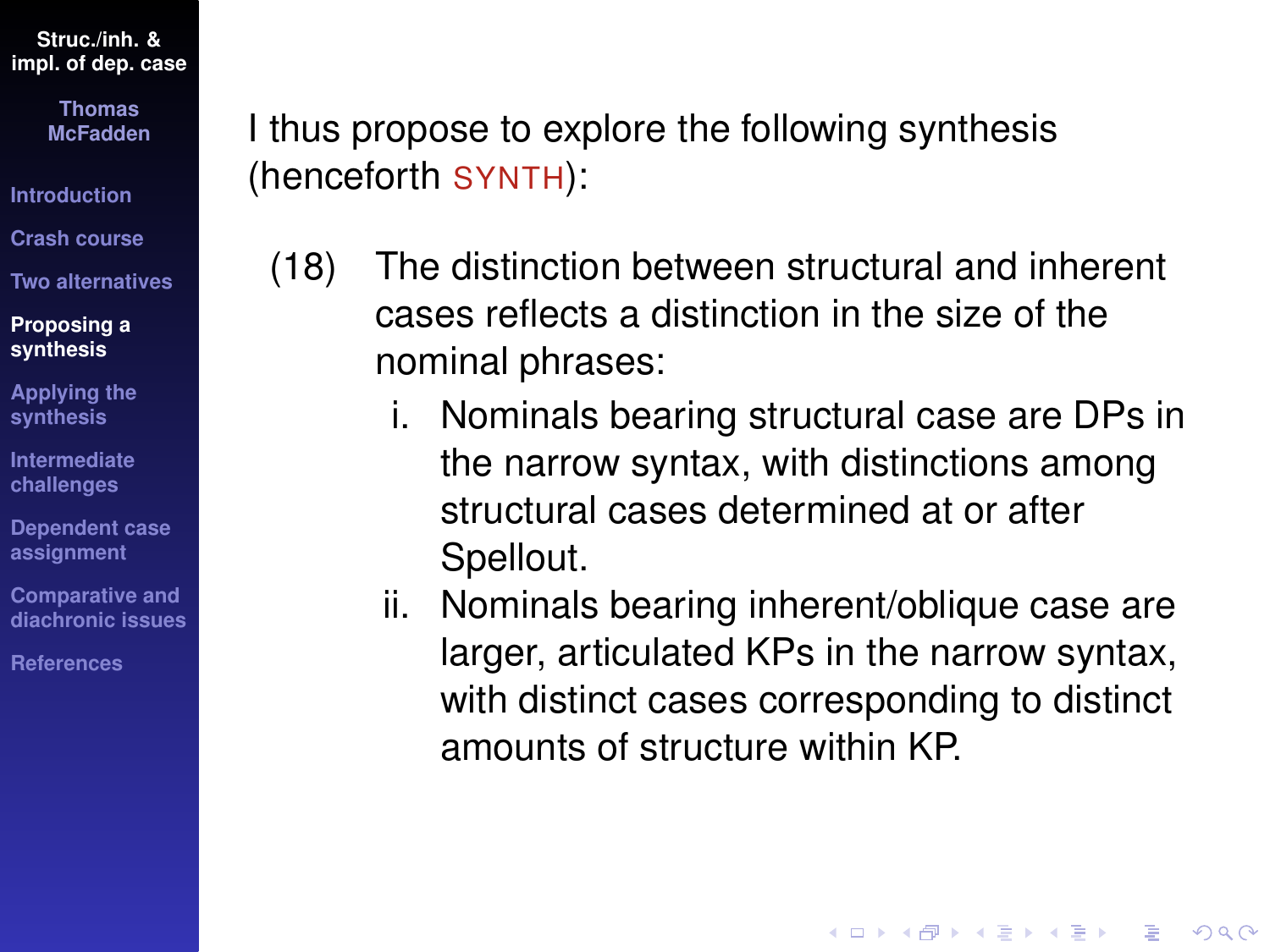I thus propose to explore the following synthesis (henceforth SYNTH):

(18) The distinction between structural and inherent cases reflects a distinction in the size of the nominal phrases:

i. Nominals bearing structural case are DPs in the narrow syntax, with distinctions among structural cases determined at or after Spellout.

ii. Nominals bearing inherent/oblique case are larger, articulated KPs in the narrow syntax, with distinct cases corresponding to distinct amounts of structure within KP.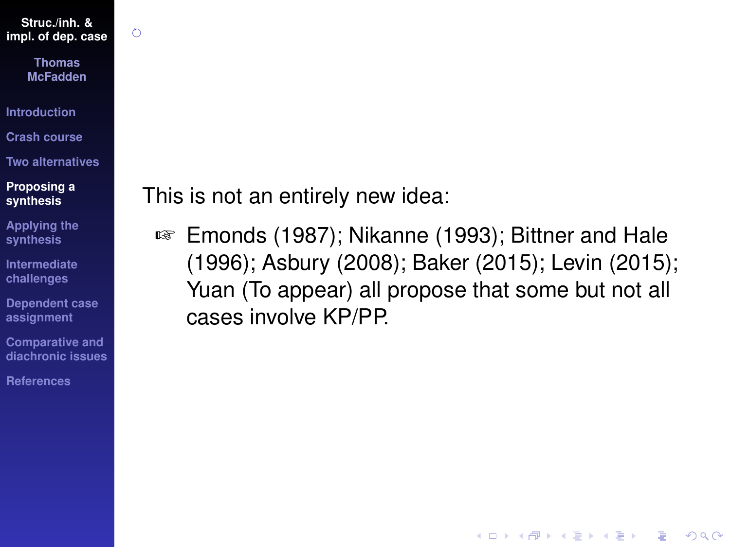This is not an entirely new idea:

- ☞ Emonds (1987); Nikanne (1993); Bittner and Hale (1996); Asbury (2008); Baker (2015); Levin (2015); Yuan (To appear) all propose that some but not all cases involve KP/PP.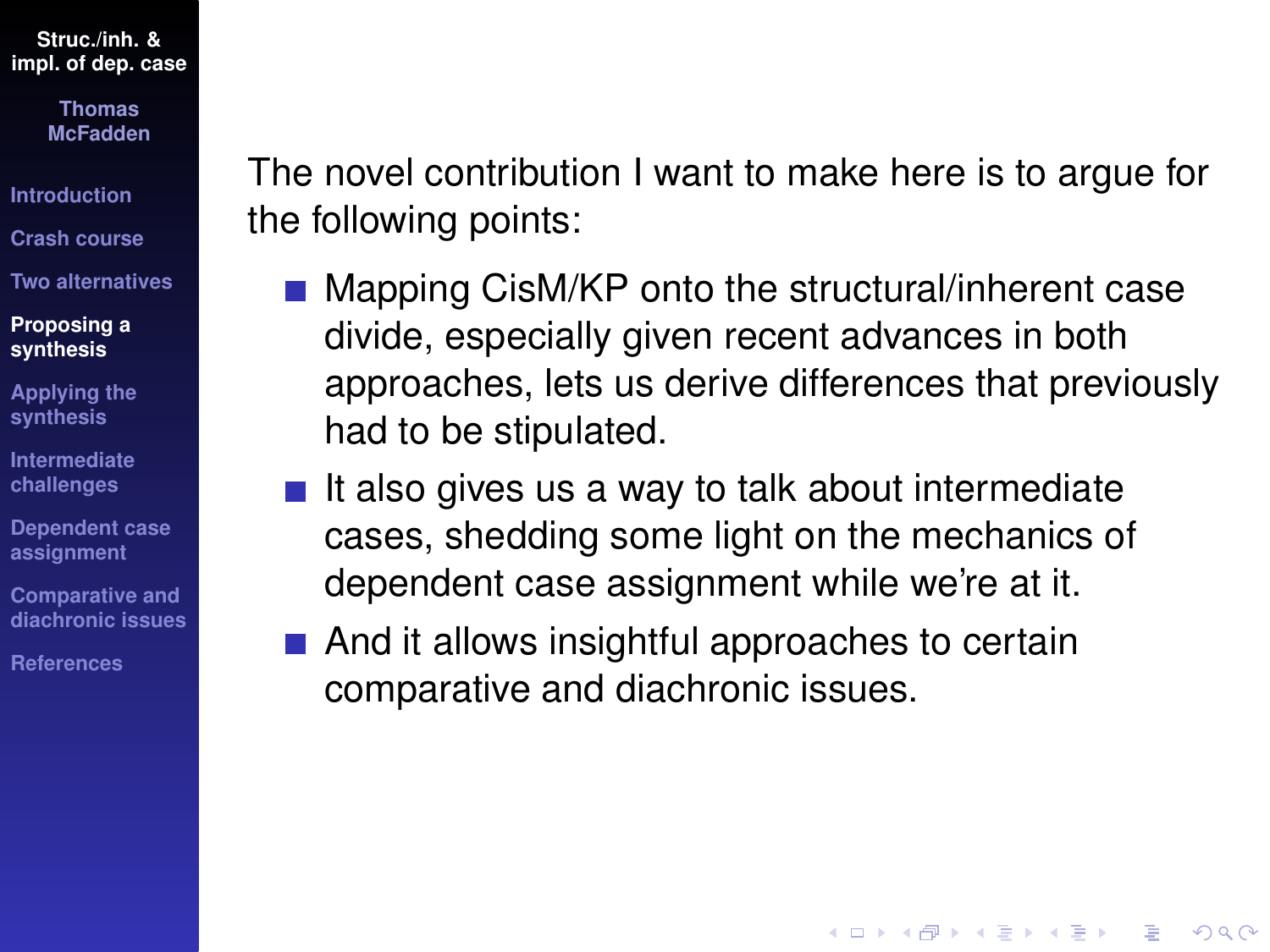The novel contribution I want to make here is to argue for the following points:

- Mapping CisM/KP onto the structural/inherent case divide, especially given recent advances in both approaches, lets us derive differences that previously had to be stipulated.
- It also gives us a way to talk about intermediate cases, shedding some light on the mechanics of dependent case assignment while we're at it.
- And it allows insightful approaches to certain comparative and diachronic issues.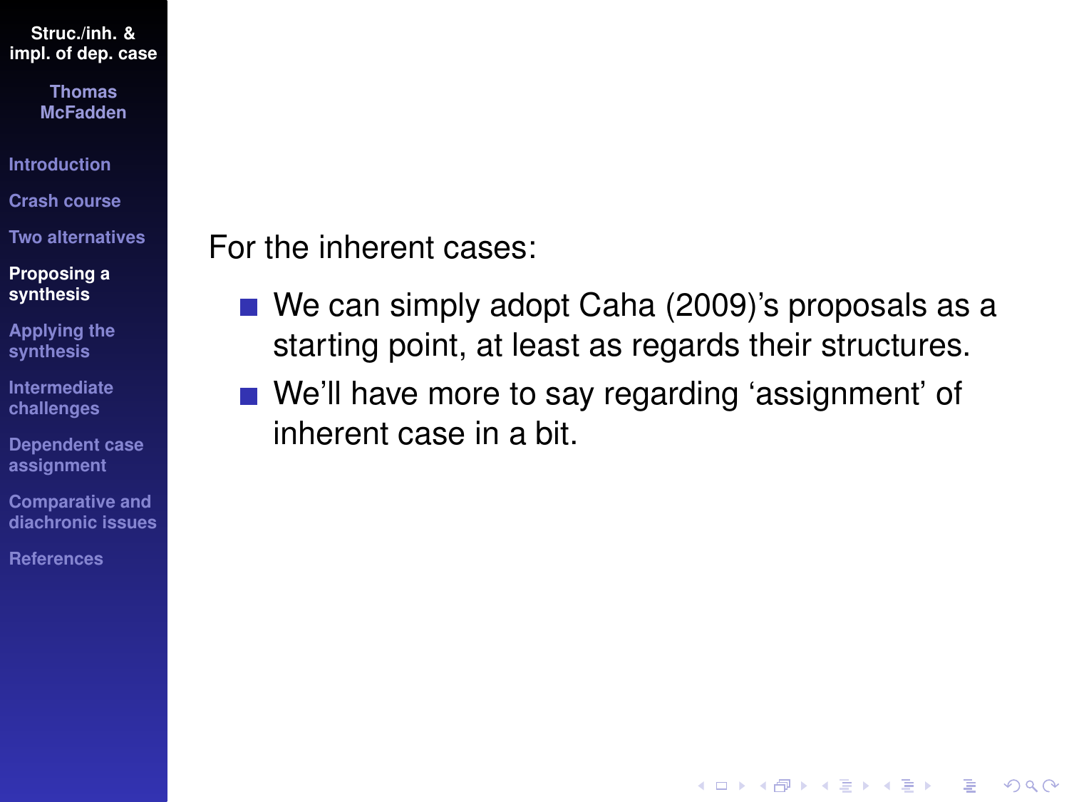For the inherent cases:

- We can simply adopt Caha (2009)'s proposals as a starting point, at least as regards their structures.
- We'll have more to say regarding 'assignment' of inherent case in a bit.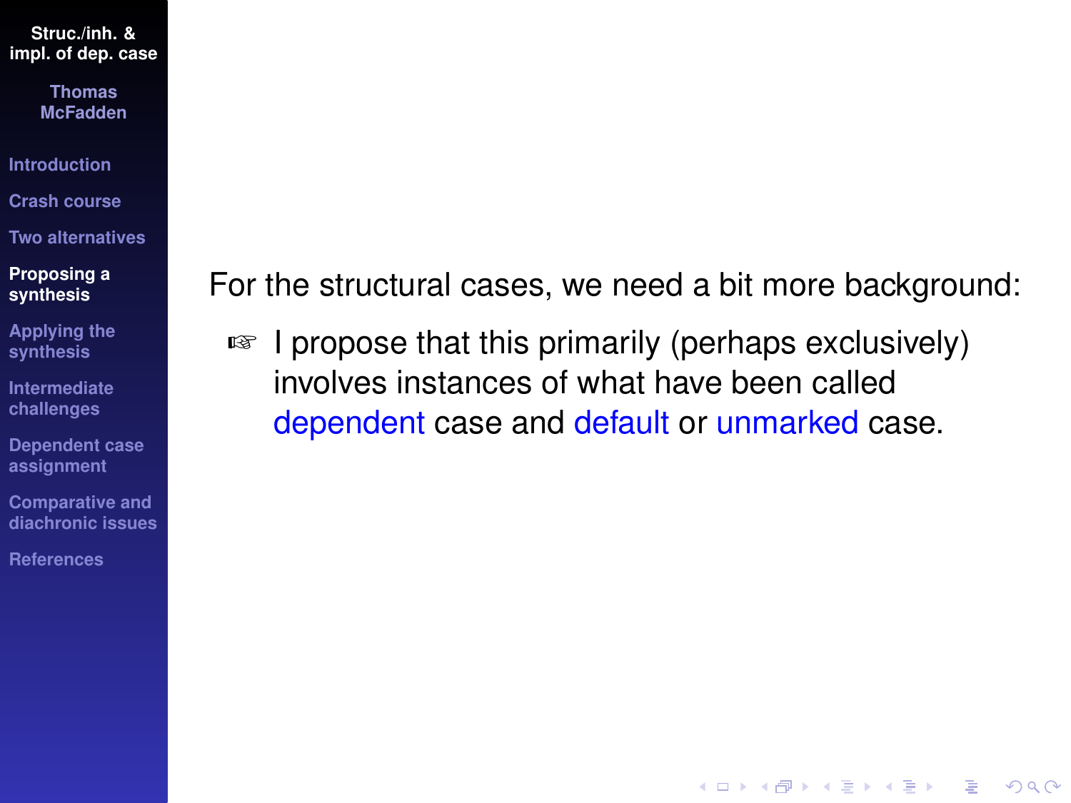For the structural cases, we need a bit more background:

- ☞ I propose that this primarily (perhaps exclusively) involves instances of what have been called dependent case and default or unmarked case.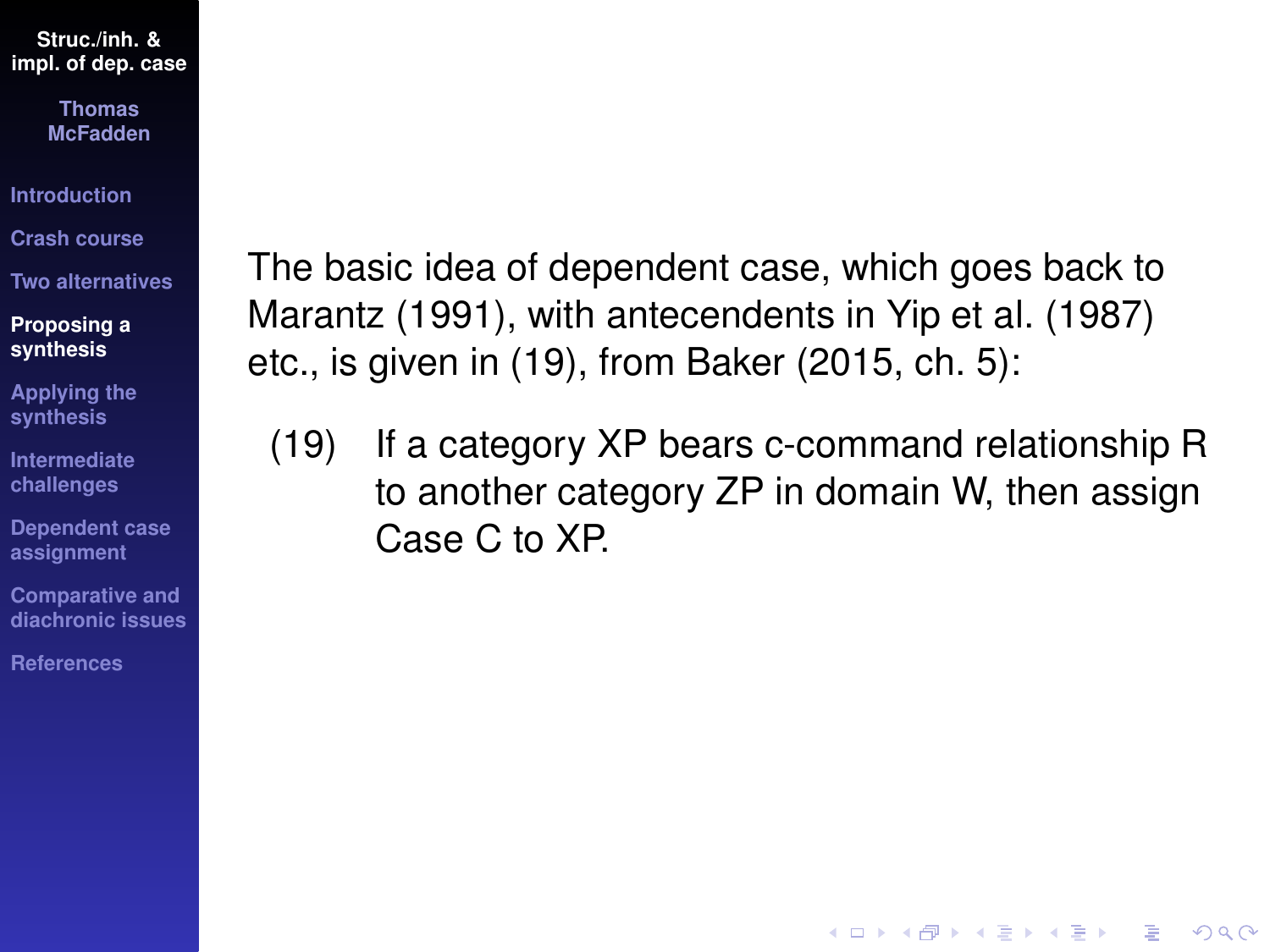The basic idea of dependent case, which goes back to Marantz (1991), with antecendents in Yip et al. (1987) etc., is given in (19), from Baker (2015, ch. 5):

(19) If a category XP bears c-command relationship R to another category ZP in domain W, then assign Case C to XP.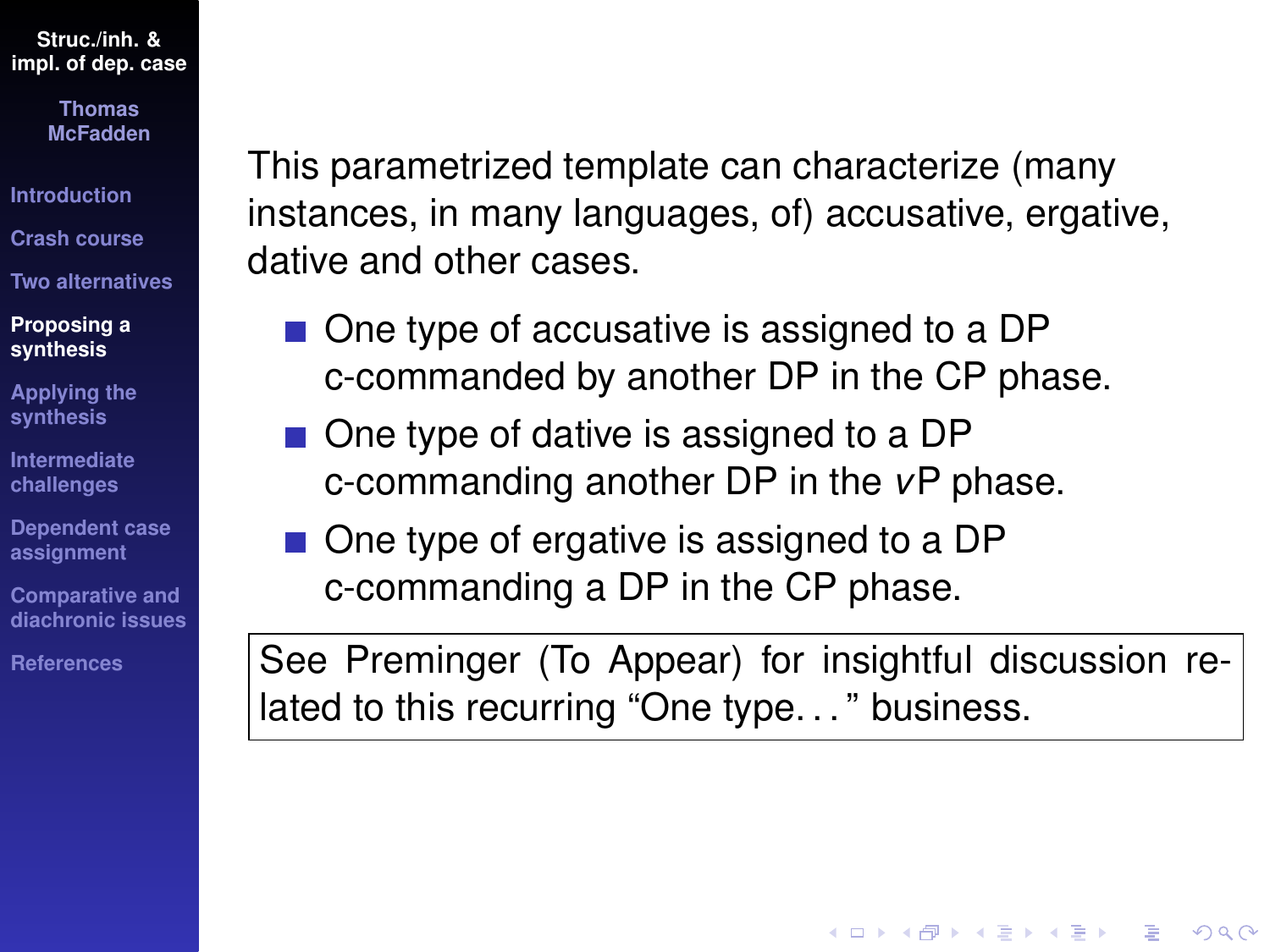This parametrized template can characterize (many instances, in many languages, of) accusative, ergative, dative and other cases.

- One type of accusative is assigned to a DP c-commanded by another DP in the CP phase.
- One type of dative is assigned to a DP c-commanding another DP in the *v*P phase.
- One type of ergative is assigned to a DP c-commanding a DP in the CP phase.

| See Preminger (To Appear) for insightful discussion related to this recurring "One type..." business. |
|---|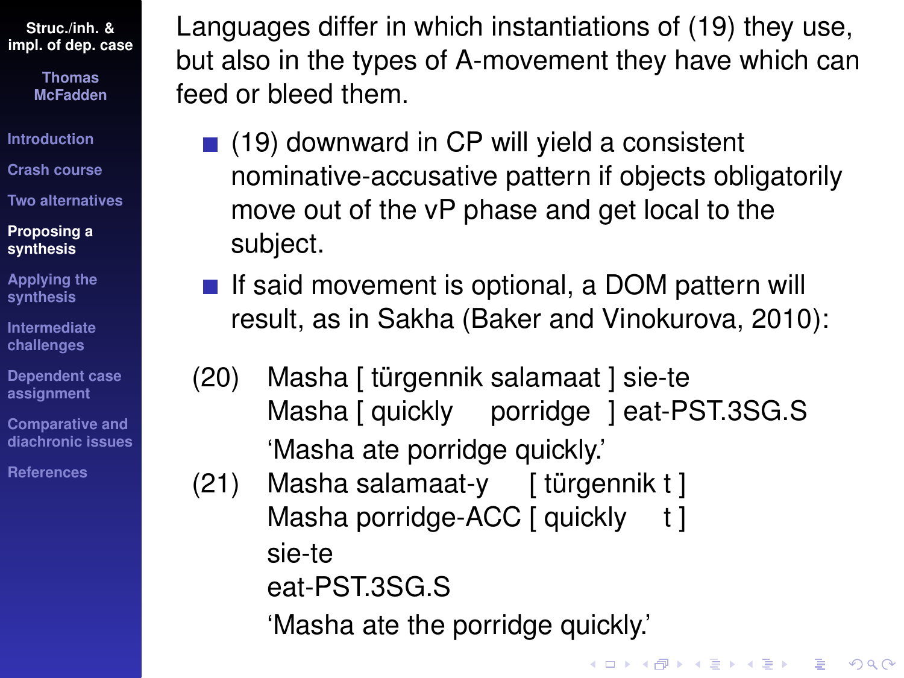Languages differ in which instantiations of (19) they use, but also in the types of A-movement they have which can feed or bleed them.

- (19) downward in CP will yield a consistent nominative-accusative pattern if objects obligatorily move out of the vP phase and get local to the subject.
- If said movement is optional, a DOM pattern will result, as in Sakha (Baker and Vinokurova, 2010):

(20) Masha [ türgennik salamaat ] sie-te
     Masha [ quickly porridge ] eat-PST.3SG.S
     'Masha ate porridge quickly.'

(21) Masha salamaat-y [ türgennik t ] sie-te
     Masha porridge-ACC [ quickly t ] eat-PST.3SG.S
     'Masha ate the porridge quickly.'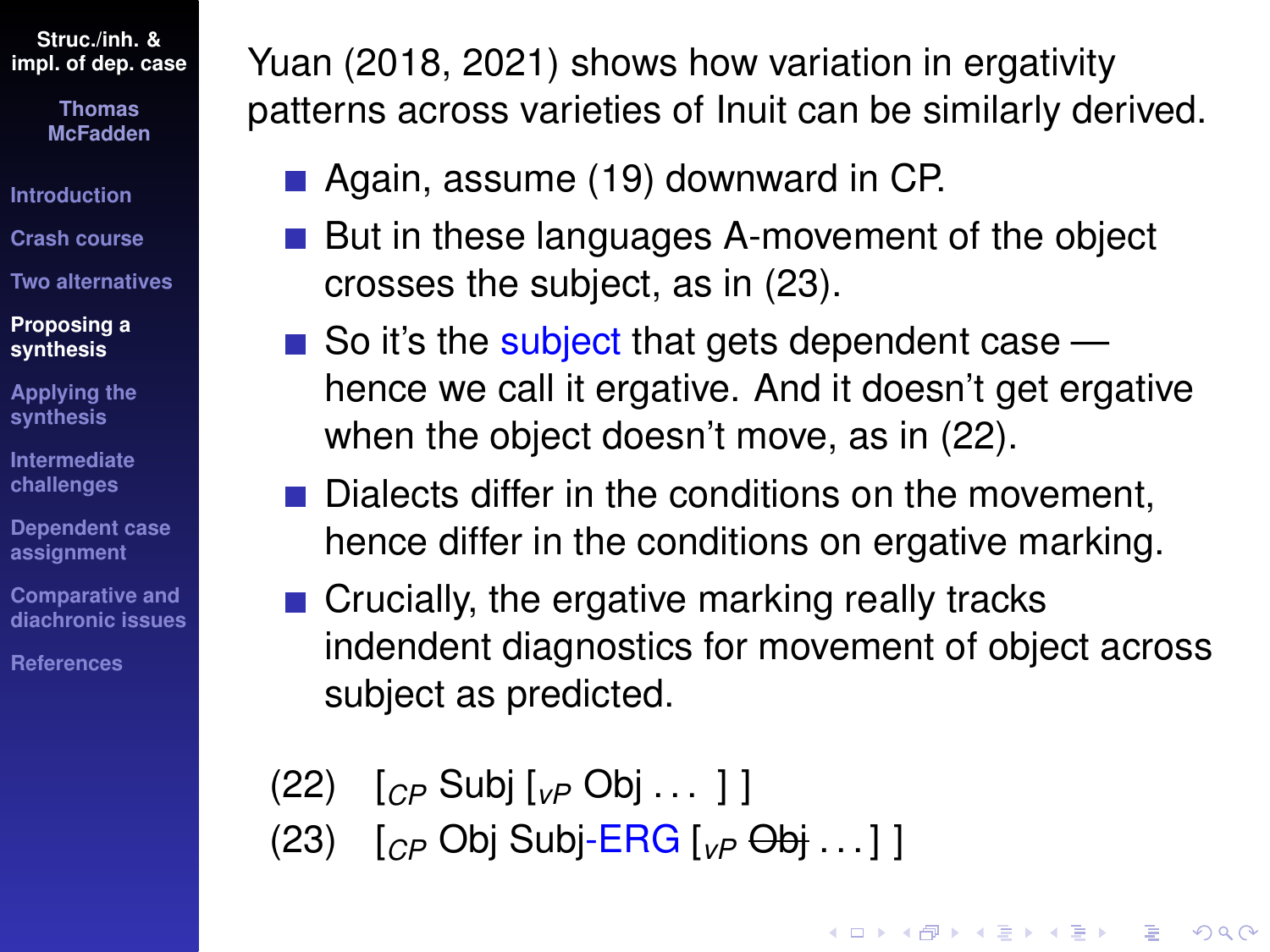Yuan (2018, 2021) shows how variation in ergativity patterns across varieties of Inuit can be similarly derived.

- Again, assume (19) downward in CP.
- But in these languages A-movement of the object crosses the subject, as in (23).
- So it's the subject that gets dependent case — hence we call it ergative. And it doesn't get ergative when the object doesn't move, as in (22).
- Dialects differ in the conditions on the movement, hence differ in the conditions on ergative marking.
- Crucially, the ergative marking really tracks indendent diagnostics for movement of object across subject as predicted.

(22) [$_{CP}$ Subj [$_{vP}$ Obj . . . ] ]

(23) [$_{CP}$ Obj Subj-ERG [$_{vP}$ ~~Obj~~ . . . ] ]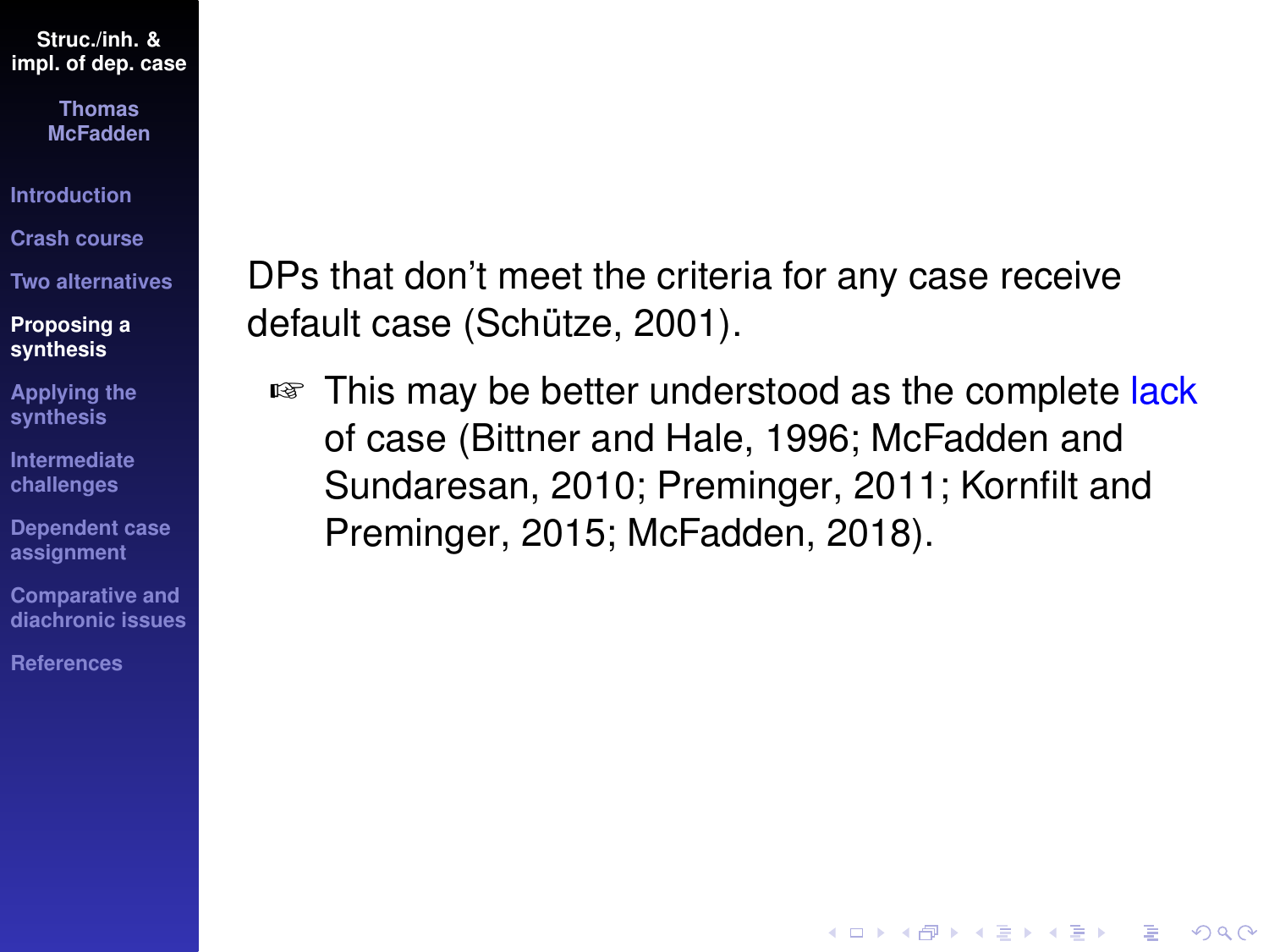DPs that don't meet the criteria for any case receive default case (Schütze, 2001).

☞ This may be better understood as the complete lack of case (Bittner and Hale, 1996; McFadden and Sundaresan, 2010; Preminger, 2011; Kornfilt and Preminger, 2015; McFadden, 2018).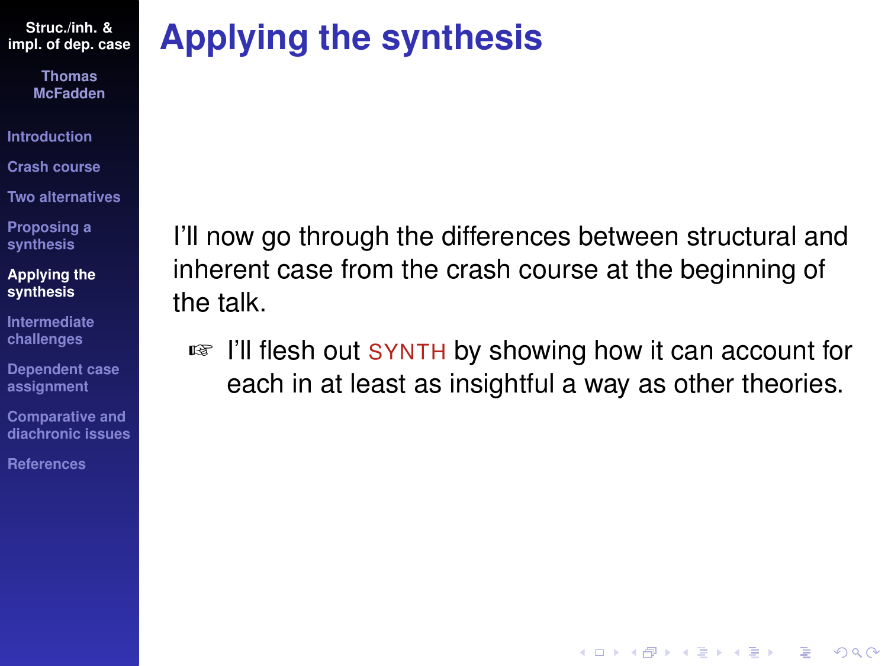# Applying the synthesis

I'll now go through the differences between structural and inherent case from the crash course at the beginning of the talk.

- ☞ I'll flesh out SYNTH by showing how it can account for each in at least as insightful a way as other theories.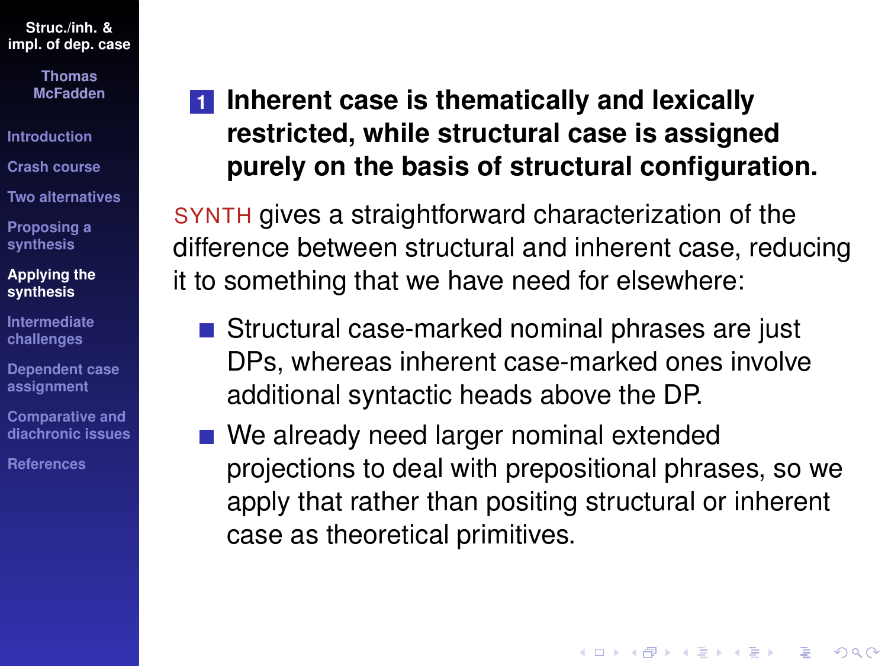1. **Inherent case is thematically and lexically restricted, while structural case is assigned purely on the basis of structural configuration.**

SYNTH gives a straightforward characterization of the difference between structural and inherent case, reducing it to something that we have need for elsewhere:

- Structural case-marked nominal phrases are just DPs, whereas inherent case-marked ones involve additional syntactic heads above the DP.
- We already need larger nominal extended projections to deal with prepositional phrases, so we apply that rather than positing structural or inherent case as theoretical primitives.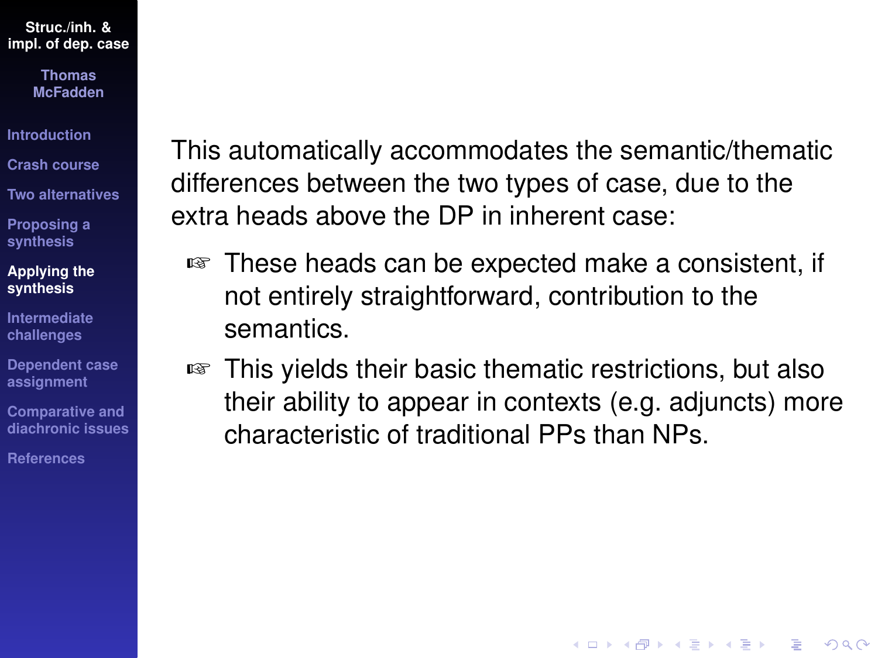This automatically accommodates the semantic/thematic differences between the two types of case, due to the extra heads above the DP in inherent case:

- These heads can be expected make a consistent, if not entirely straightforward, contribution to the semantics.
- This yields their basic thematic restrictions, but also their ability to appear in contexts (e.g. adjuncts) more characteristic of traditional PPs than NPs.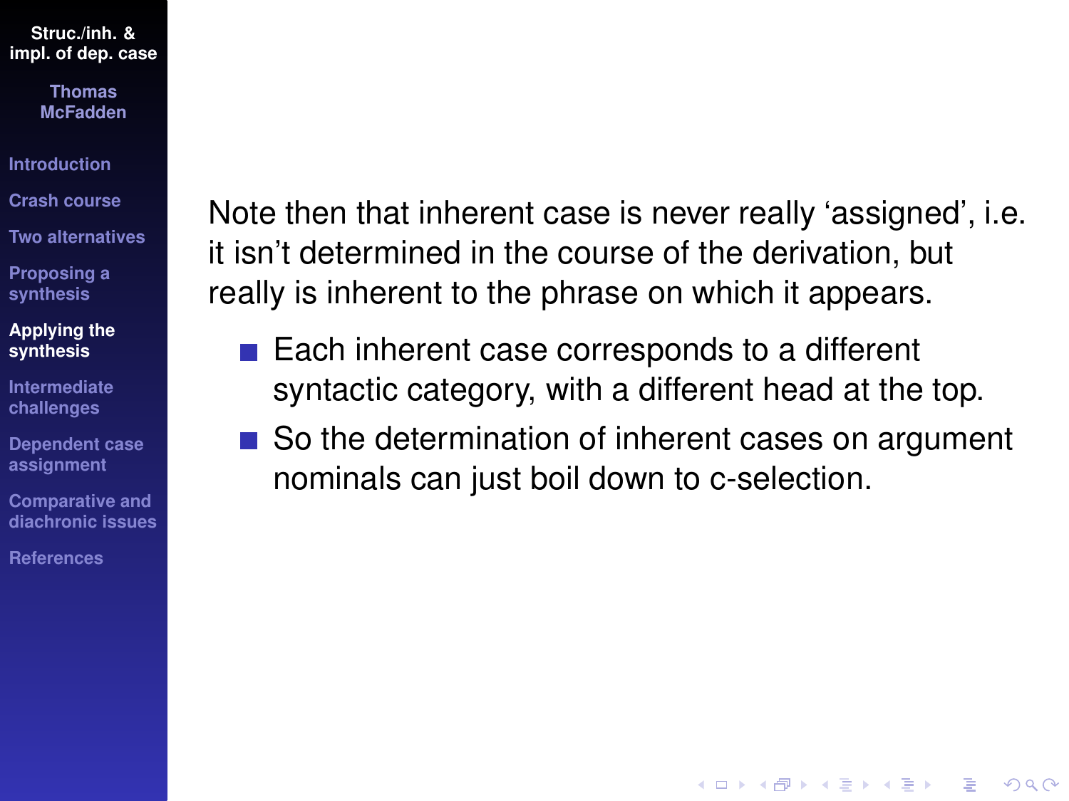Note then that inherent case is never really ‘assigned’, i.e. it isn’t determined in the course of the derivation, but really is inherent to the phrase on which it appears.

- Each inherent case corresponds to a different syntactic category, with a different head at the top.
- So the determination of inherent cases on argument nominals can just boil down to c-selection.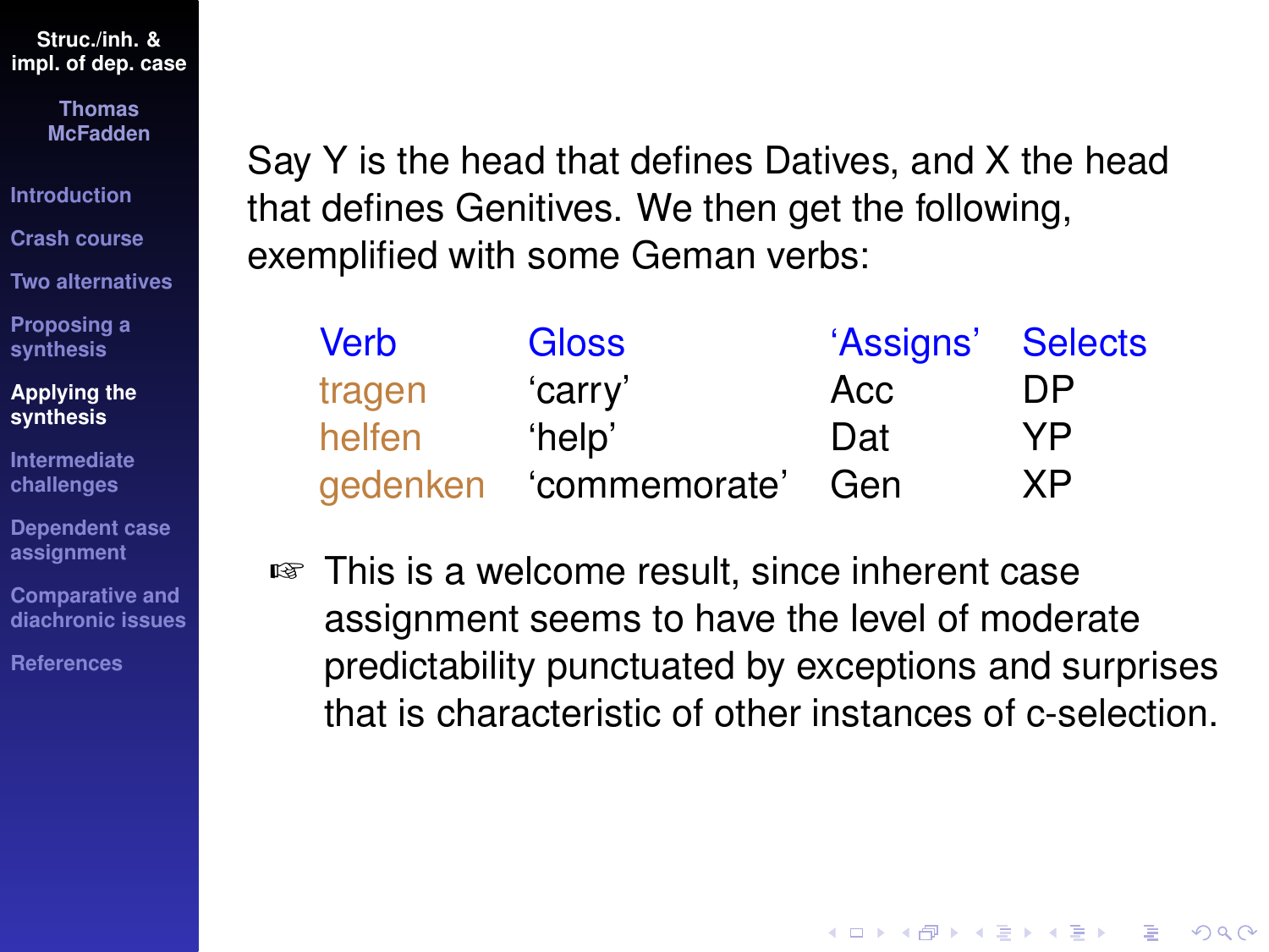Say Y is the head that defines Datives, and X the head that defines Genitives. We then get the following, exemplified with some Geman verbs:

| Verb | Gloss | 'Assigns' | Selects |
|---|---|---|---|
| tragen | 'carry' | Acc | DP |
| helfen | 'help' | Dat | YP |
| gedenken | 'commemorate' | Gen | XP |

☞ This is a welcome result, since inherent case assignment seems to have the level of moderate predictability punctuated by exceptions and surprises that is characteristic of other instances of c-selection.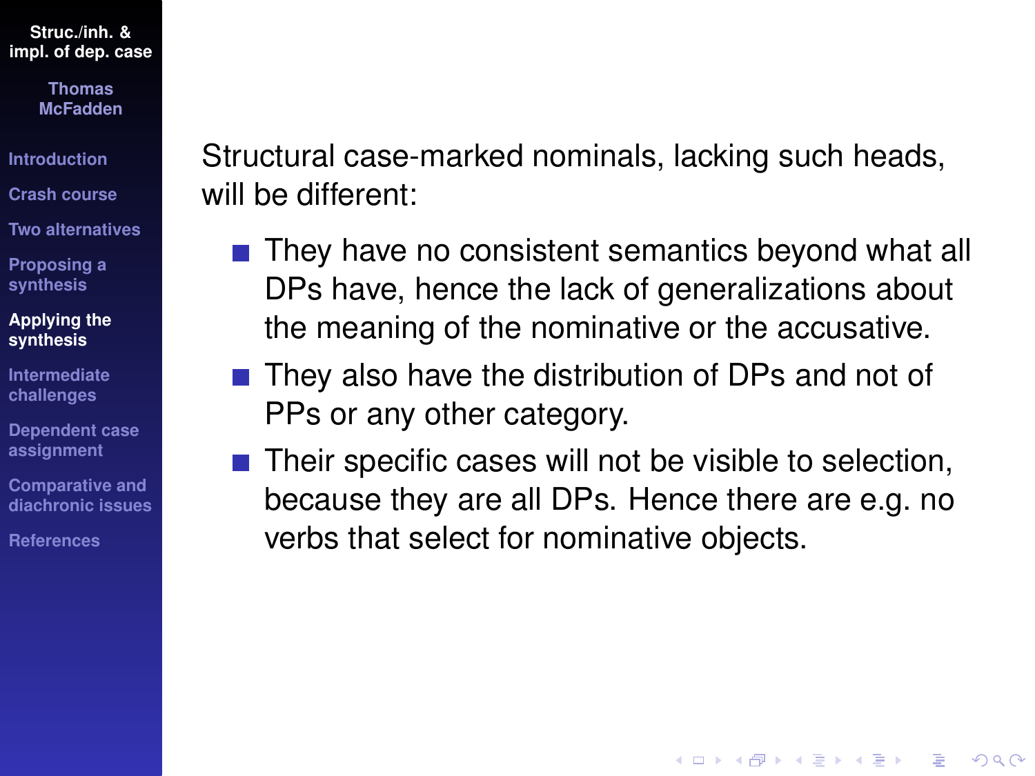Structural case-marked nominals, lacking such heads, will be different:

- They have no consistent semantics beyond what all DPs have, hence the lack of generalizations about the meaning of the nominative or the accusative.
- They also have the distribution of DPs and not of PPs or any other category.
- Their specific cases will not be visible to selection, because they are all DPs. Hence there are e.g. no verbs that select for nominative objects.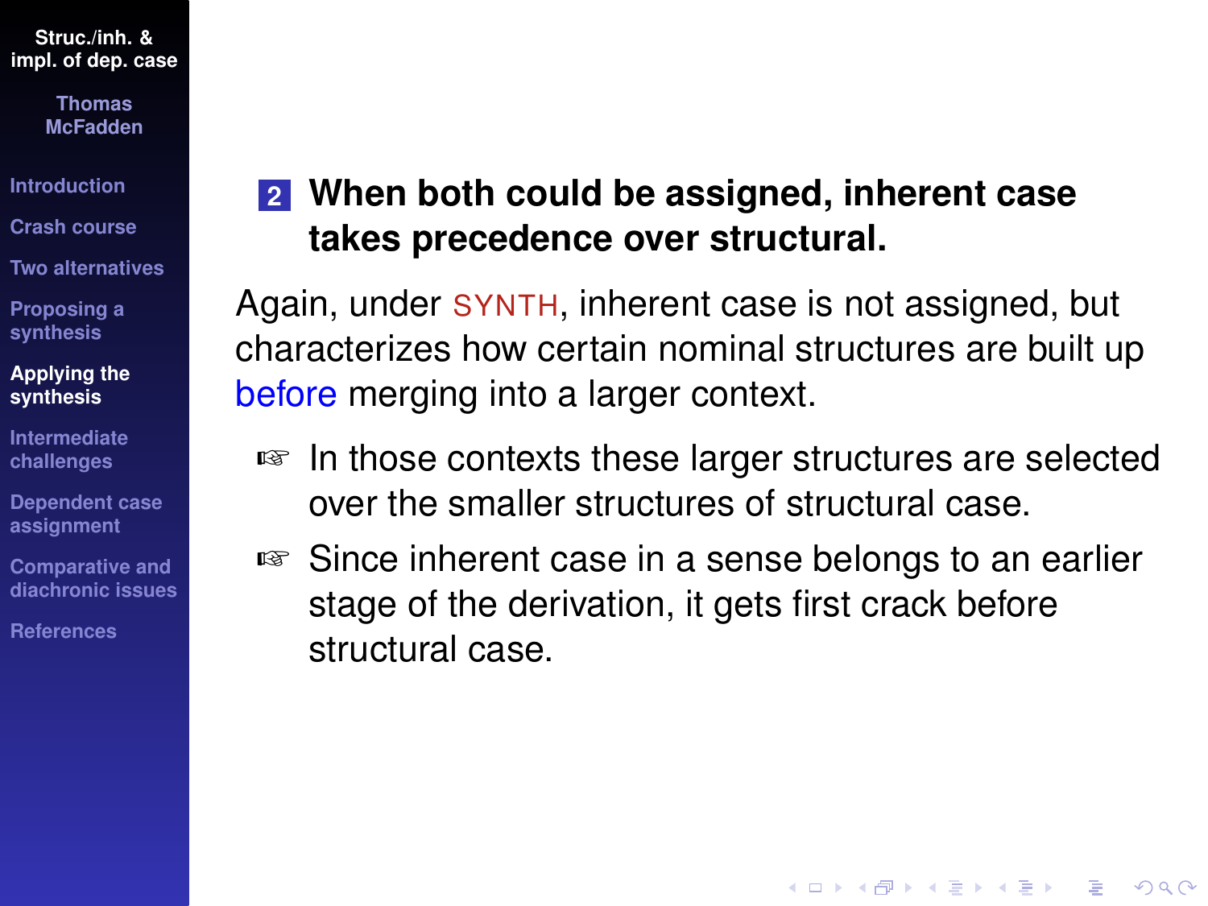2. **When both could be assigned, inherent case takes precedence over structural.**

Again, under SYNTH, inherent case is not assigned, but characterizes how certain nominal structures are built up before merging into a larger context.

- ☞ In those contexts these larger structures are selected over the smaller structures of structural case.
- ☞ Since inherent case in a sense belongs to an earlier stage of the derivation, it gets first crack before structural case.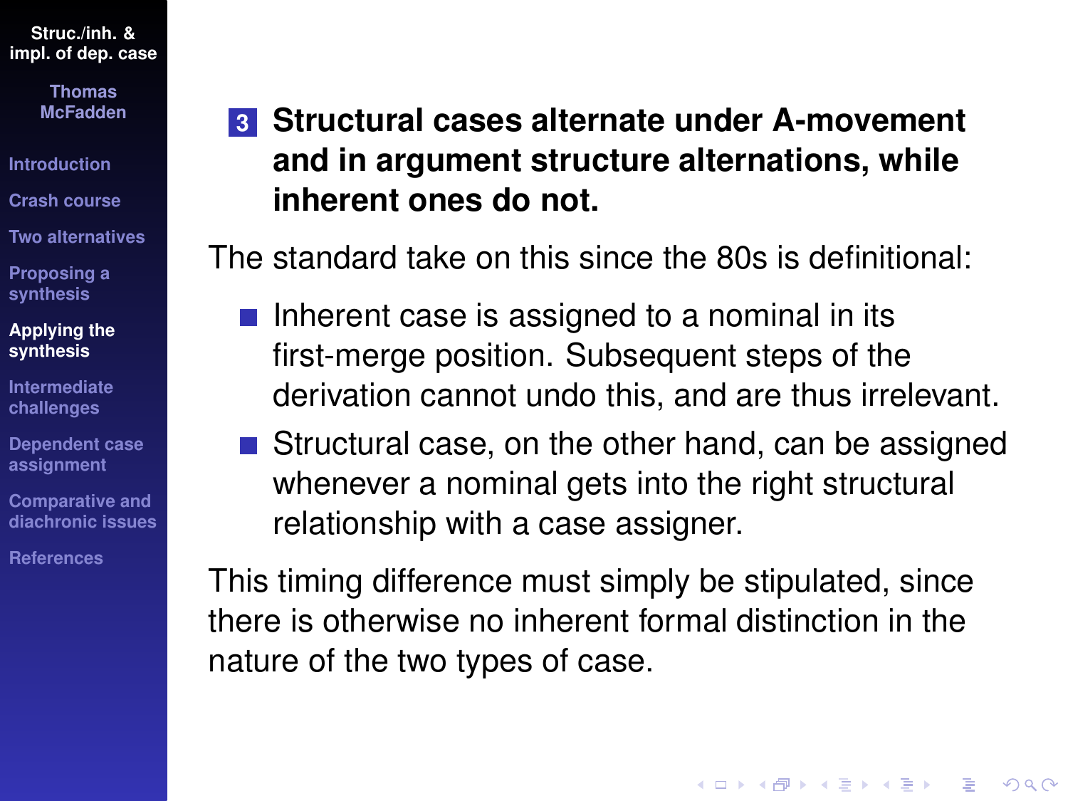3. **Structural cases alternate under A-movement and in argument structure alternations, while inherent ones do not.**

The standard take on this since the 80s is definitional:

- Inherent case is assigned to a nominal in its first-merge position. Subsequent steps of the derivation cannot undo this, and are thus irrelevant.
- Structural case, on the other hand, can be assigned whenever a nominal gets into the right structural relationship with a case assigner.

This timing difference must simply be stipulated, since there is otherwise no inherent formal distinction in the nature of the two types of case.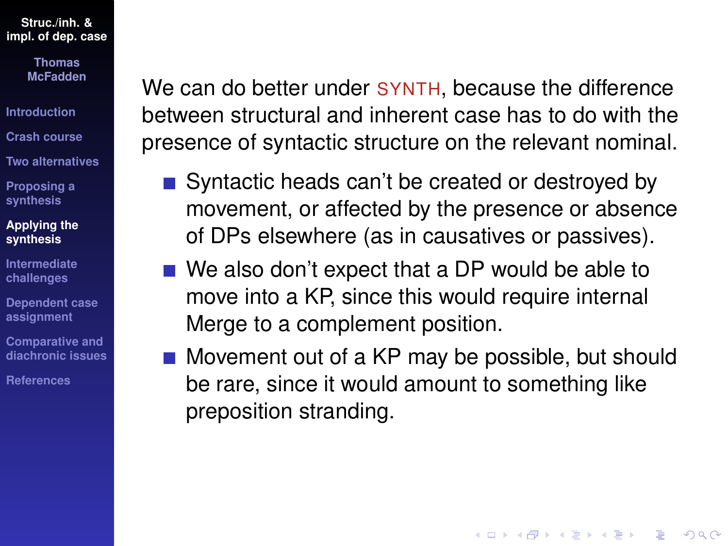We can do better under SYNTH, because the difference between structural and inherent case has to do with the presence of syntactic structure on the relevant nominal.

- Syntactic heads can't be created or destroyed by movement, or affected by the presence or absence of DPs elsewhere (as in causatives or passives).
- We also don't expect that a DP would be able to move into a KP, since this would require internal Merge to a complement position.
- Movement out of a KP may be possible, but should be rare, since it would amount to something like preposition stranding.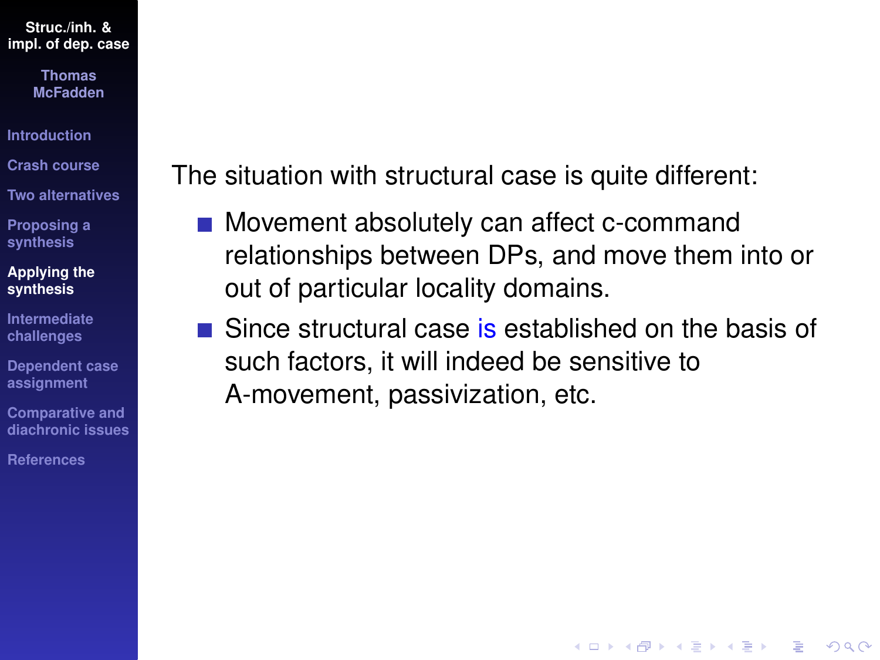The situation with structural case is quite different:

- Movement absolutely can affect c-command relationships between DPs, and move them into or out of particular locality domains.
- Since structural case is established on the basis of such factors, it will indeed be sensitive to A-movement, passivization, etc.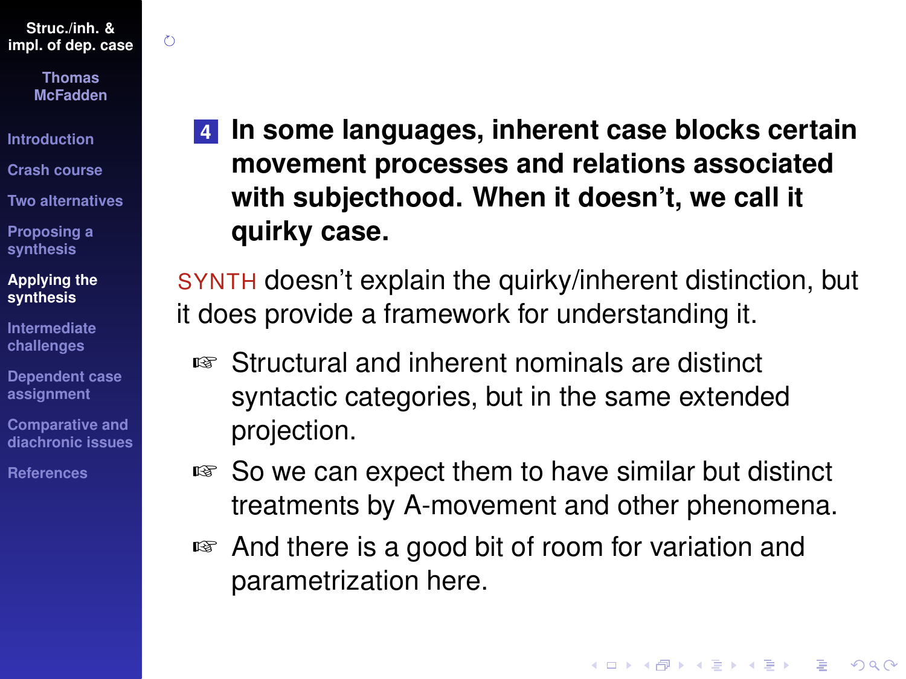4. **In some languages, inherent case blocks certain movement processes and relations associated with subjecthood. When it doesn't, we call it quirky case.**

SYNTH doesn't explain the quirky/inherent distinction, but it does provide a framework for understanding it.

- Structural and inherent nominals are distinct syntactic categories, but in the same extended projection.
- So we can expect them to have similar but distinct treatments by A-movement and other phenomena.
- And there is a good bit of room for variation and parametrization here.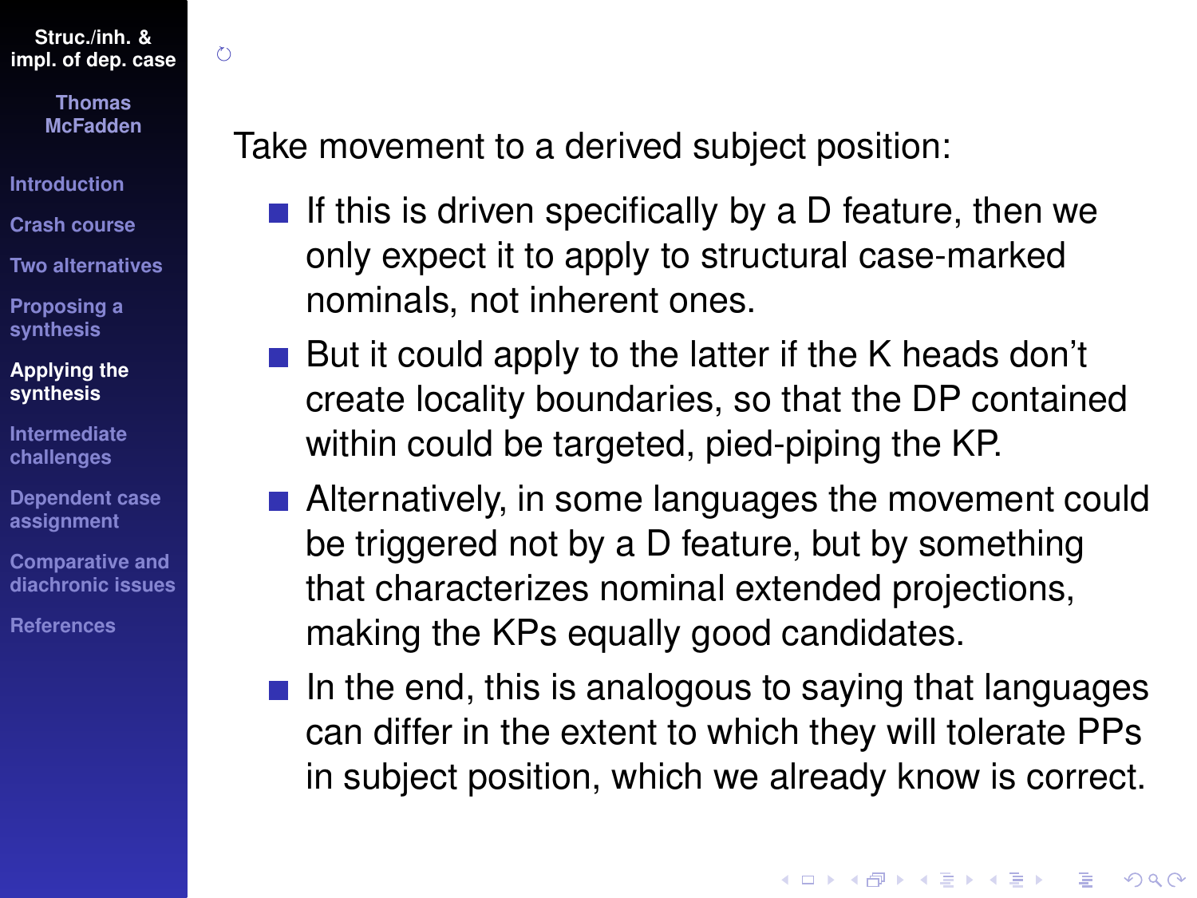Take movement to a derived subject position:

- If this is driven specifically by a D feature, then we only expect it to apply to structural case-marked nominals, not inherent ones.
- But it could apply to the latter if the K heads don't create locality boundaries, so that the DP contained within could be targeted, pied-piping the KP.
- Alternatively, in some languages the movement could be triggered not by a D feature, but by something that characterizes nominal extended projections, making the KPs equally good candidates.
- In the end, this is analogous to saying that languages can differ in the extent to which they will tolerate PPs in subject position, which we already know is correct.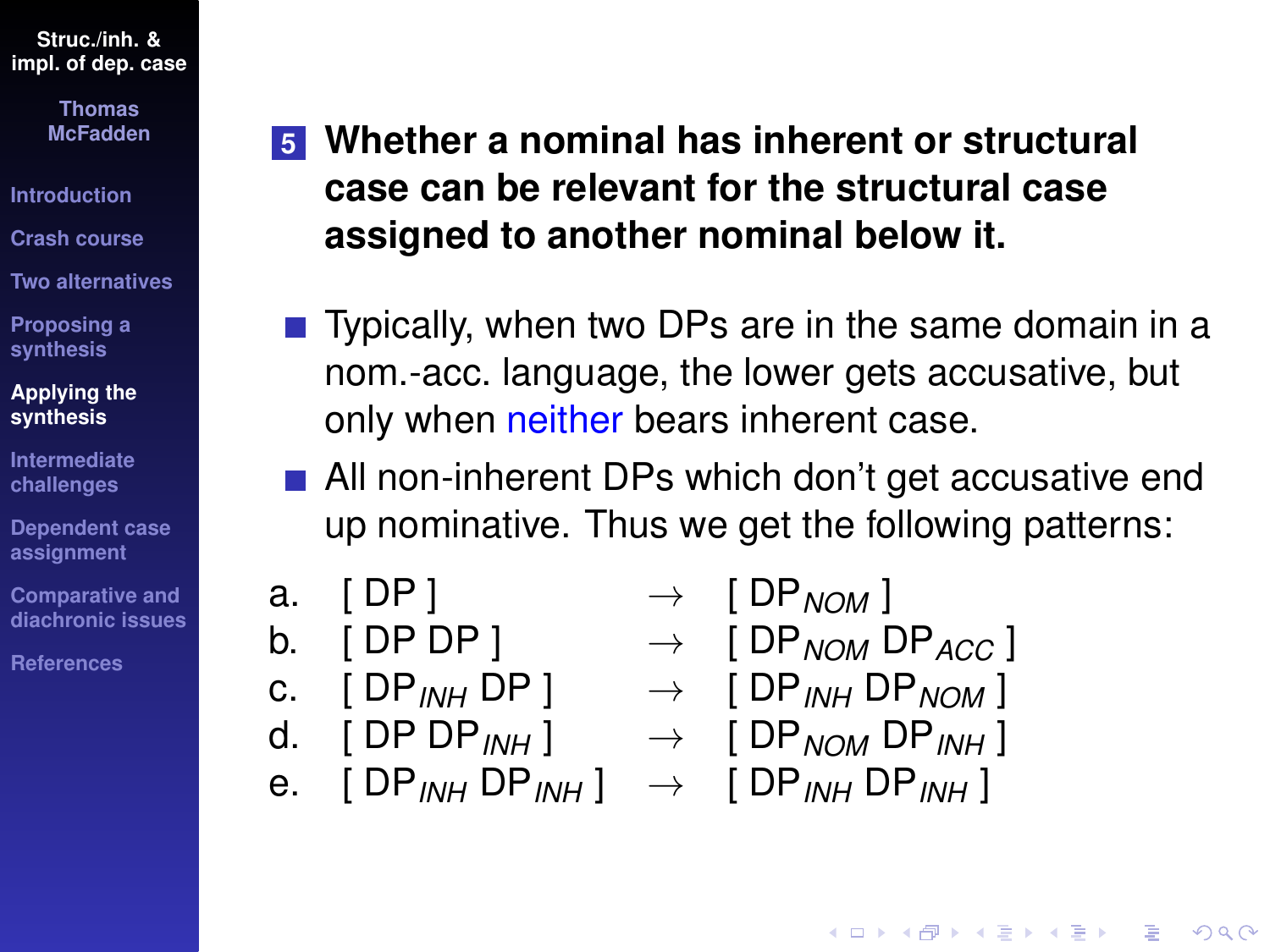**5 Whether a nominal has inherent or structural case can be relevant for the structural case assigned to another nominal below it.**

- Typically, when two DPs are in the same domain in a nom.-acc. language, the lower gets accusative, but only when neither bears inherent case.
- All non-inherent DPs which don't get accusative end up nominative. Thus we get the following patterns:

a. [ DP ] $\rightarrow$ [ $DP_{NOM}$ ]

b. [ DP DP ] $\rightarrow$ [ $DP_{NOM}$ $DP_{ACC}$ ]

c. [ $DP_{INH}$ DP ] $\rightarrow$ [ $DP_{INH}$ $DP_{NOM}$ ]

d. [ DP $DP_{INH}$ ] $\rightarrow$ [ $DP_{NOM}$ $DP_{INH}$ ]

e. [ $DP_{INH}$ $DP_{INH}$ ] $\rightarrow$ [ $DP_{INH}$ $DP_{INH}$ ]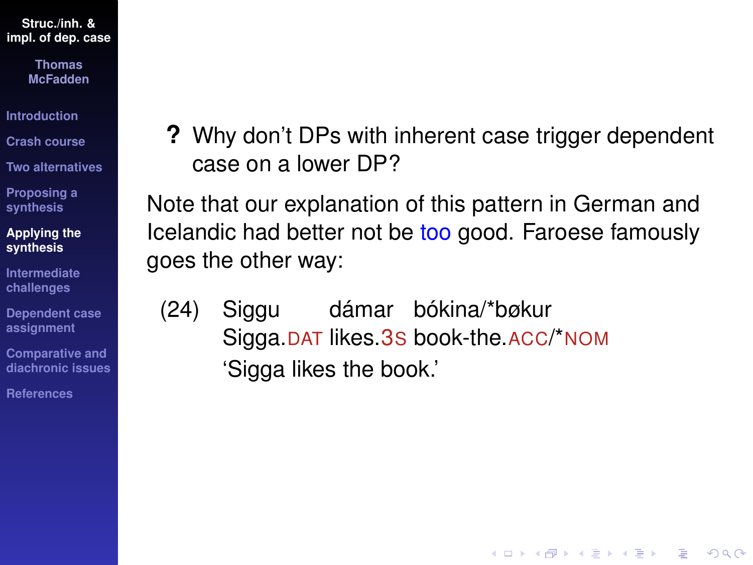**?** Why don't DPs with inherent case trigger dependent case on a lower DP?

Note that our explanation of this pattern in German and Icelandic had better not be *too* good. Faroese famously goes the other way:

(24) Siggu dámar bókina/*bøkur
Sigga.DAT likes.3S book-the.ACC/*NOM
'Sigga likes the book.'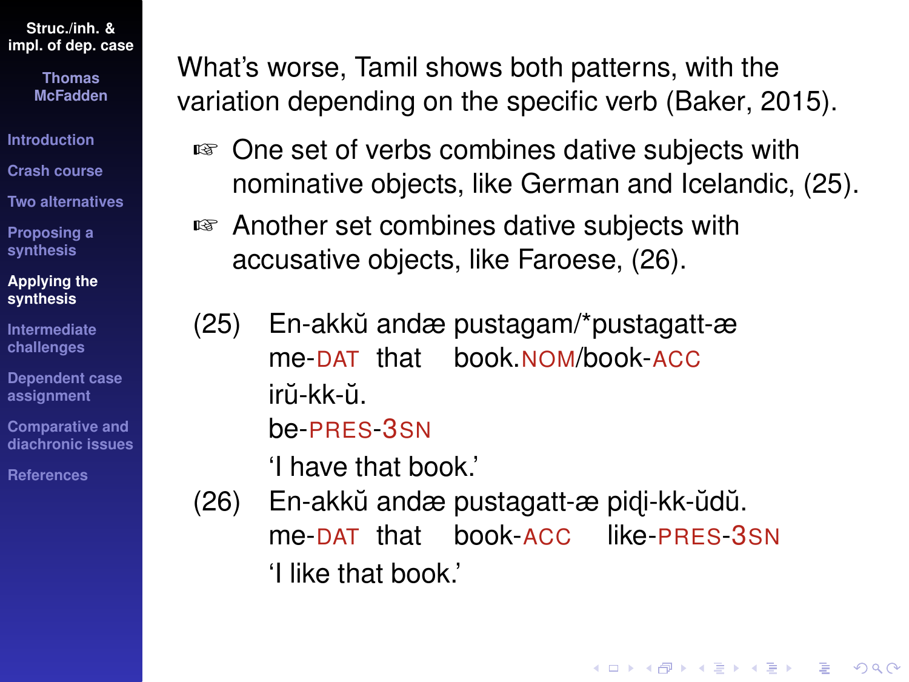What's worse, Tamil shows both patterns, with the variation depending on the specific verb (Baker, 2015).

- ☞ One set of verbs combines dative subjects with nominative objects, like German and Icelandic, (25).
- ☞ Another set combines dative subjects with accusative objects, like Faroese, (26).

(25) En-akkŭ andæ pustagam/*pustagatt-æ irŭ-kk-ŭ.
me-DAT that book.NOM/book-ACC be-PRES-3SN
'I have that book.'

(26) En-akkŭ andæ pustagatt-æ piḍi-kk-ŭdŭ.
me-DAT that book-ACC like-PRES-3SN
'I like that book.'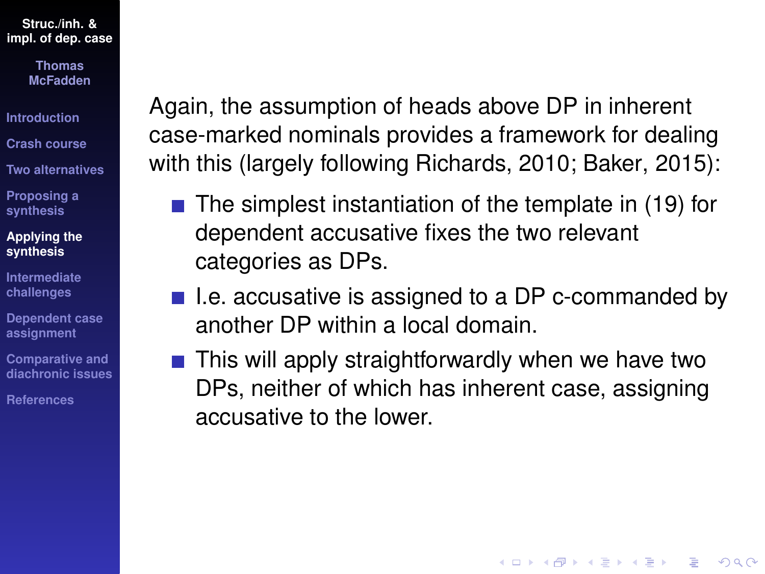Again, the assumption of heads above DP in inherent case-marked nominals provides a framework for dealing with this (largely following Richards, 2010; Baker, 2015):

- The simplest instantiation of the template in (19) for dependent accusative fixes the two relevant categories as DPs.
- I.e. accusative is assigned to a DP c-commanded by another DP within a local domain.
- This will apply straightforwardly when we have two DPs, neither of which has inherent case, assigning accusative to the lower.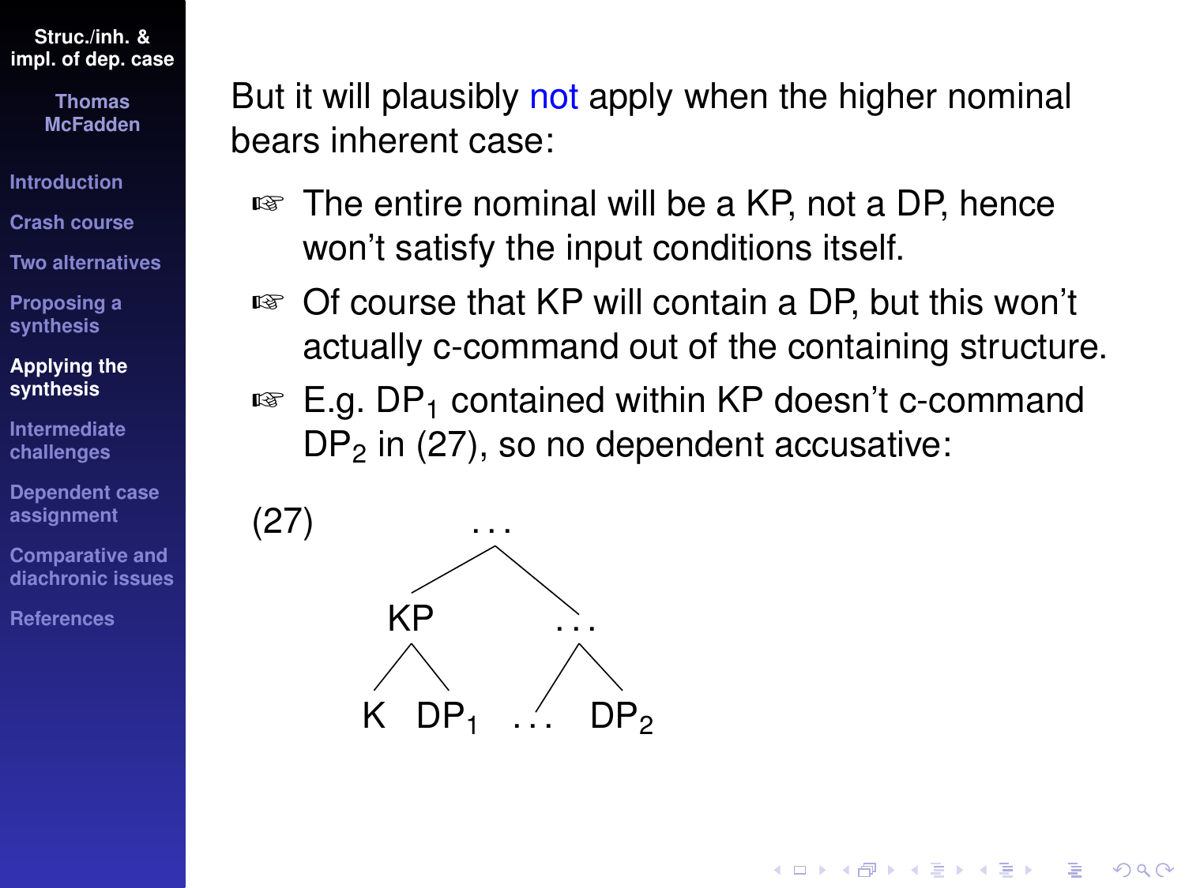But it will plausibly not apply when the higher nominal bears inherent case:

- The entire nominal will be a KP, not a DP, hence won't satisfy the input conditions itself.
- Of course that KP will contain a DP, but this won't actually c-command out of the containing structure.
- E.g. $DP_1$ contained within KP doesn't c-command $DP_2$ in (27), so no dependent accusative:

(27)

```
              ...
            /     \
         KP        ...
        /  \      /   \
       K   DP1  ...   DP2
```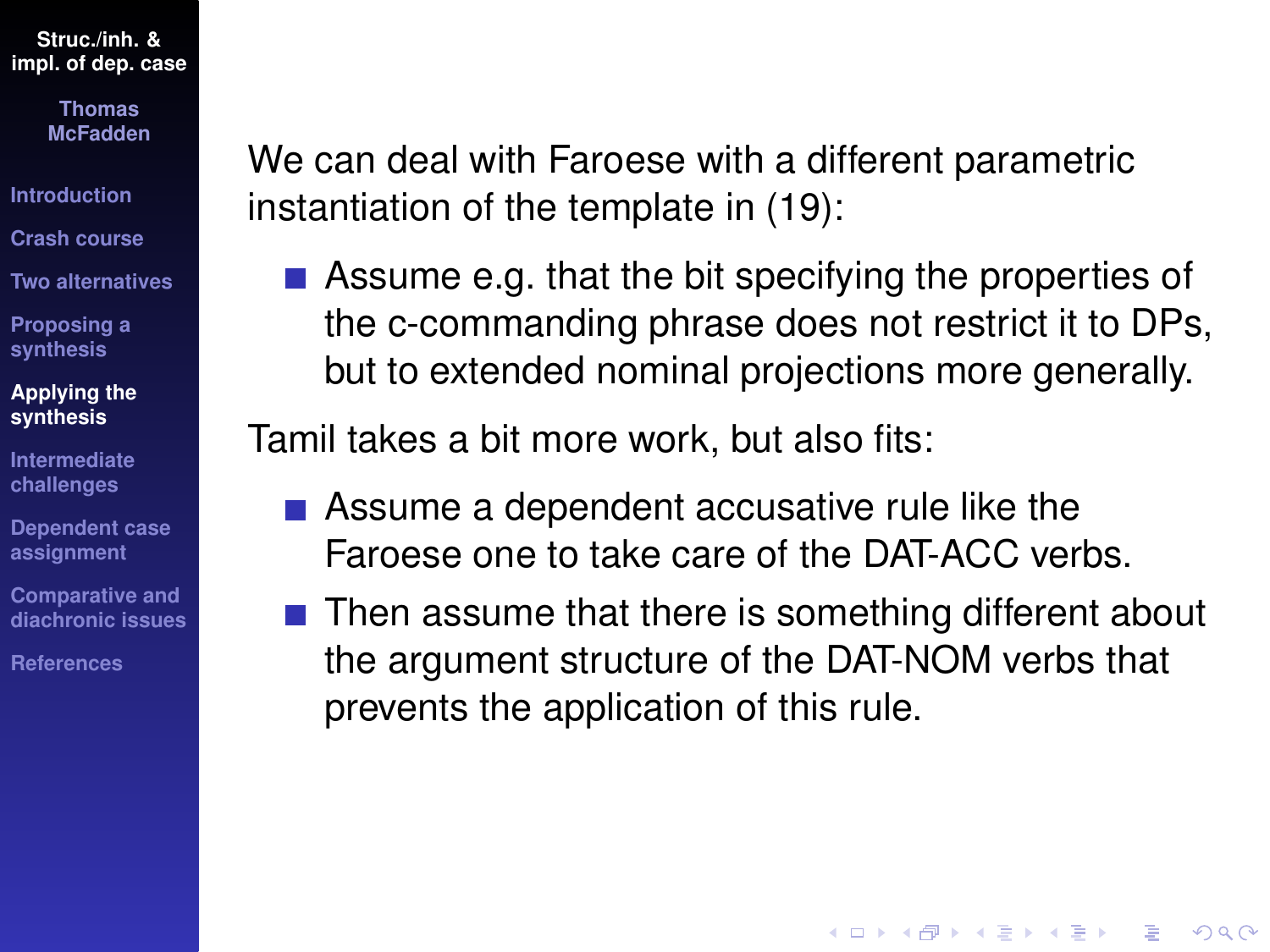We can deal with Faroese with a different parametric instantiation of the template in (19):

- Assume e.g. that the bit specifying the properties of the c-commanding phrase does not restrict it to DPs, but to extended nominal projections more generally.

Tamil takes a bit more work, but also fits:

- Assume a dependent accusative rule like the Faroese one to take care of the DAT-ACC verbs.
- Then assume that there is something different about the argument structure of the DAT-NOM verbs that prevents the application of this rule.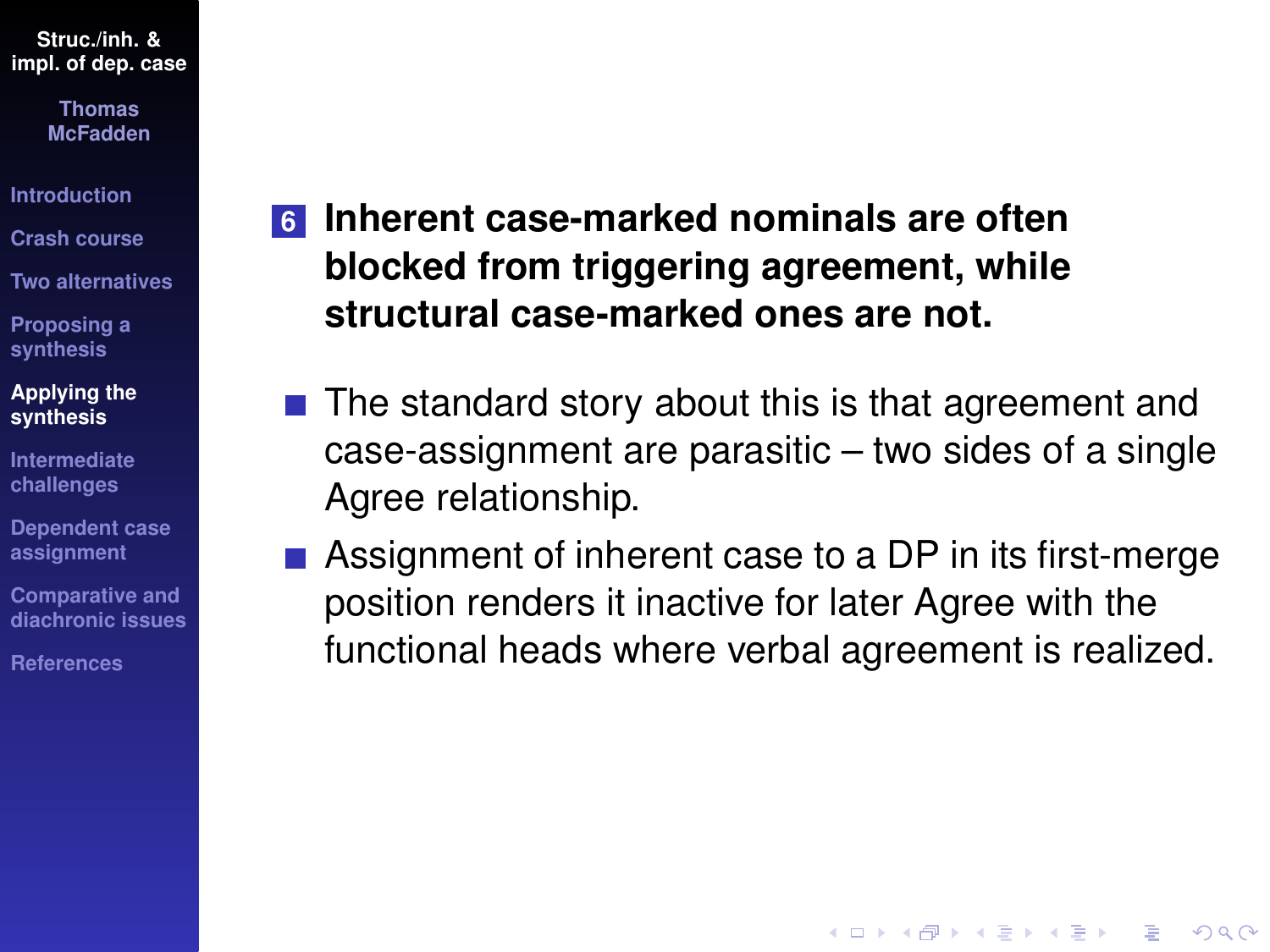6. **Inherent case-marked nominals are often blocked from triggering agreement, while structural case-marked ones are not.**

- The standard story about this is that agreement and case-assignment are parasitic – two sides of a single Agree relationship.
- Assignment of inherent case to a DP in its first-merge position renders it inactive for later Agree with the functional heads where verbal agreement is realized.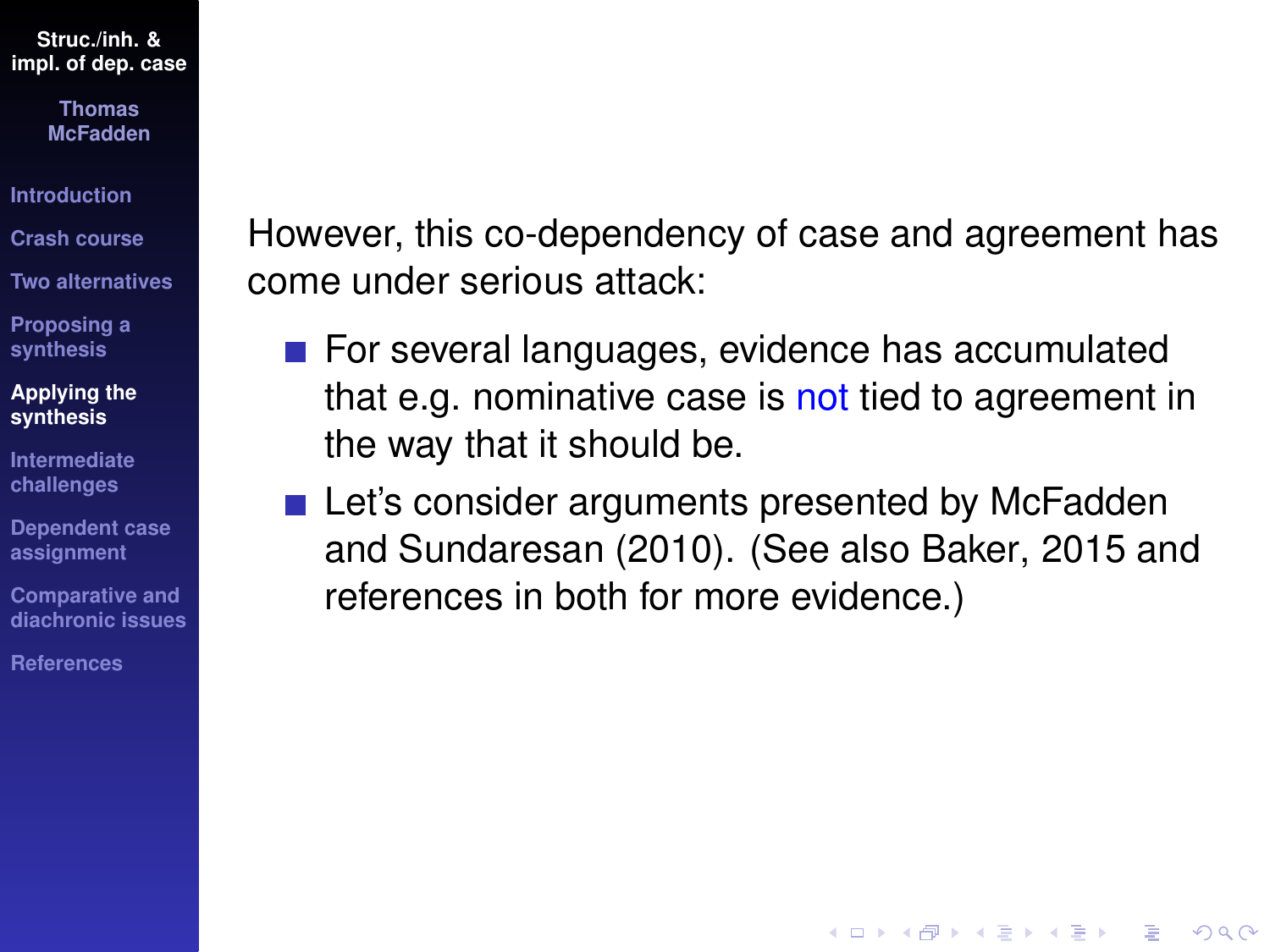However, this co-dependency of case and agreement has come under serious attack:

- For several languages, evidence has accumulated that e.g. nominative case is not tied to agreement in the way that it should be.
- Let's consider arguments presented by McFadden and Sundaresan (2010). (See also Baker, 2015 and references in both for more evidence.)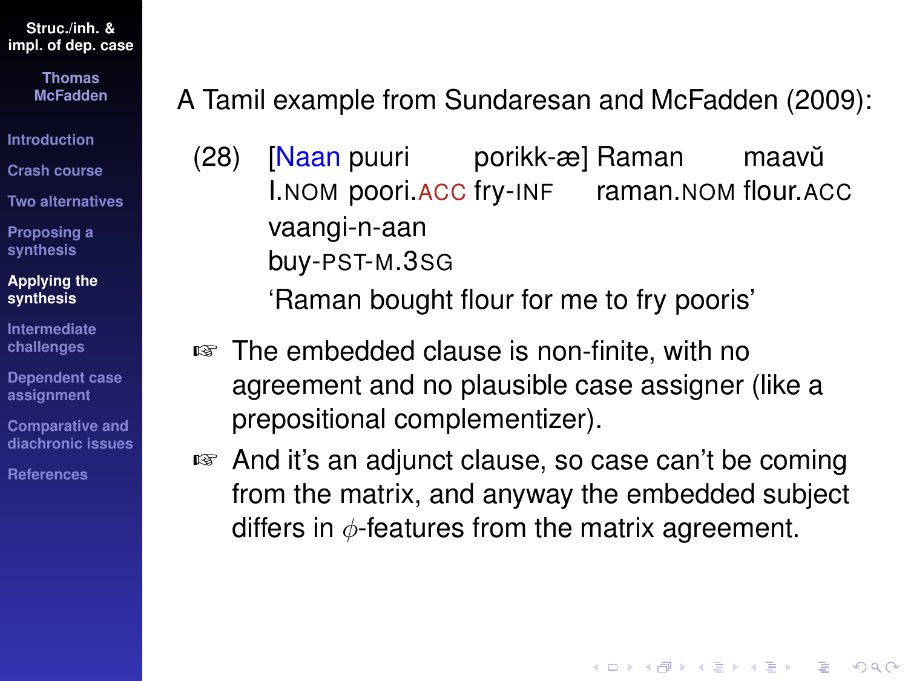A Tamil example from Sundaresan and McFadden (2009):

(28) [Naan puuri porikk-æ] Raman maavŭ vaangi-n-aan
I.NOM poori.ACC fry-INF raman.NOM flour.ACC buy-PST-M.3SG
'Raman bought flour for me to fry pooris'

- The embedded clause is non-finite, with no agreement and no plausible case assigner (like a prepositional complementizer).
- And it's an adjunct clause, so case can't be coming from the matrix, and anyway the embedded subject differs in $\phi$-features from the matrix agreement.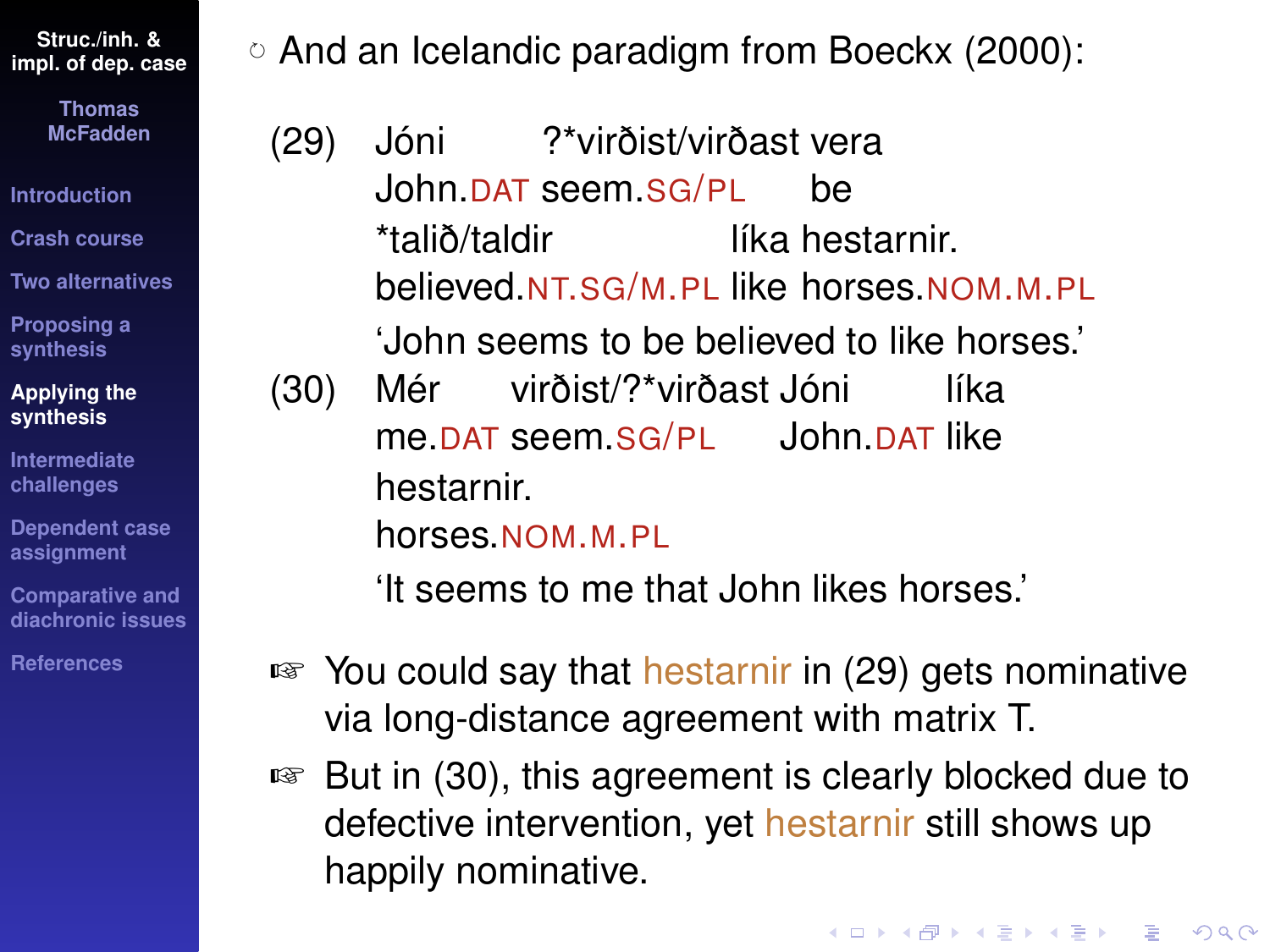- And an Icelandic paradigm from Boeckx (2000):

(29) Jóni ?*virðist/virðast vera
John.DAT seem.SG/PL be
*talið/taldir líka hestarnir.
believed.NT.SG/M.PL like horses.NOM.M.PL
'John seems to be believed to like horses.'

(30) Mér virðist/?*virðast Jóni líka
me.DAT seem.SG/PL John.DAT like
hestarnir.
horses.NOM.M.PL
'It seems to me that John likes horses.'

- ☞ You could say that hestarnir in (29) gets nominative via long-distance agreement with matrix T.
- ☞ But in (30), this agreement is clearly blocked due to defective intervention, yet hestarnir still shows up happily nominative.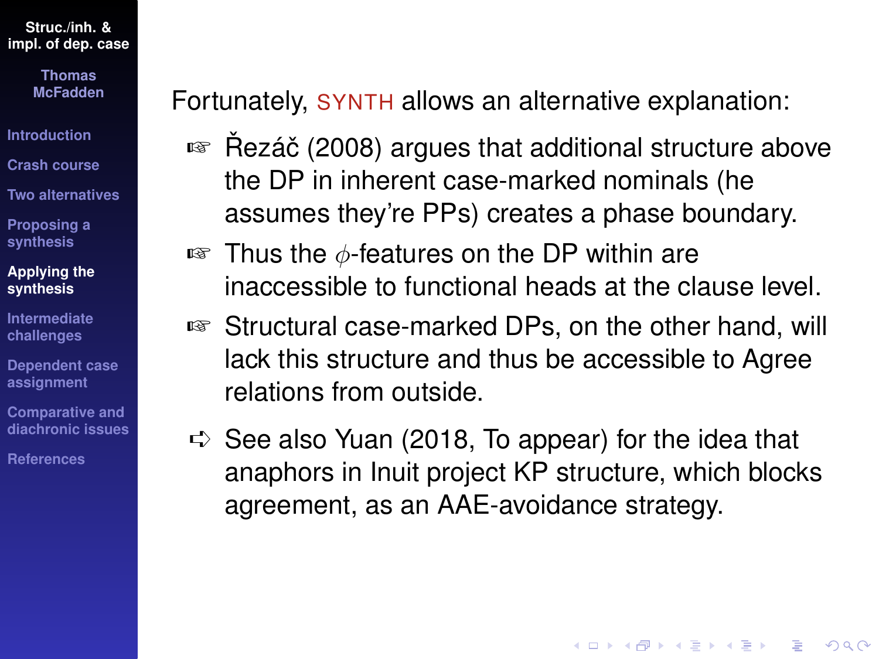Fortunately, SYNTH allows an alternative explanation:

- Řezáč (2008) argues that additional structure above the DP in inherent case-marked nominals (he assumes they're PPs) creates a phase boundary.
- Thus the $\phi$-features on the DP within are inaccessible to functional heads at the clause level.
- Structural case-marked DPs, on the other hand, will lack this structure and thus be accessible to Agree relations from outside.

- See also Yuan (2018, To appear) for the idea that anaphors in Inuit project KP structure, which blocks agreement, as an AAE-avoidance strategy.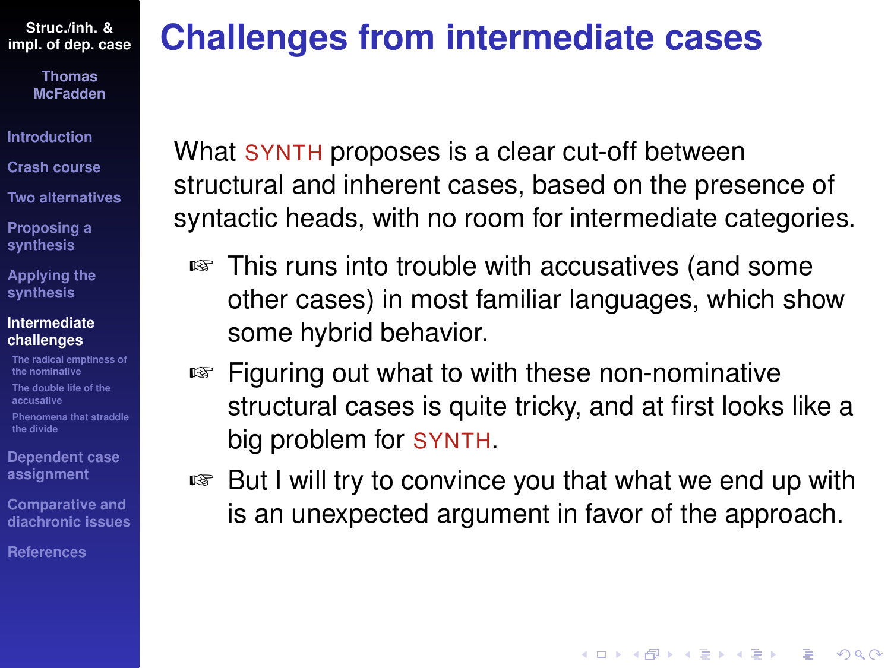# Challenges from intermediate cases

What SYNTH proposes is a clear cut-off between structural and inherent cases, based on the presence of syntactic heads, with no room for intermediate categories.

- This runs into trouble with accusatives (and some other cases) in most familiar languages, which show some hybrid behavior.
- Figuring out what to with these non-nominative structural cases is quite tricky, and at first looks like a big problem for SYNTH.
- But I will try to convince you that what we end up with is an unexpected argument in favor of the approach.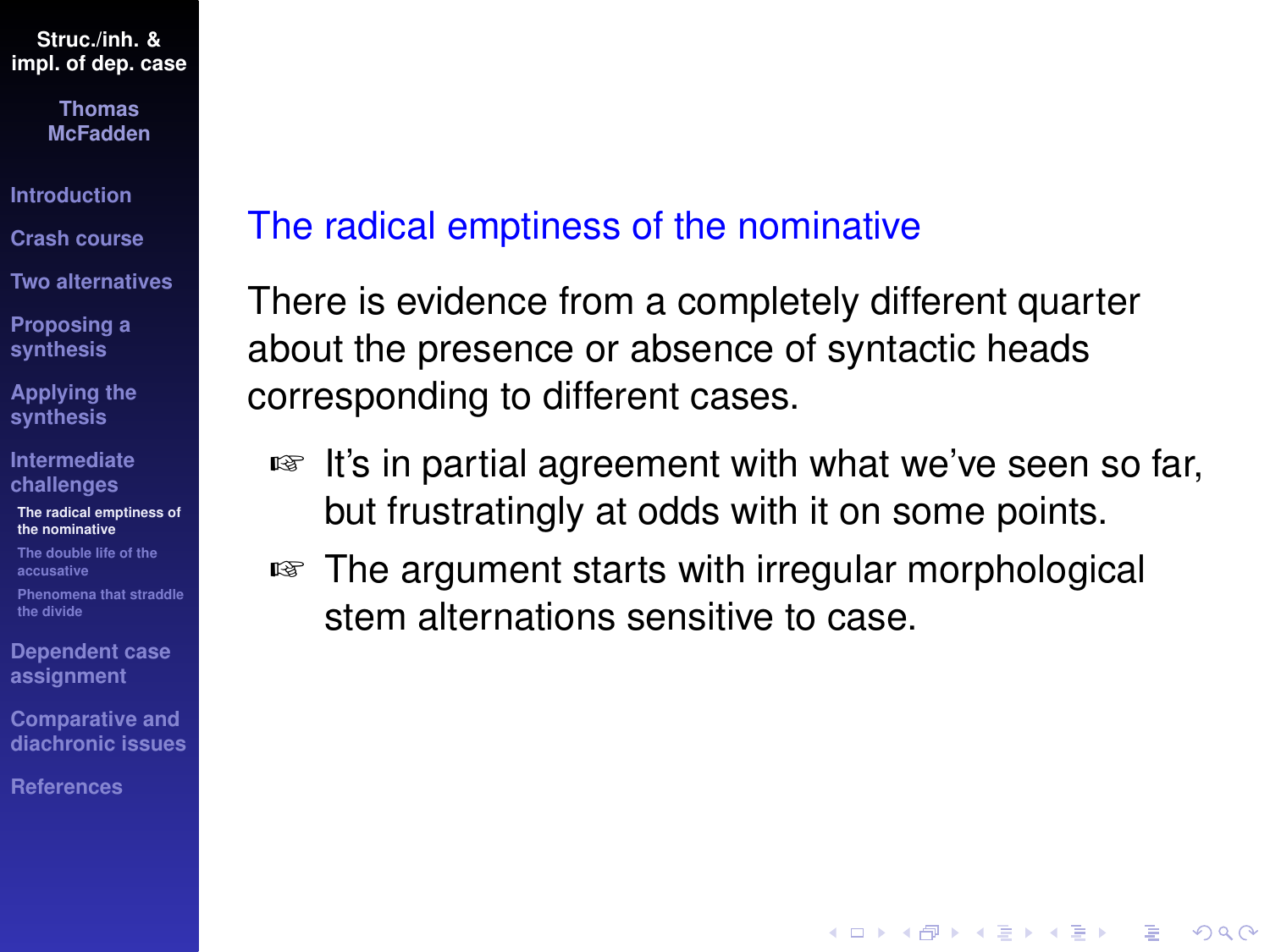## The radical emptiness of the nominative

There is evidence from a completely different quarter about the presence or absence of syntactic heads corresponding to different cases.

- It's in partial agreement with what we've seen so far, but frustratingly at odds with it on some points.
- The argument starts with irregular morphological stem alternations sensitive to case.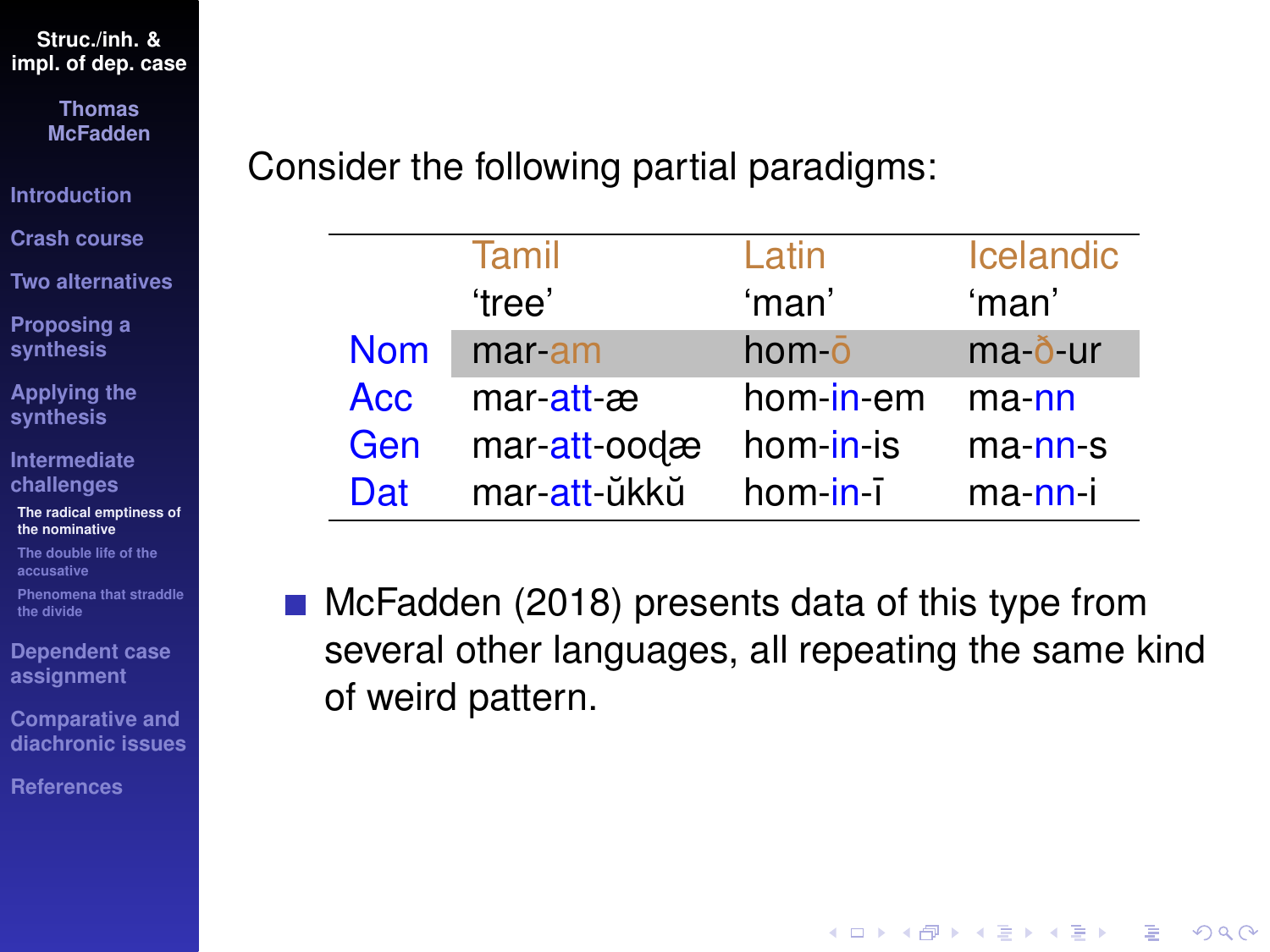Consider the following partial paradigms:

| | Tamil | Latin | Icelandic |
|---|---|---|---|
| | ‘tree’ | ‘man’ | ‘man’ |
| Nom | mar-am | hom-ō | ma-ð-ur |
| Acc | mar-att-æ | hom-in-em | ma-nn |
| Gen | mar-att-ooɖæ | hom-in-is | ma-nn-s |
| Dat | mar-att-ŭkkŭ | hom-in-ī | ma-nn-i |

- McFadden (2018) presents data of this type from several other languages, all repeating the same kind of weird pattern.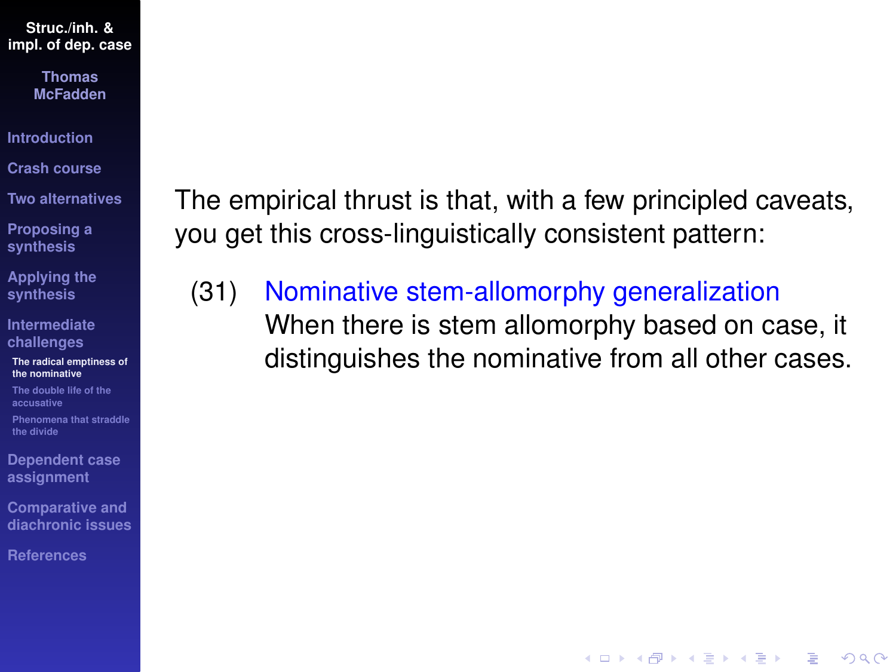The empirical thrust is that, with a few principled caveats, you get this cross-linguistically consistent pattern:

(31) **Nominative stem-allomorphy generalization**
When there is stem allomorphy based on case, it distinguishes the nominative from all other cases.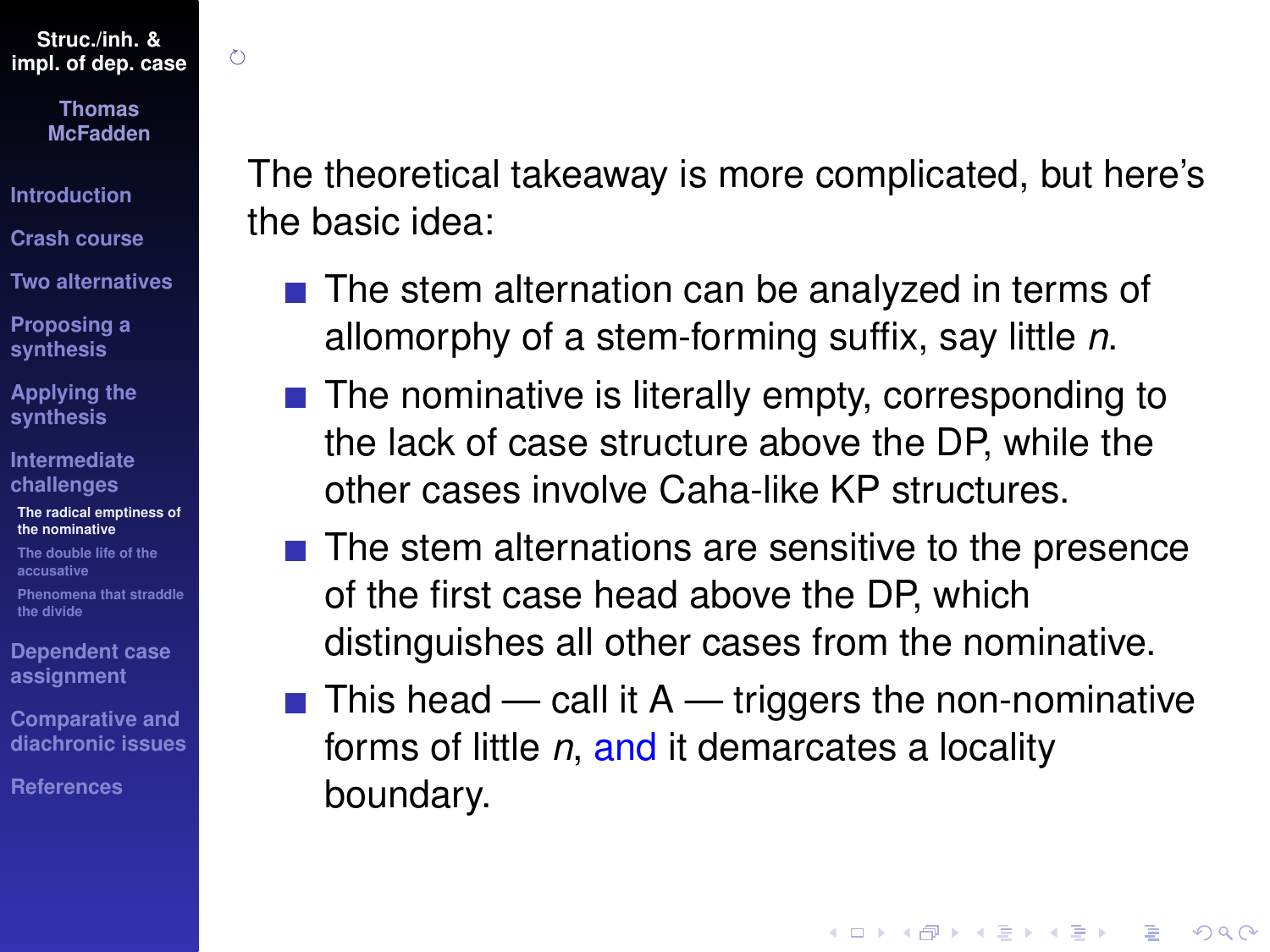The theoretical takeaway is more complicated, but here's the basic idea:

- The stem alternation can be analyzed in terms of allomorphy of a stem-forming suffix, say little *n*.
- The nominative is literally empty, corresponding to the lack of case structure above the DP, while the other cases involve Caha-like KP structures.
- The stem alternations are sensitive to the presence of the first case head above the DP, which distinguishes all other cases from the nominative.
- This head — call it A — triggers the non-nominative forms of little *n*, and it demarcates a locality boundary.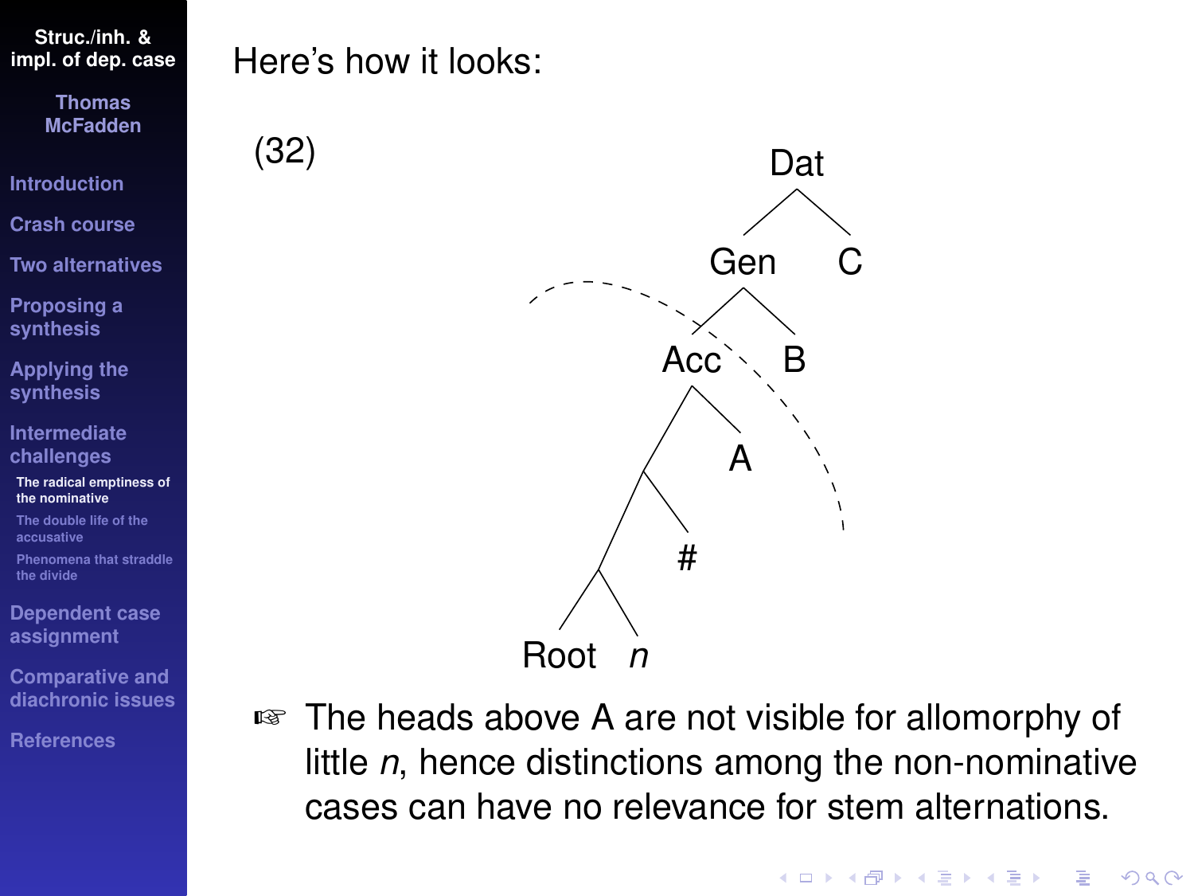Here's how it looks:

(32)

```
                    Dat
                   /   \
                 Gen     C
                /   \
              Acc     B
             /   \
            .     A
           / \
          .   #
         / \
     Root   n
```

☞ The heads above A are not visible for allomorphy of little *n*, hence distinctions among the non-nominative cases can have no relevance for stem alternations.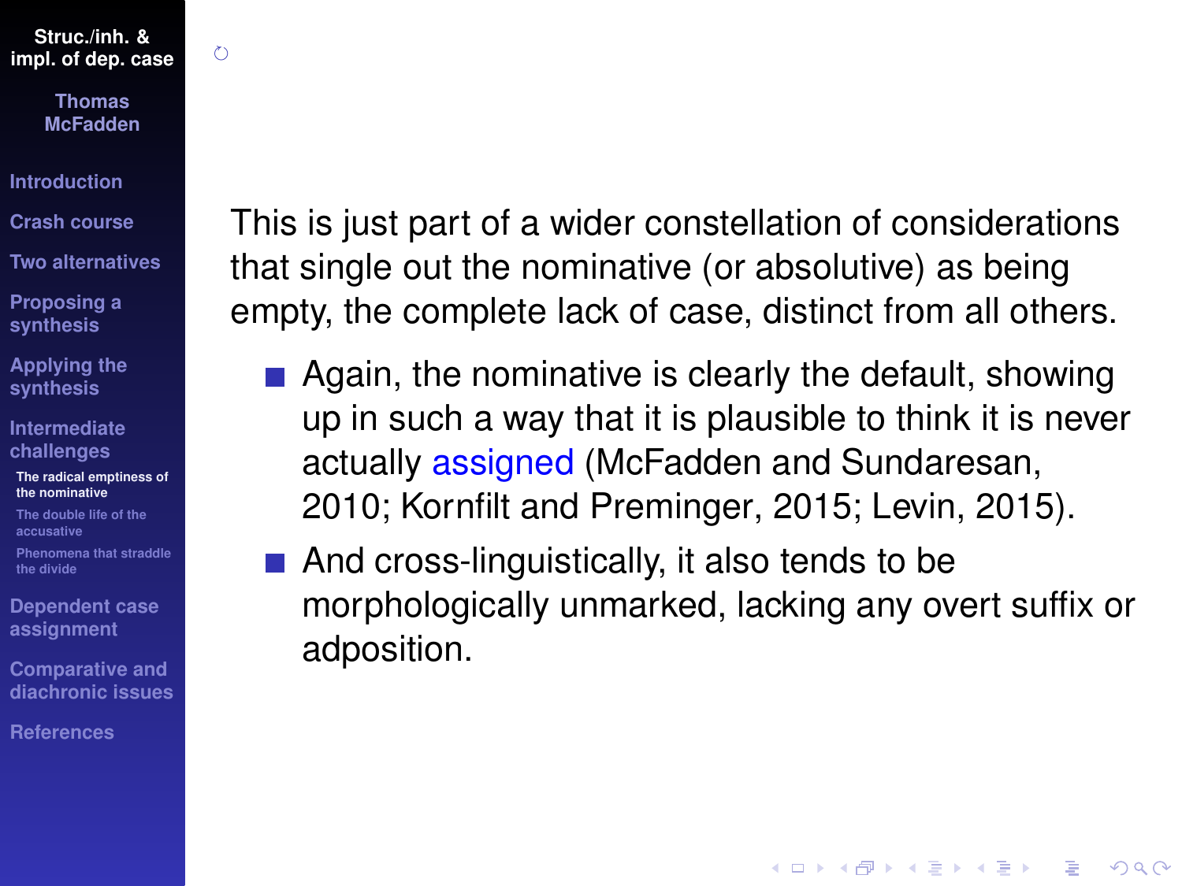This is just part of a wider constellation of considerations that single out the nominative (or absolutive) as being empty, the complete lack of case, distinct from all others.

- Again, the nominative is clearly the default, showing up in such a way that it is plausible to think it is never actually assigned (McFadden and Sundaresan, 2010; Kornfilt and Preminger, 2015; Levin, 2015).
- And cross-linguistically, it also tends to be morphologically unmarked, lacking any overt suffix or adposition.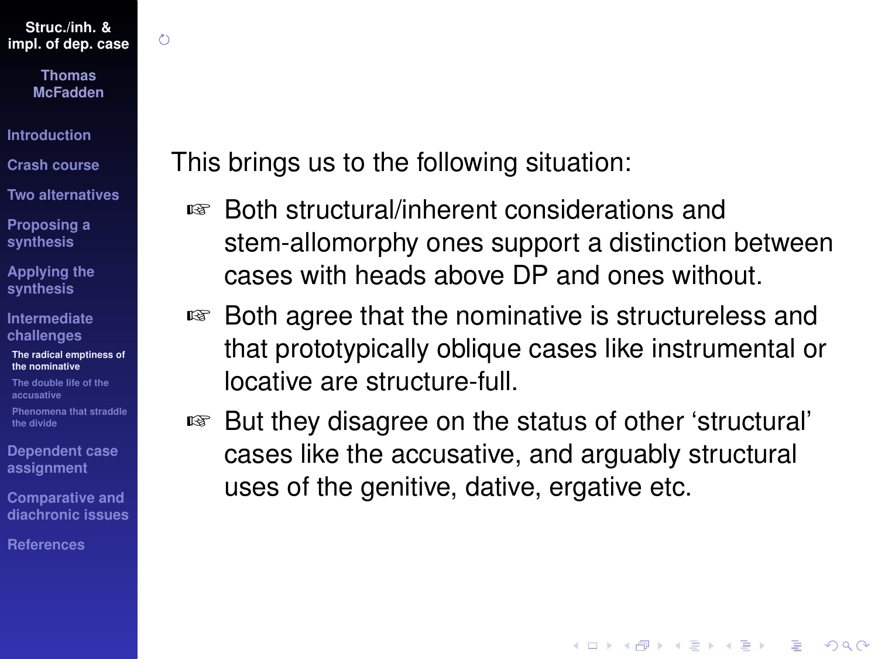This brings us to the following situation:

- Both structural/inherent considerations and stem-allomorphy ones support a distinction between cases with heads above DP and ones without.
- Both agree that the nominative is structureless and that prototypically oblique cases like instrumental or locative are structure-full.
- But they disagree on the status of other ‘structural’ cases like the accusative, and arguably structural uses of the genitive, dative, ergative etc.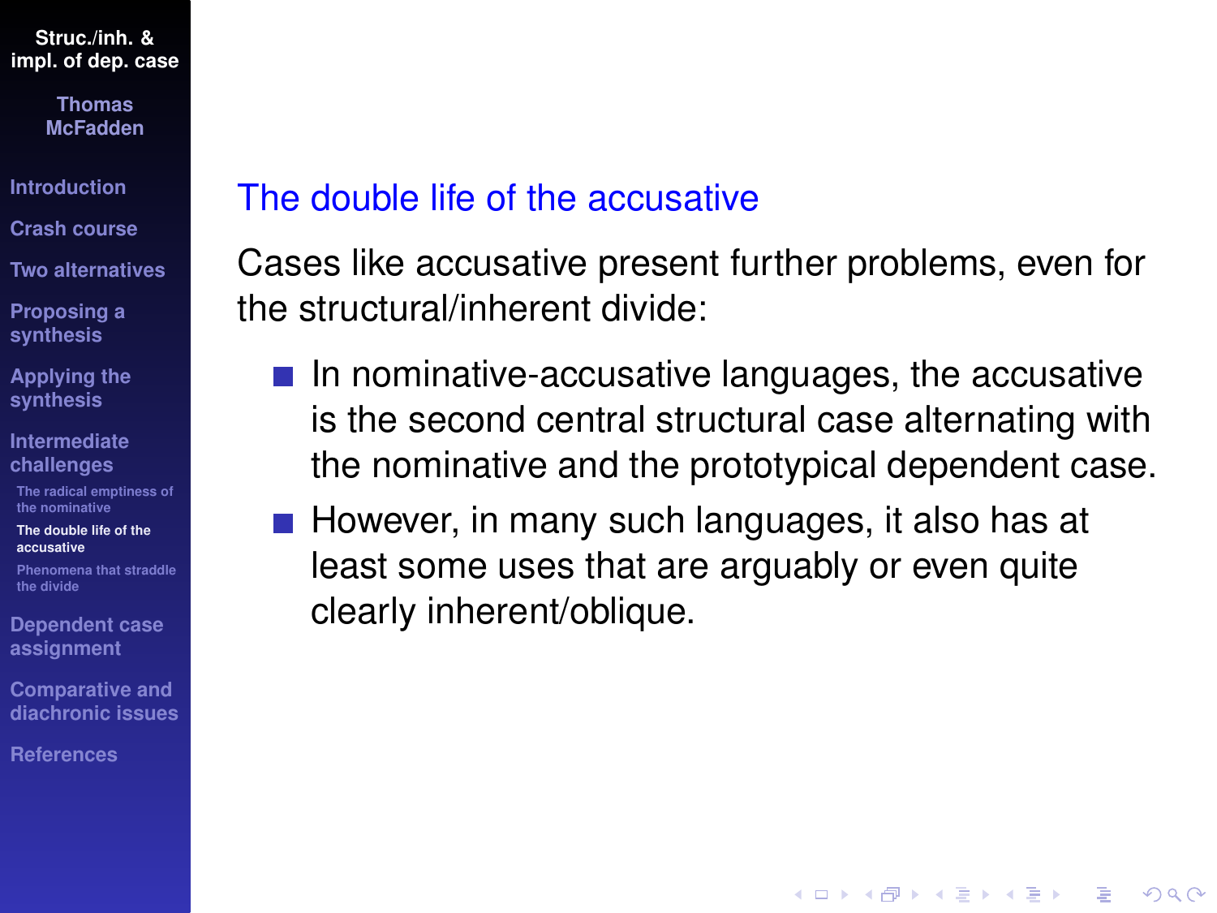## The double life of the accusative

Cases like accusative present further problems, even for the structural/inherent divide:

- In nominative-accusative languages, the accusative is the second central structural case alternating with the nominative and the prototypical dependent case.
- However, in many such languages, it also has at least some uses that are arguably or even quite clearly inherent/oblique.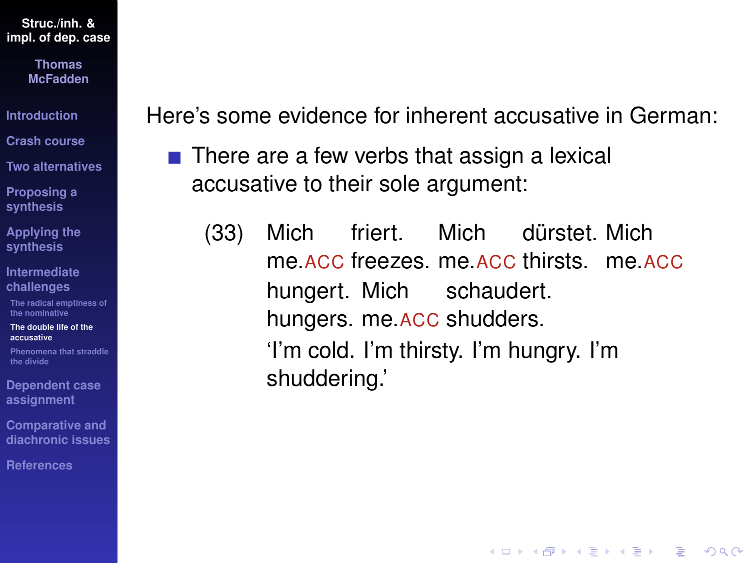Here's some evidence for inherent accusative in German:

- There are a few verbs that assign a lexical accusative to their sole argument:

(33) Mich friert. Mich dürstet. Mich hungert. Mich schaudert.
me.ACC freezes. me.ACC thirsts. me.ACC hungers. me.ACC shudders.
'I'm cold. I'm thirsty. I'm hungry. I'm shuddering.'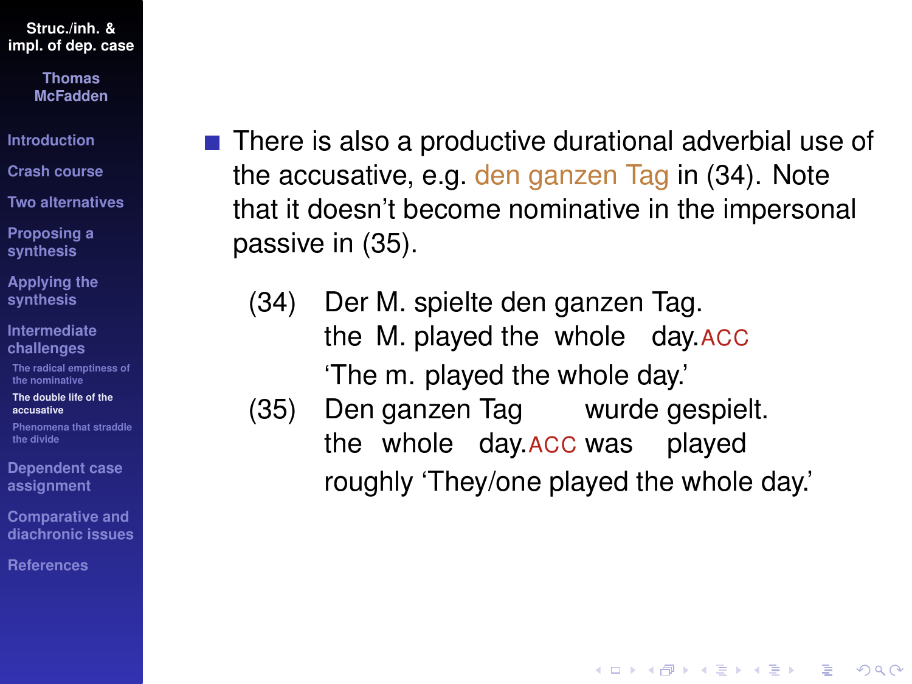- There is also a productive durational adverbial use of the accusative, e.g. den ganzen Tag in (34). Note that it doesn't become nominative in the impersonal passive in (35).

(34) Der M. spielte den ganzen Tag.
     the M. played the whole day.ACC
     'The m. played the whole day.'

(35) Den ganzen Tag wurde gespielt.
     the whole day.ACC was played
     roughly 'They/one played the whole day.'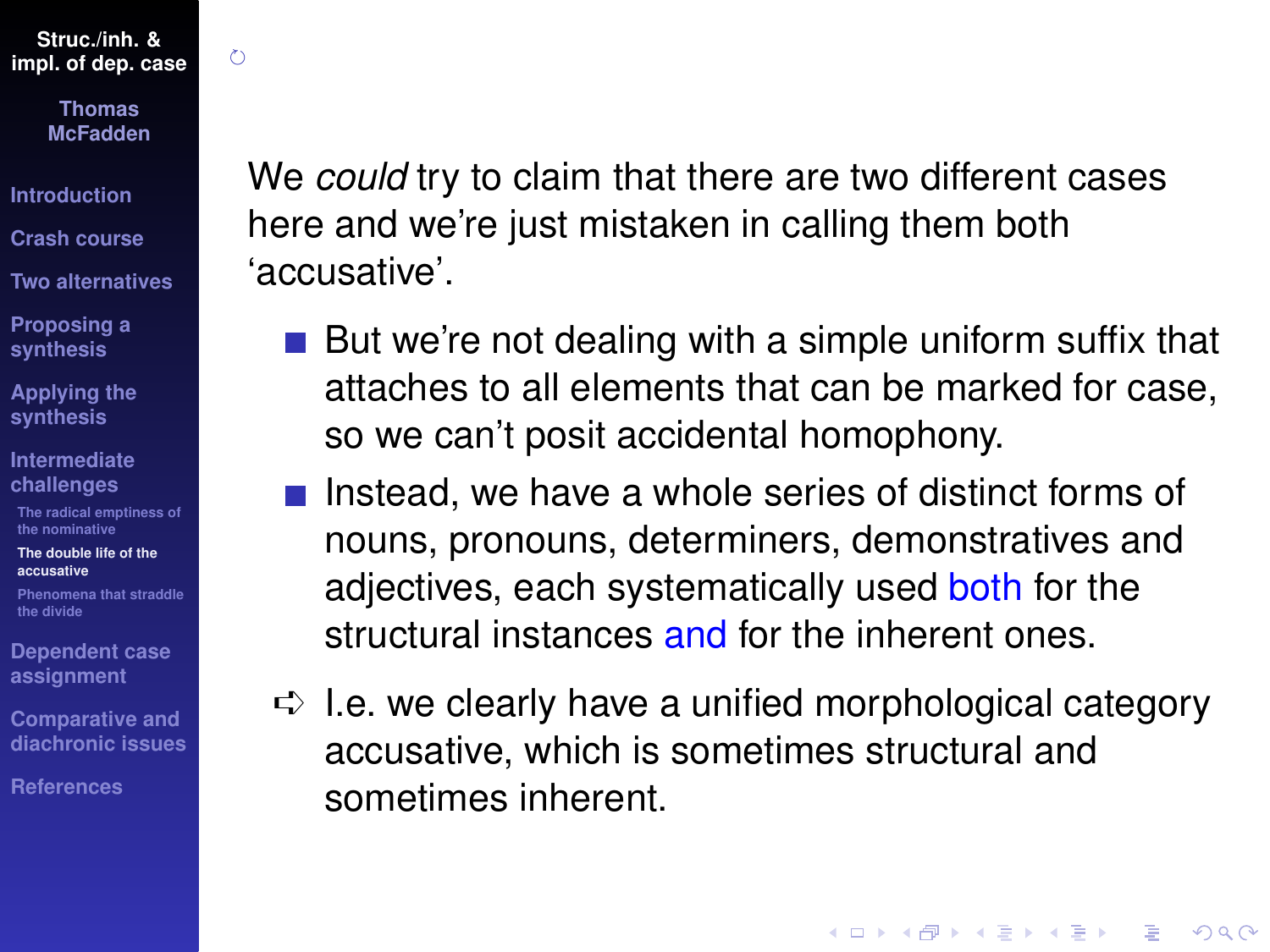We *could* try to claim that there are two different cases here and we're just mistaken in calling them both 'accusative'.

- But we're not dealing with a simple uniform suffix that attaches to all elements that can be marked for case, so we can't posit accidental homophony.
- Instead, we have a whole series of distinct forms of nouns, pronouns, determiners, demonstratives and adjectives, each systematically used both for the structural instances and for the inherent ones.

➪ I.e. we clearly have a unified morphological category accusative, which is sometimes structural and sometimes inherent.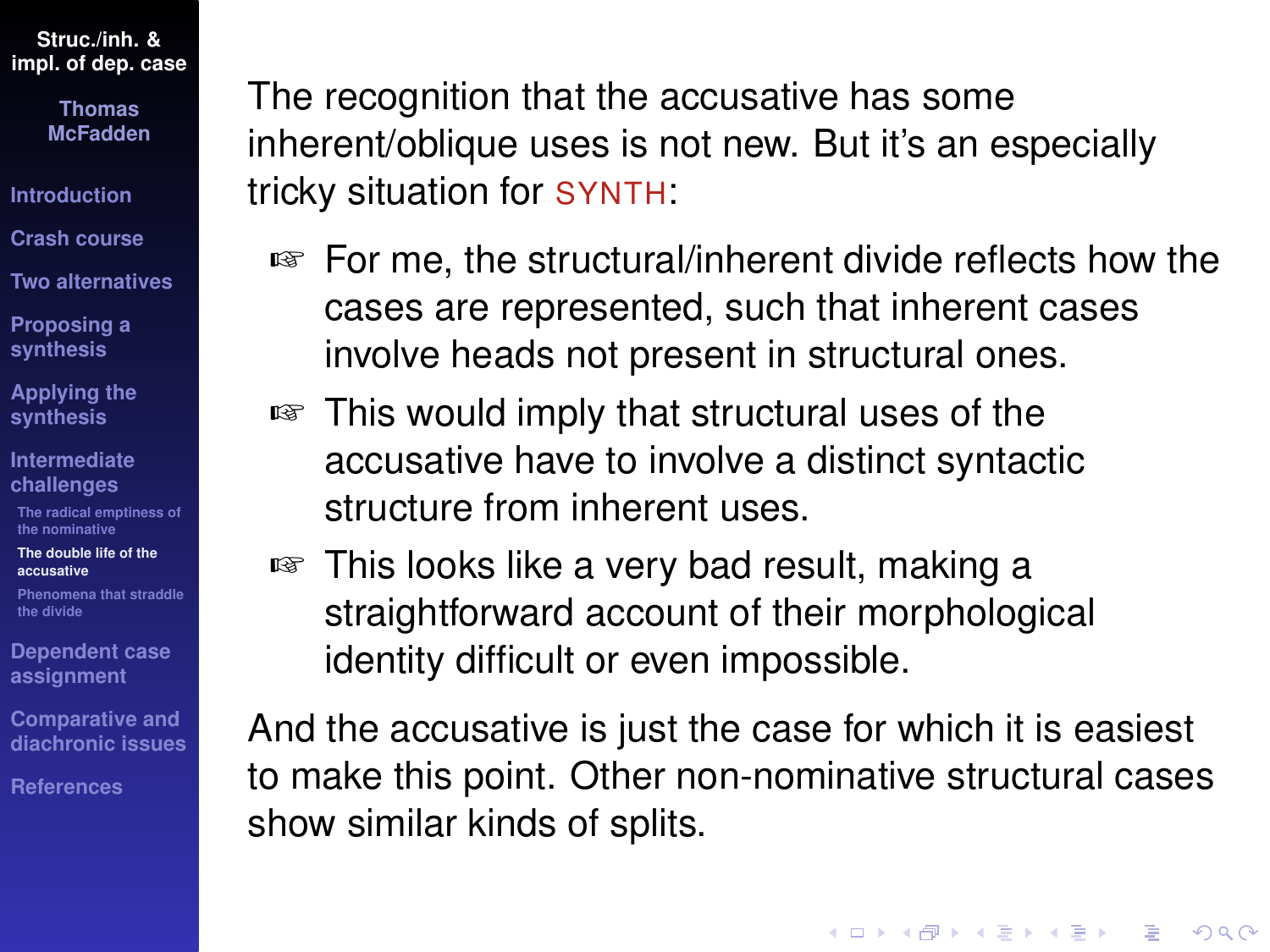The recognition that the accusative has some inherent/oblique uses is not new. But it's an especially tricky situation for SYNTH:

- For me, the structural/inherent divide reflects how the cases are represented, such that inherent cases involve heads not present in structural ones.
- This would imply that structural uses of the accusative have to involve a distinct syntactic structure from inherent uses.
- This looks like a very bad result, making a straightforward account of their morphological identity difficult or even impossible.

And the accusative is just the case for which it is easiest to make this point. Other non-nominative structural cases show similar kinds of splits.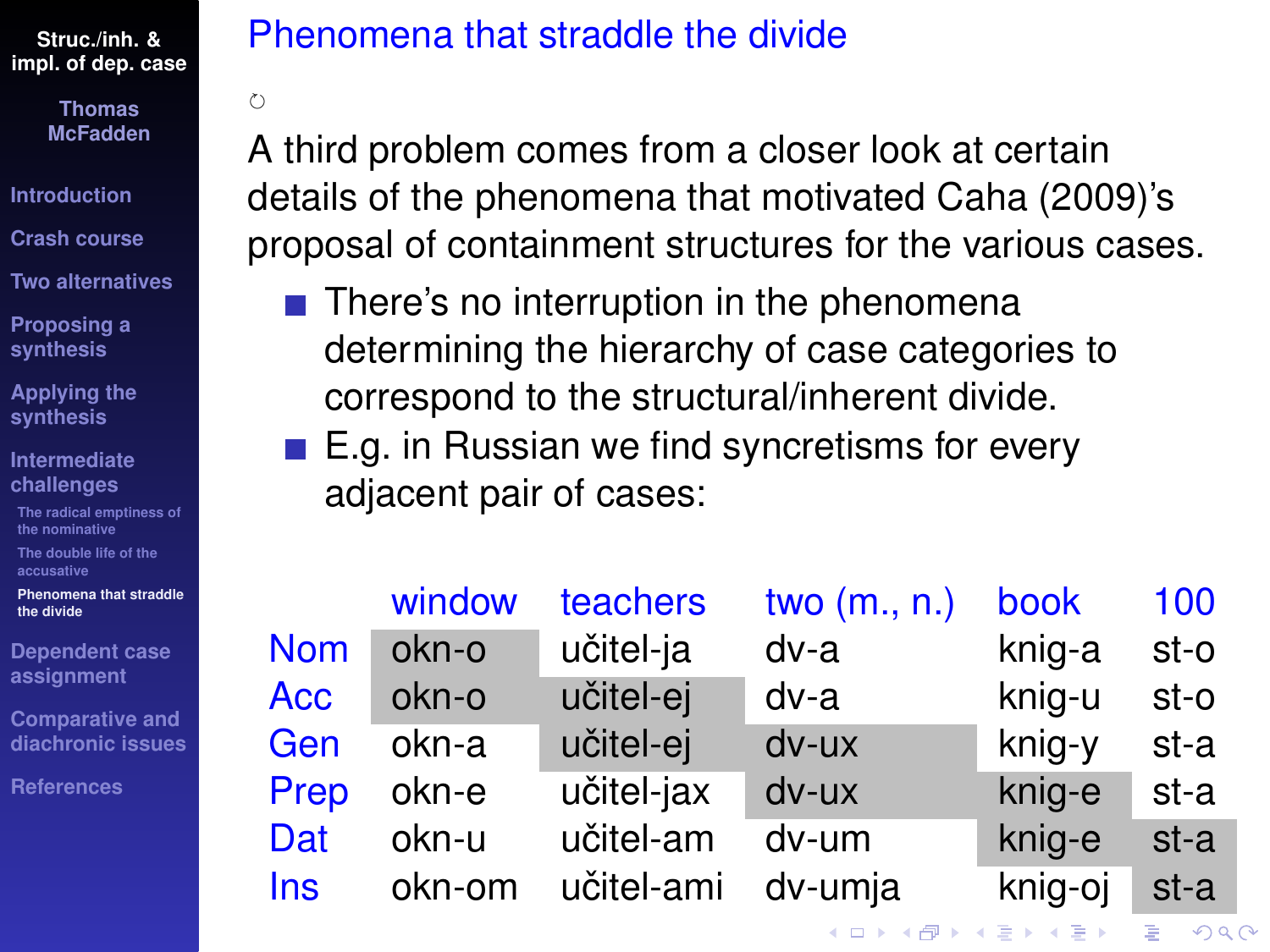# Phenomena that straddle the divide

A third problem comes from a closer look at certain details of the phenomena that motivated Caha (2009)'s proposal of containment structures for the various cases.

- There's no interruption in the phenomena determining the hierarchy of case categories to correspond to the structural/inherent divide.
- E.g. in Russian we find syncretisms for every adjacent pair of cases:

| | window | teachers | two (m., n.) | book | 100 |
|---|---|---|---|---|---|
| Nom | okn-o | učitel-ja | dv-a | knig-a | st-o |
| Acc | okn-o | učitel-ej | dv-a | knig-u | st-o |
| Gen | okn-a | učitel-ej | dv-ux | knig-y | st-a |
| Prep | okn-e | učitel-jax | dv-ux | knig-e | st-a |
| Dat | okn-u | učitel-am | dv-um | knig-e | st-a |
| Ins | okn-om | učitel-ami | dv-umja | knig-oj | st-a |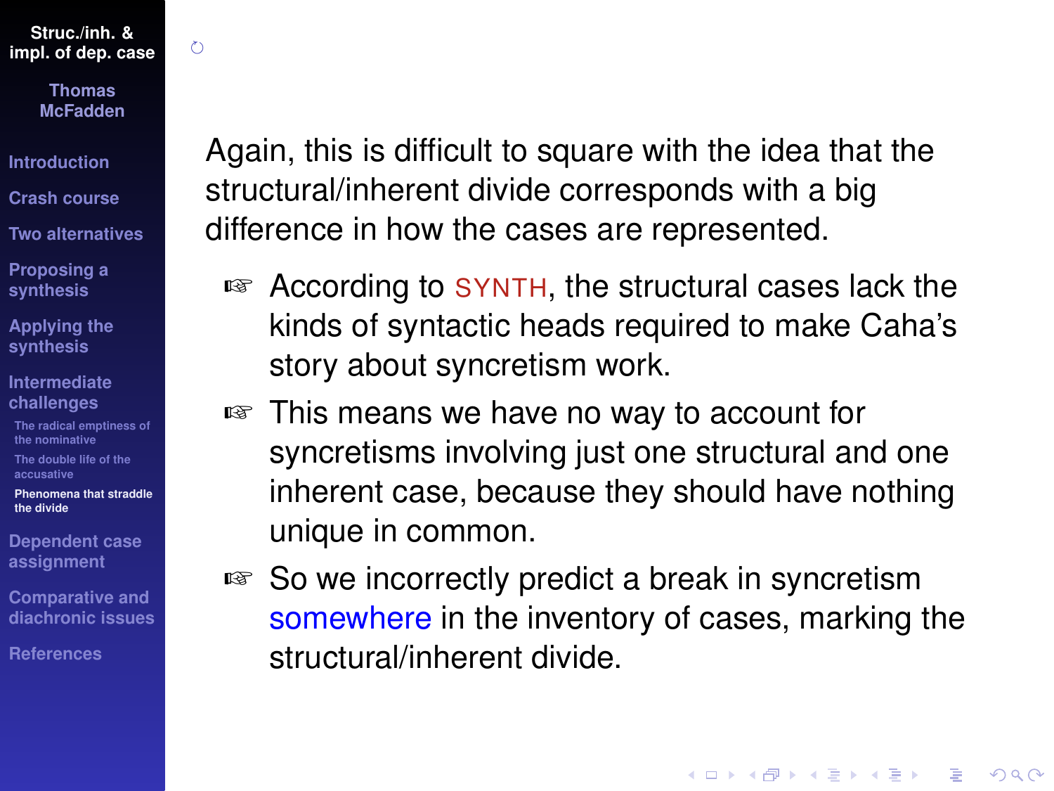Again, this is difficult to square with the idea that the structural/inherent divide corresponds with a big difference in how the cases are represented.

- According to SYNTH, the structural cases lack the kinds of syntactic heads required to make Caha's story about syncretism work.
- This means we have no way to account for syncretisms involving just one structural and one inherent case, because they should have nothing unique in common.
- So we incorrectly predict a break in syncretism somewhere in the inventory of cases, marking the structural/inherent divide.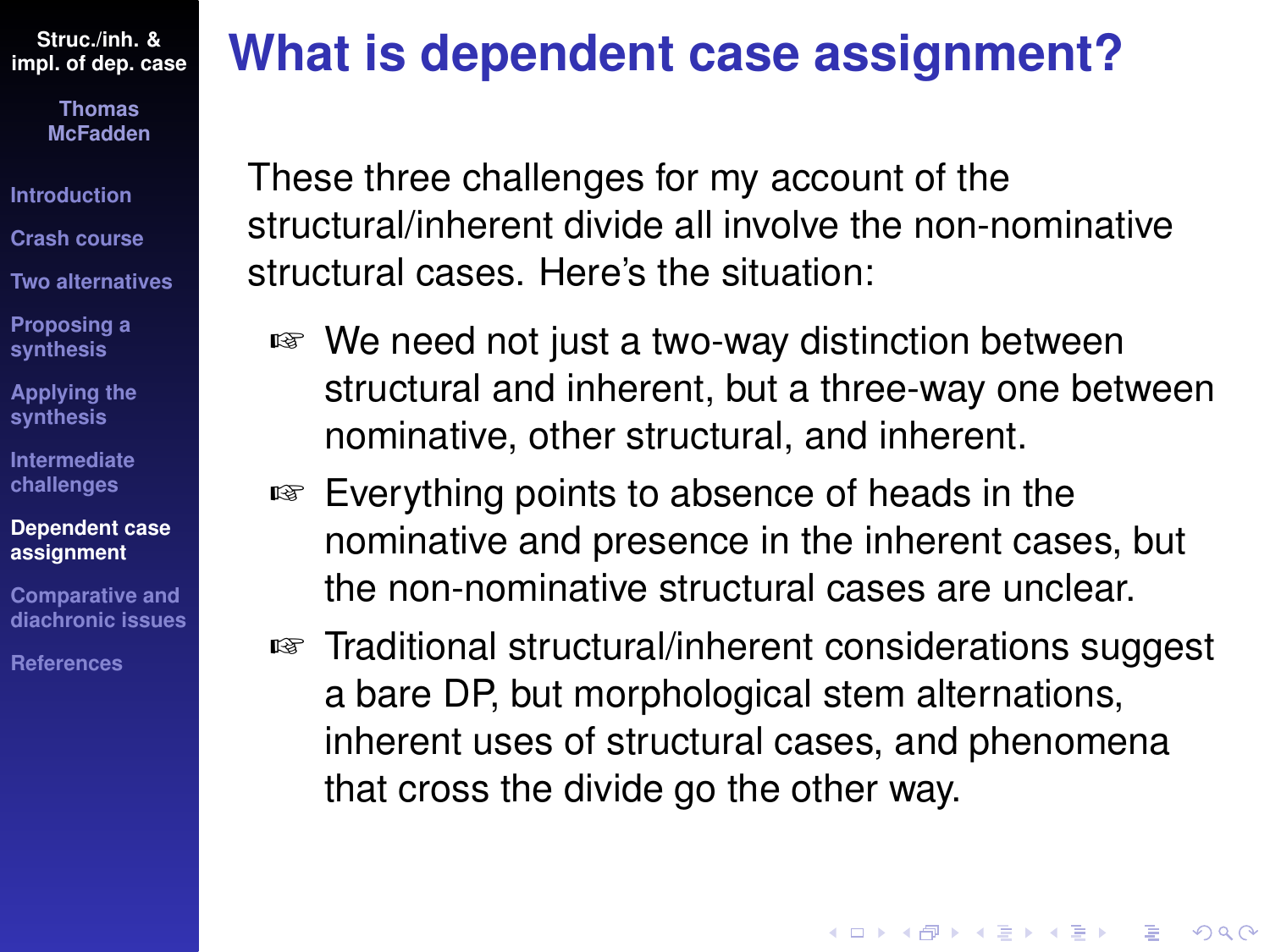# What is dependent case assignment?

These three challenges for my account of the structural/inherent divide all involve the non-nominative structural cases. Here's the situation:

- We need not just a two-way distinction between structural and inherent, but a three-way one between nominative, other structural, and inherent.
- Everything points to absence of heads in the nominative and presence in the inherent cases, but the non-nominative structural cases are unclear.
- Traditional structural/inherent considerations suggest a bare DP, but morphological stem alternations, inherent uses of structural cases, and phenomena that cross the divide go the other way.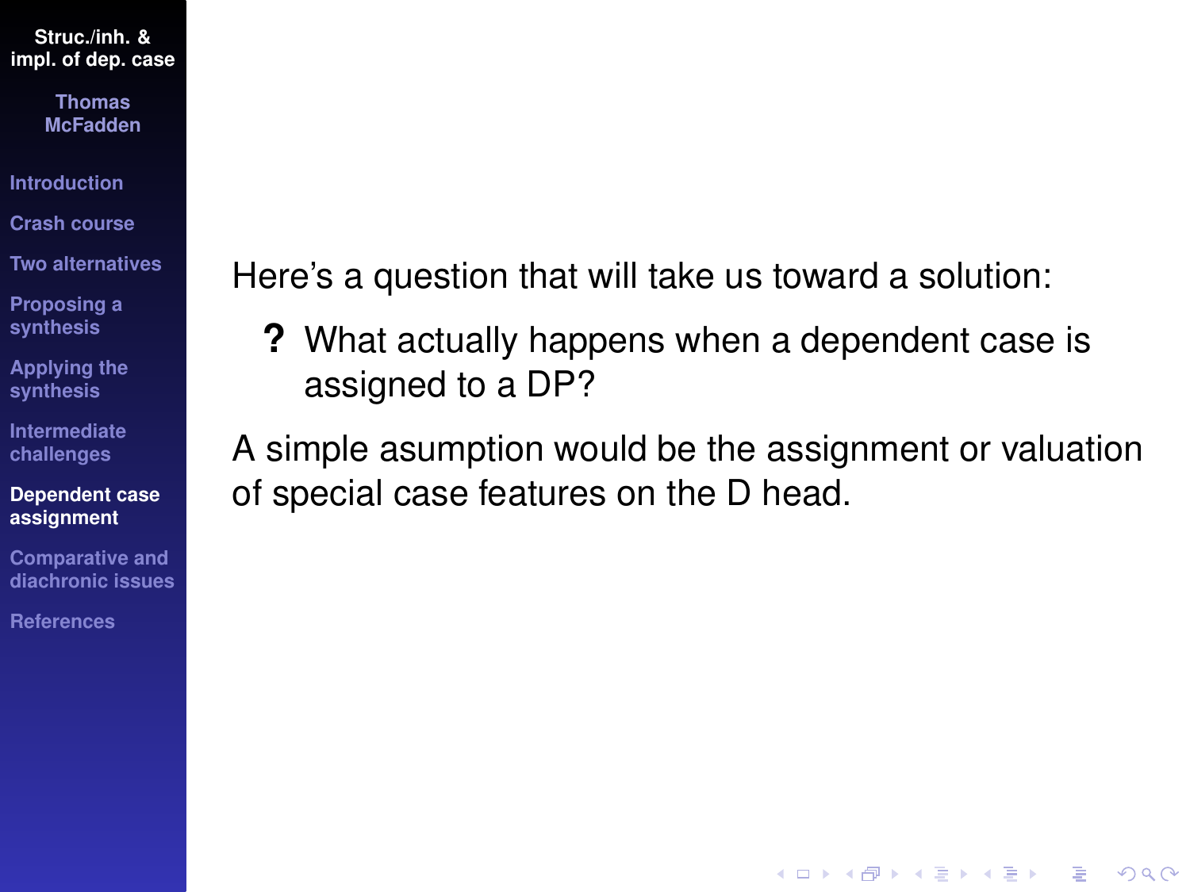Here's a question that will take us toward a solution:

**?** What actually happens when a dependent case is assigned to a DP?

A simple asumption would be the assignment or valuation of special case features on the D head.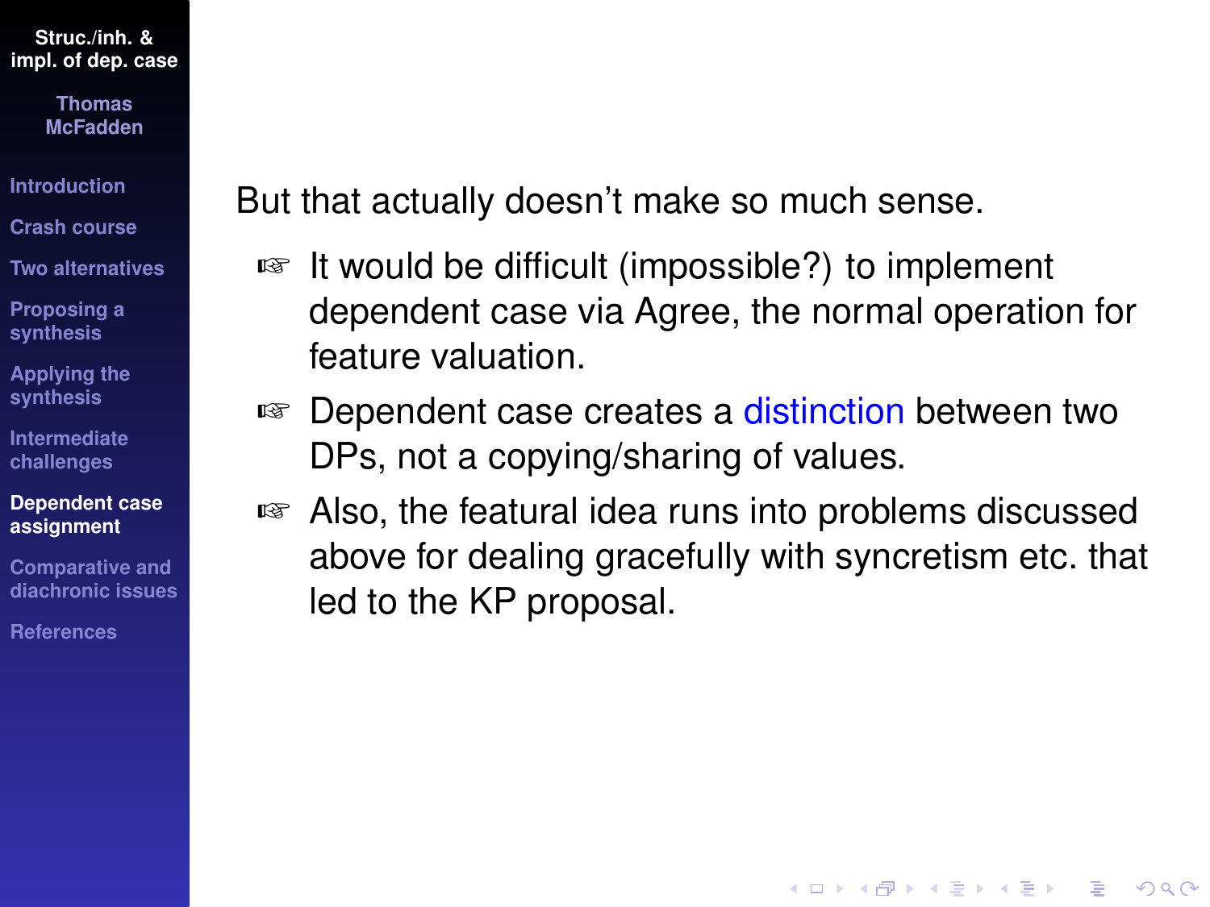But that actually doesn't make so much sense.

- It would be difficult (impossible?) to implement dependent case via Agree, the normal operation for feature valuation.
- Dependent case creates a distinction between two DPs, not a copying/sharing of values.
- Also, the featural idea runs into problems discussed above for dealing gracefully with syncretism etc. that led to the KP proposal.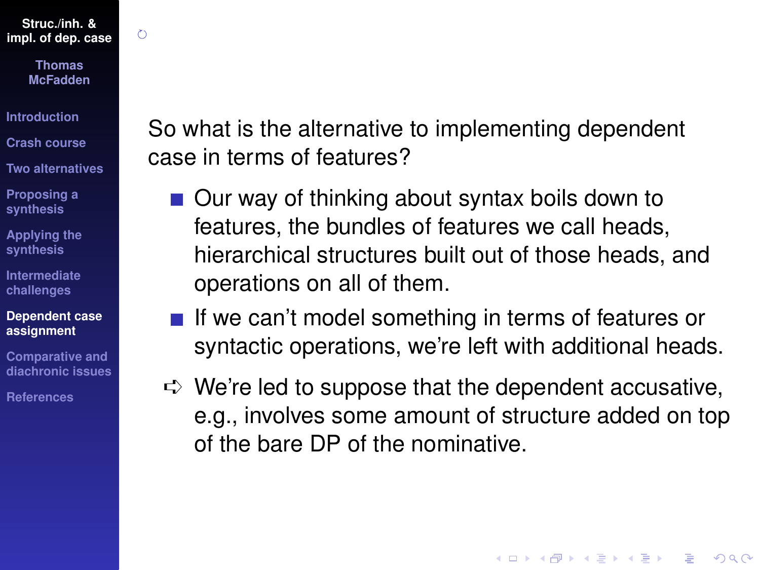So what is the alternative to implementing dependent case in terms of features?

- Our way of thinking about syntax boils down to features, the bundles of features we call heads, hierarchical structures built out of those heads, and operations on all of them.
- If we can't model something in terms of features or syntactic operations, we're left with additional heads.

➪ We're led to suppose that the dependent accusative, e.g., involves some amount of structure added on top of the bare DP of the nominative.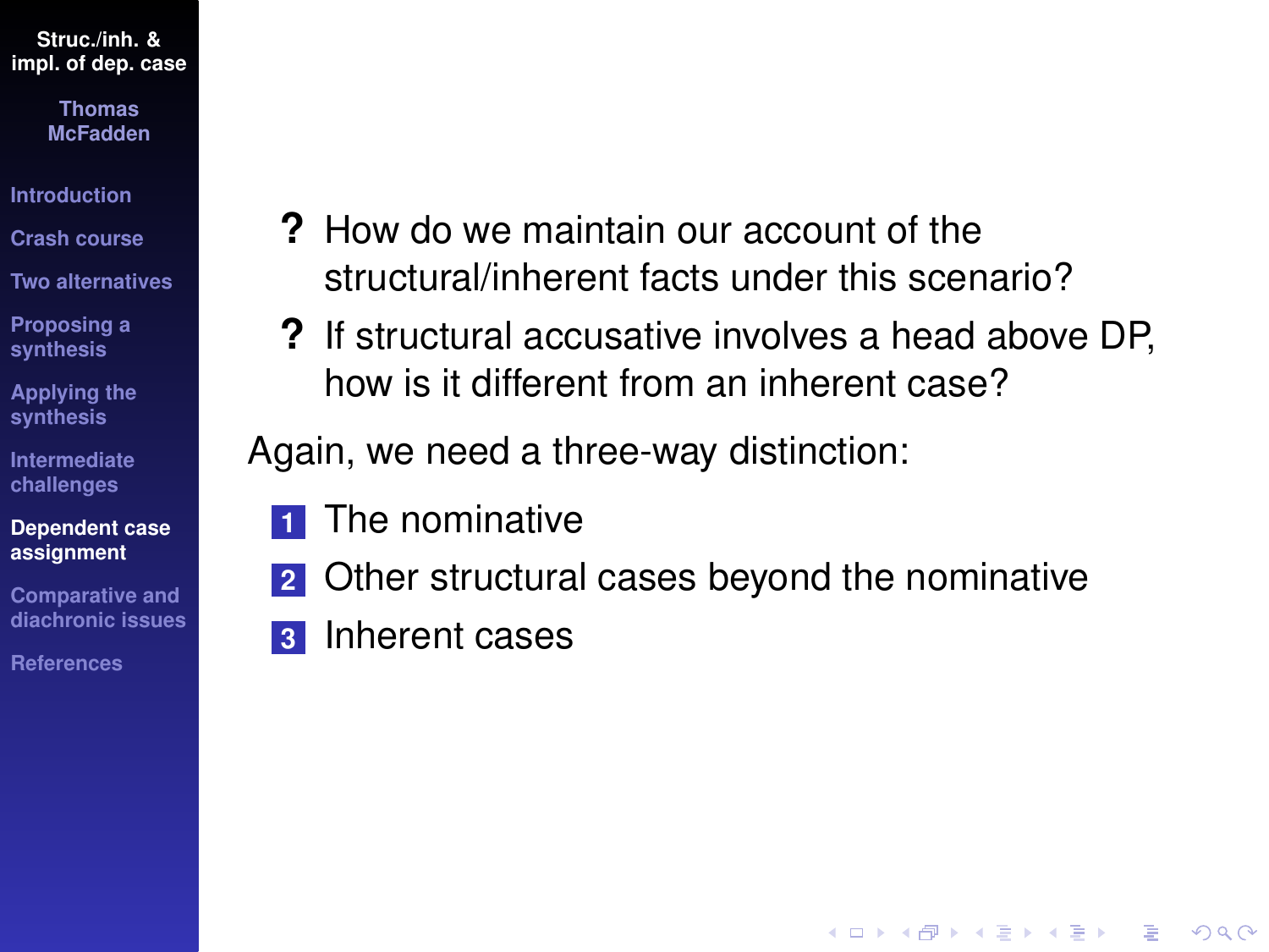- ? How do we maintain our account of the structural/inherent facts under this scenario?
- ? If structural accusative involves a head above DP, how is it different from an inherent case?

Again, we need a three-way distinction:

1. The nominative
2. Other structural cases beyond the nominative
3. Inherent cases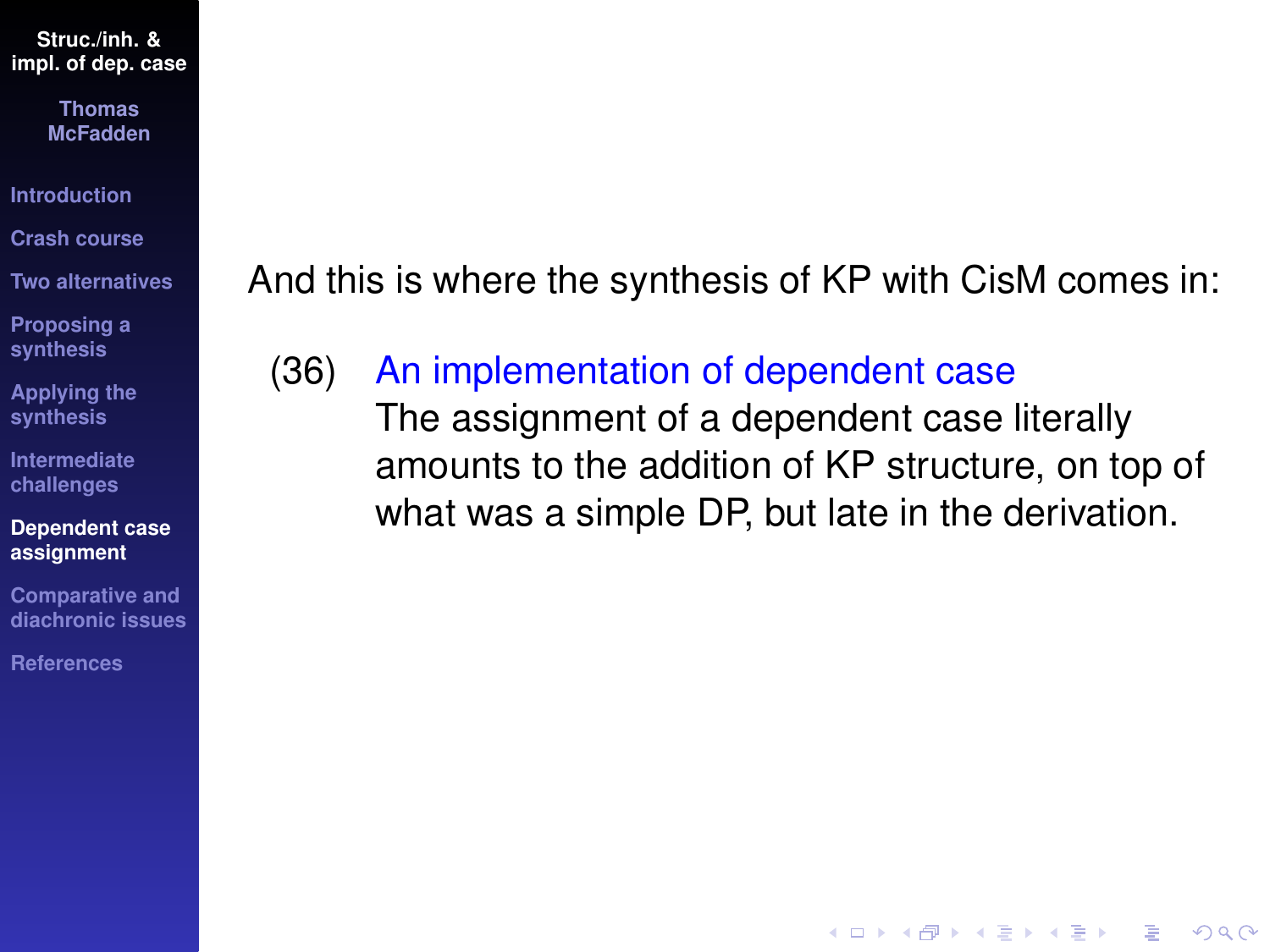And this is where the synthesis of KP with CisM comes in:

(36) **An implementation of dependent case**
The assignment of a dependent case literally amounts to the addition of KP structure, on top of what was a simple DP, but late in the derivation.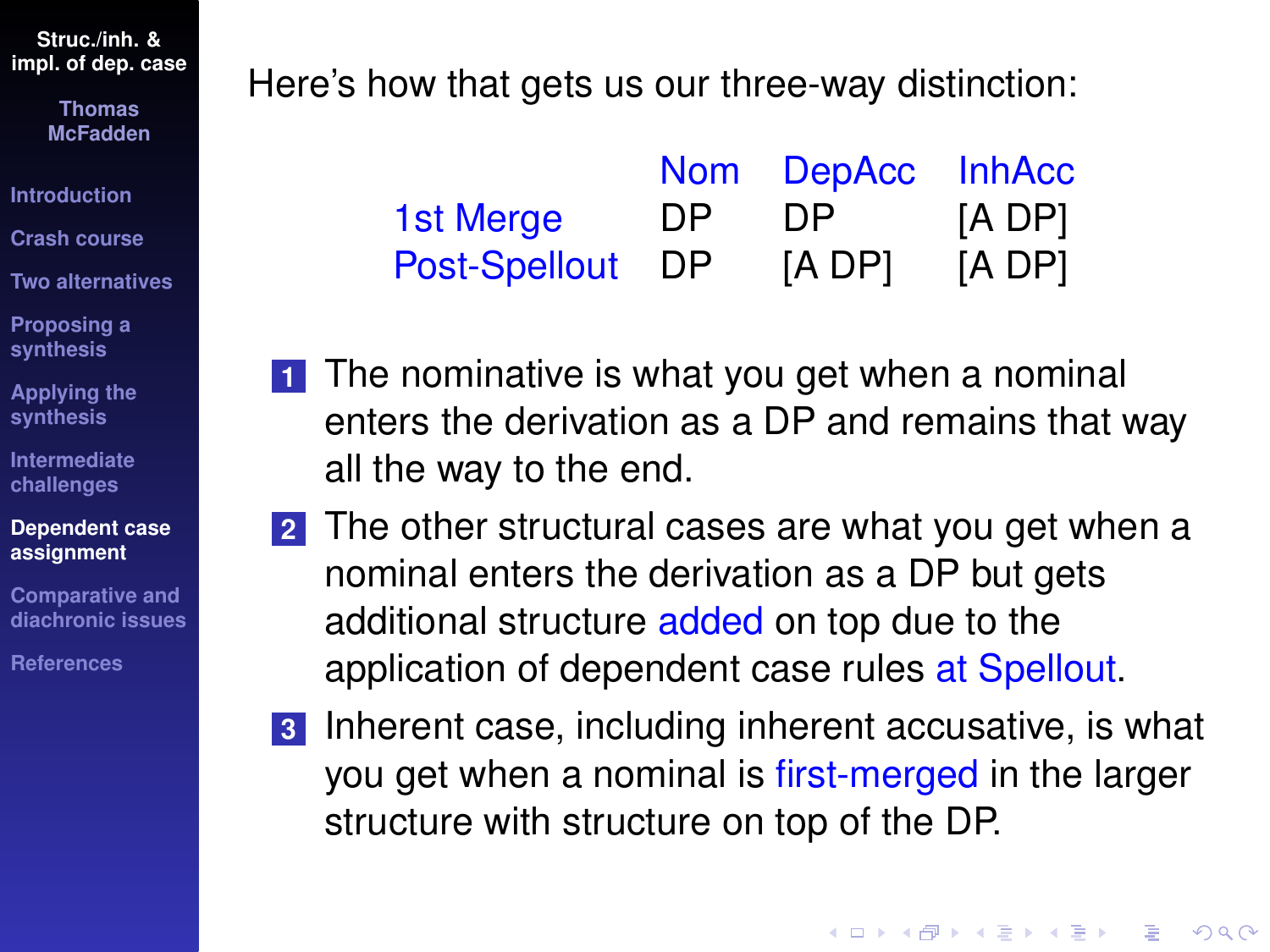Here's how that gets us our three-way distinction:

| | Nom | DepAcc | InhAcc |
|---|---|---|---|
| 1st Merge | DP | DP | [A DP] |
| Post-Spellout | DP | [A DP] | [A DP] |

1. The nominative is what you get when a nominal enters the derivation as a DP and remains that way all the way to the end.
2. The other structural cases are what you get when a nominal enters the derivation as a DP but gets additional structure added on top due to the application of dependent case rules at Spellout.
3. Inherent case, including inherent accusative, is what you get when a nominal is first-merged in the larger structure with structure on top of the DP.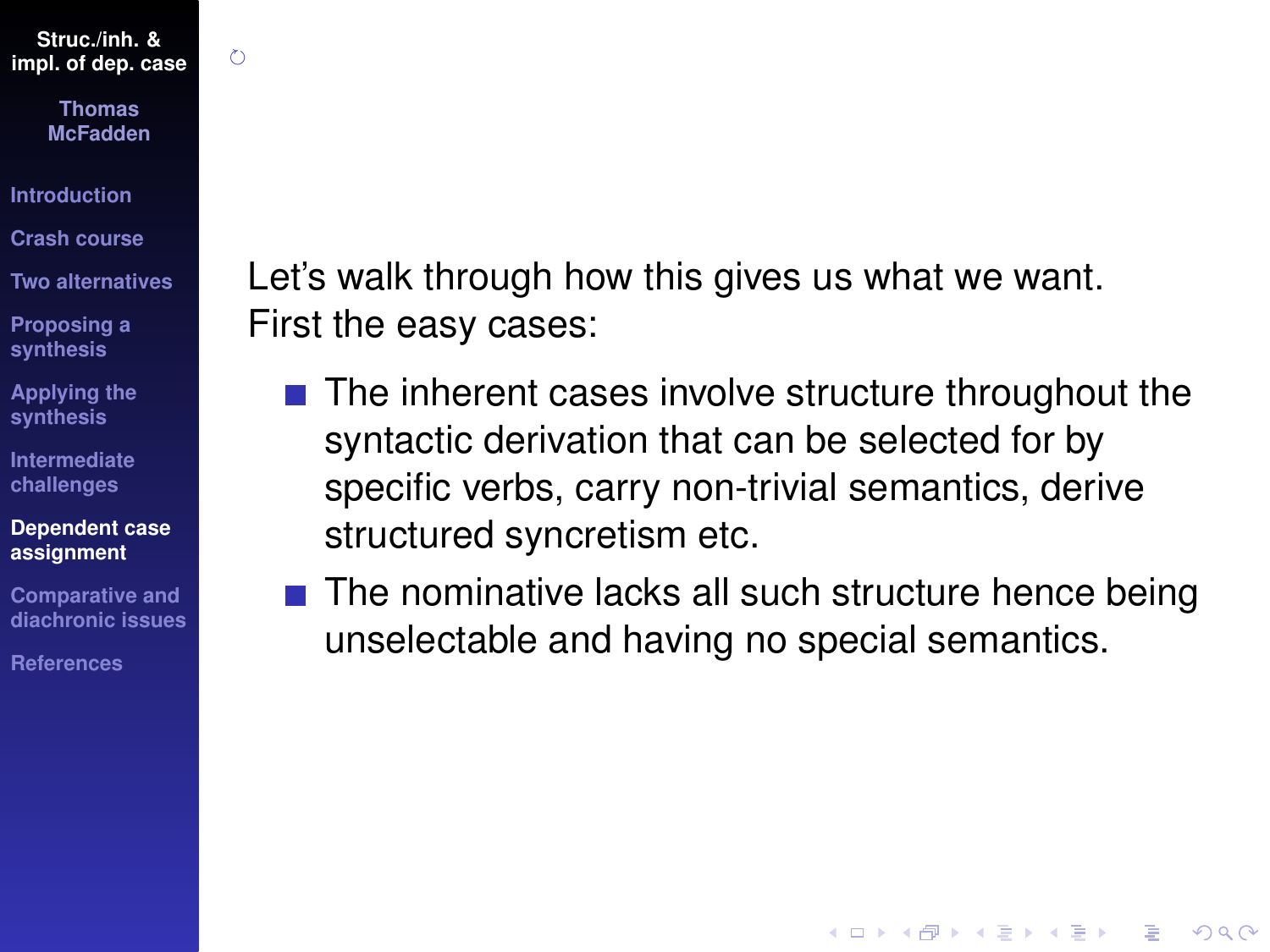Let's walk through how this gives us what we want. First the easy cases:

- The inherent cases involve structure throughout the syntactic derivation that can be selected for by specific verbs, carry non-trivial semantics, derive structured syncretism etc.
- The nominative lacks all such structure hence being unselectable and having no special semantics.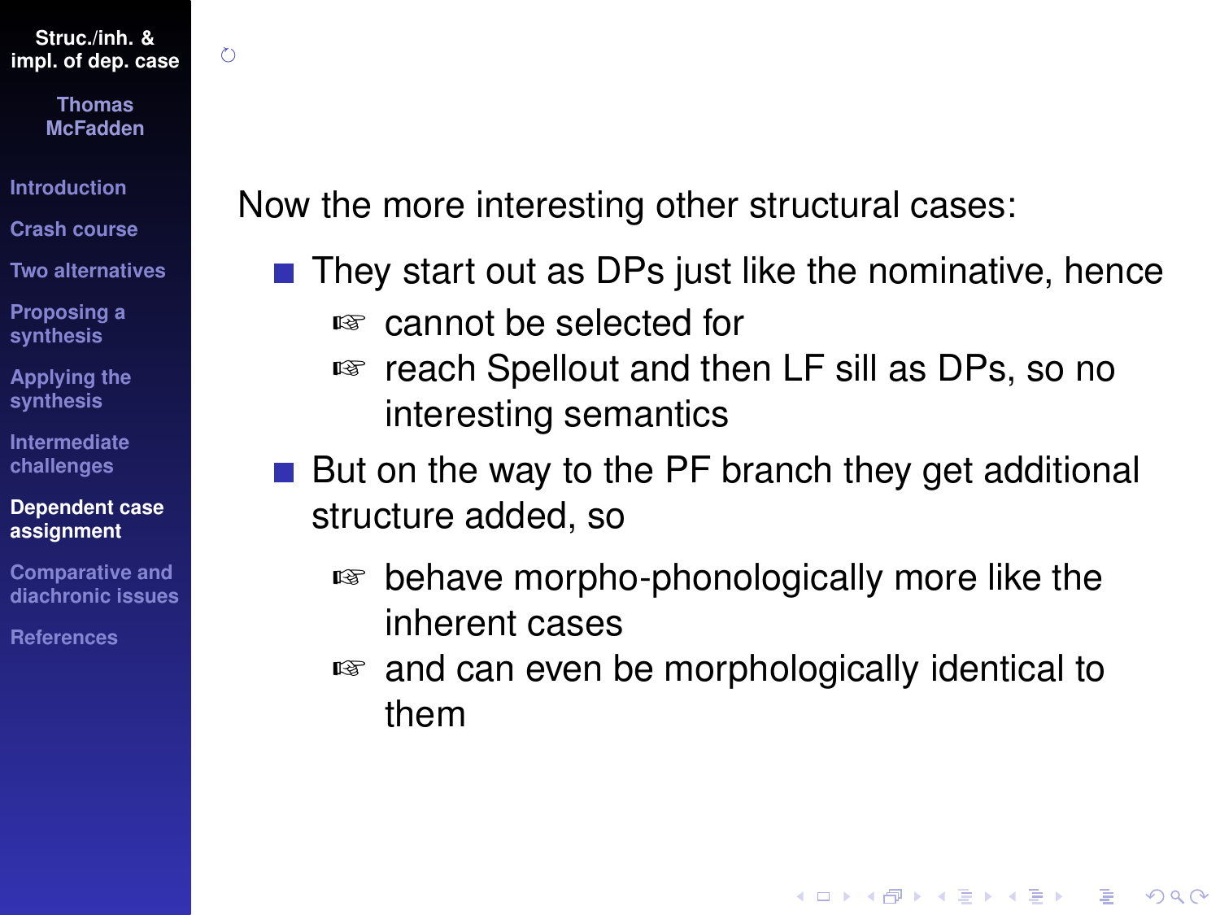Now the more interesting other structural cases:

- They start out as DPs just like the nominative, hence
  - ☞ cannot be selected for
  - ☞ reach Spellout and then LF sill as DPs, so no interesting semantics
- But on the way to the PF branch they get additional structure added, so
  - ☞ behave morpho-phonologically more like the inherent cases
  - ☞ and can even be morphologically identical to them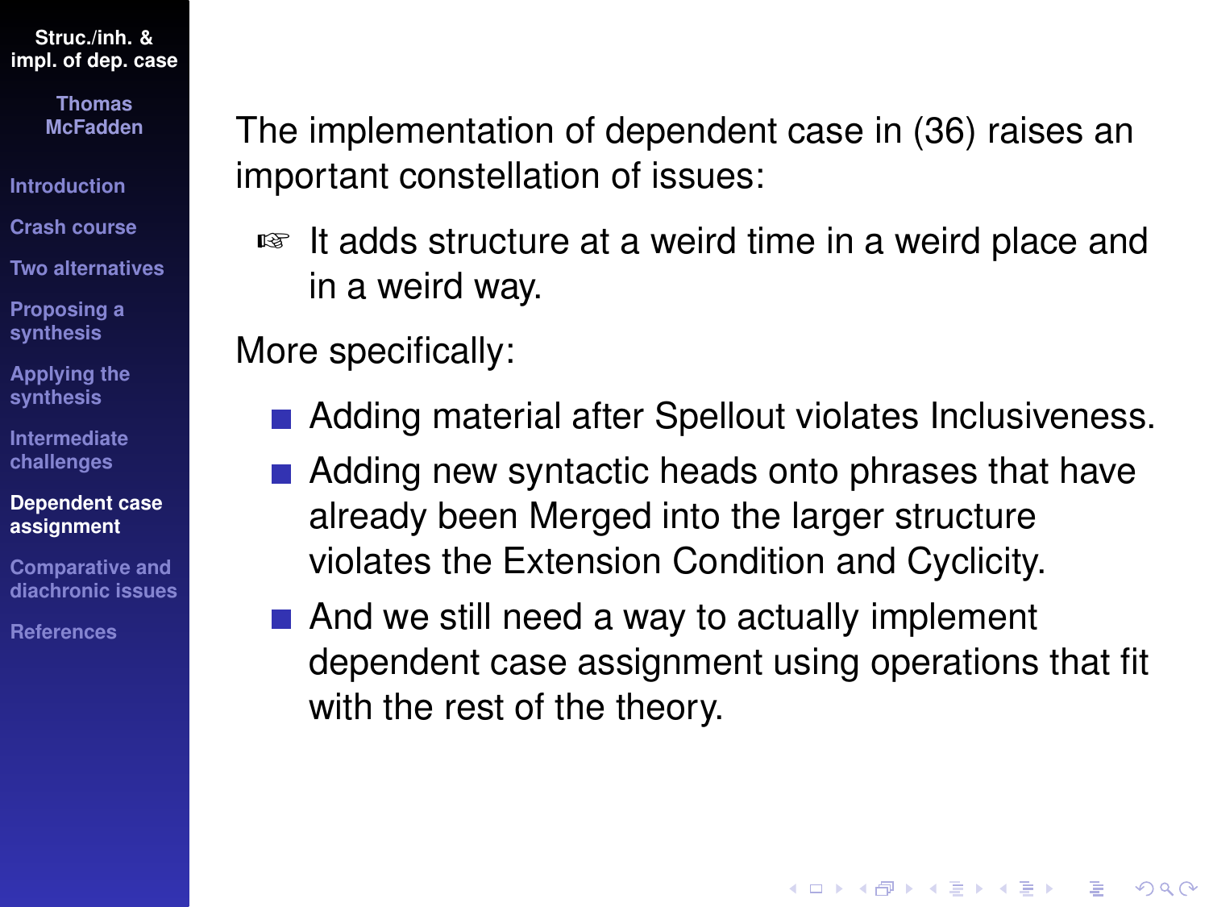The implementation of dependent case in (36) raises an important constellation of issues:

☞ It adds structure at a weird time in a weird place and in a weird way.

More specifically:

- Adding material after Spellout violates Inclusiveness.
- Adding new syntactic heads onto phrases that have already been Merged into the larger structure violates the Extension Condition and Cyclicity.
- And we still need a way to actually implement dependent case assignment using operations that fit with the rest of the theory.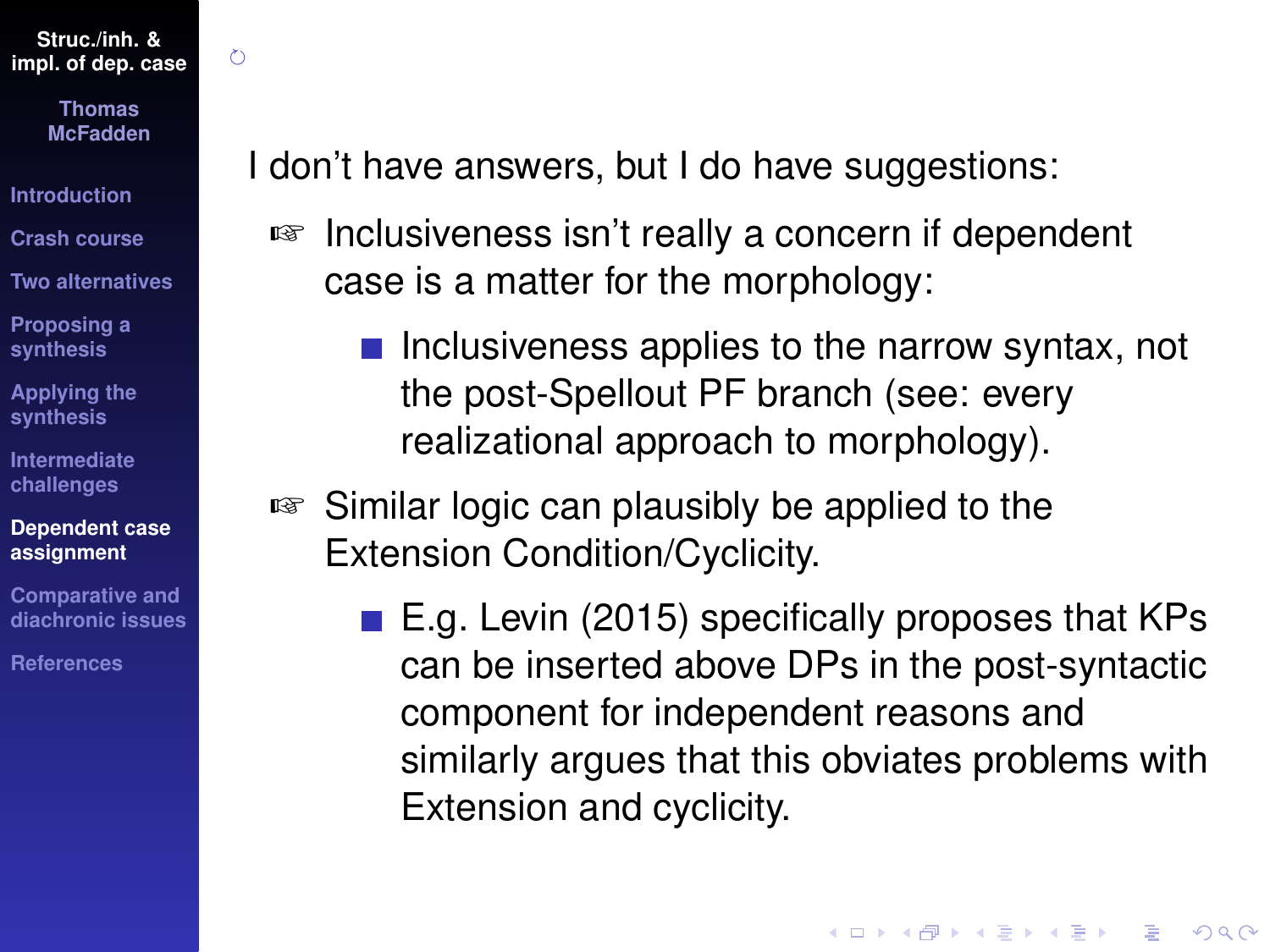I don't have answers, but I do have suggestions:

- Inclusiveness isn't really a concern if dependent case is a matter for the morphology:
  - Inclusiveness applies to the narrow syntax, not the post-Spellout PF branch (see: every realizational approach to morphology).
- Similar logic can plausibly be applied to the Extension Condition/Cyclicity.
  - E.g. Levin (2015) specifically proposes that KPs can be inserted above DPs in the post-syntactic component for independent reasons and similarly argues that this obviates problems with Extension and cyclicity.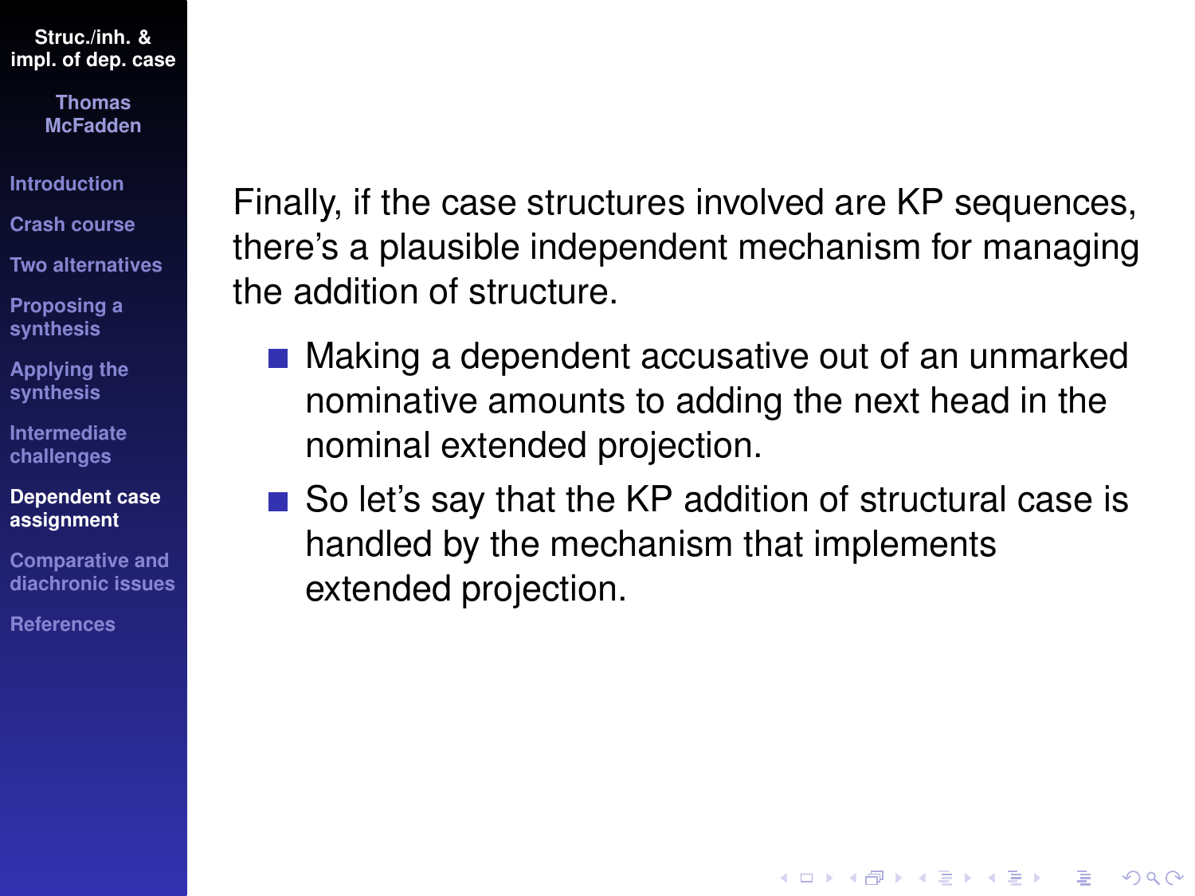Finally, if the case structures involved are KP sequences, there's a plausible independent mechanism for managing the addition of structure.

- Making a dependent accusative out of an unmarked nominative amounts to adding the next head in the nominal extended projection.
- So let's say that the KP addition of structural case is handled by the mechanism that implements extended projection.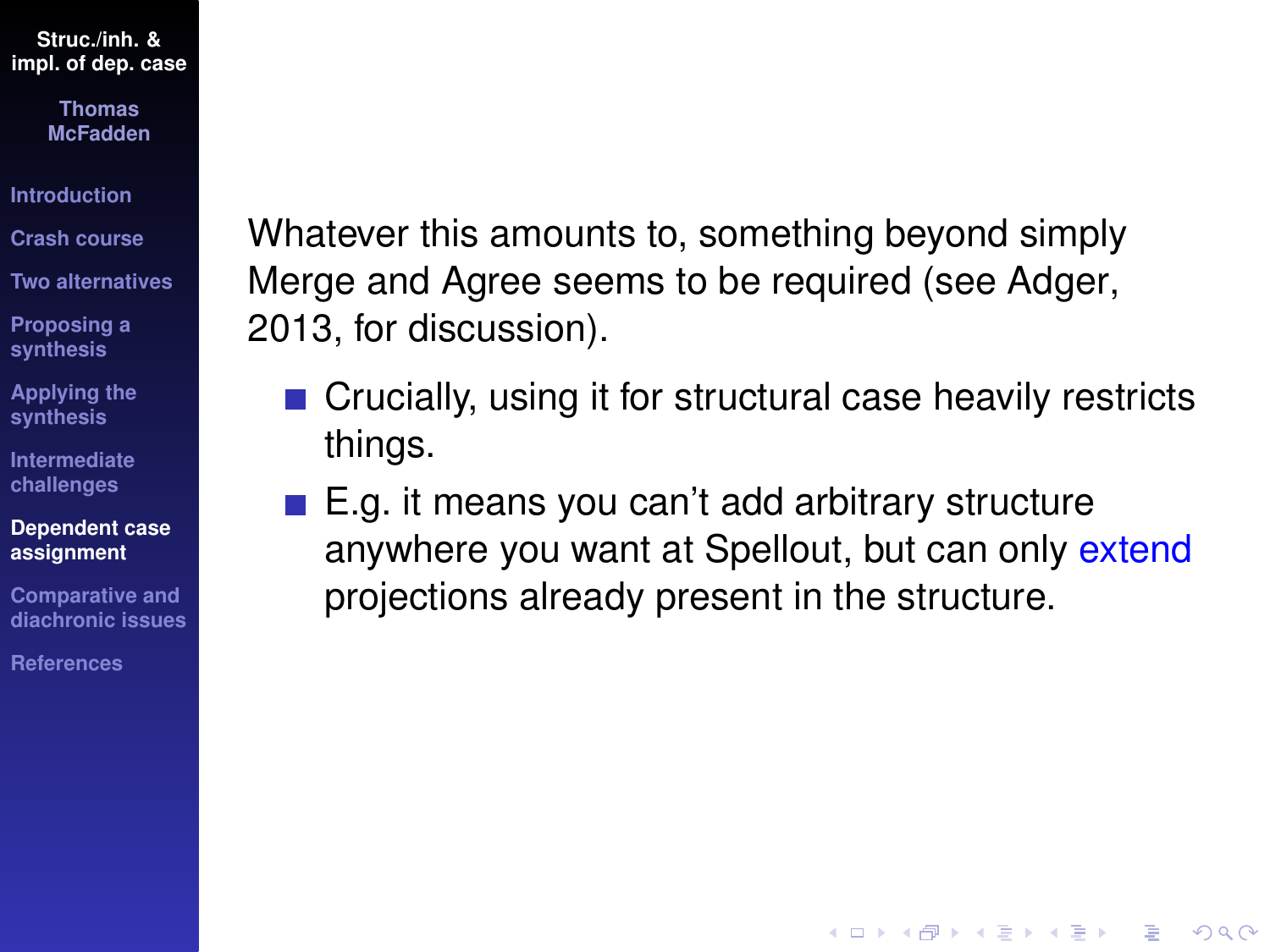Whatever this amounts to, something beyond simply Merge and Agree seems to be required (see Adger, 2013, for discussion).

- Crucially, using it for structural case heavily restricts things.
- E.g. it means you can't add arbitrary structure anywhere you want at Spellout, but can only extend projections already present in the structure.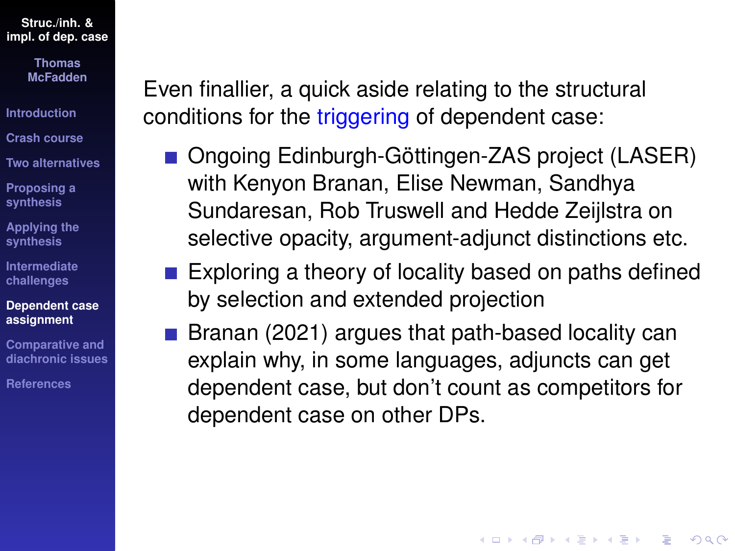Even finallier, a quick aside relating to the structural conditions for the triggering of dependent case:

- Ongoing Edinburgh-Göttingen-ZAS project (LASER) with Kenyon Branan, Elise Newman, Sandhya Sundaresan, Rob Truswell and Hedde Zeijlstra on selective opacity, argument-adjunct distinctions etc.
- Exploring a theory of locality based on paths defined by selection and extended projection
- Branan (2021) argues that path-based locality can explain why, in some languages, adjuncts can get dependent case, but don't count as competitors for dependent case on other DPs.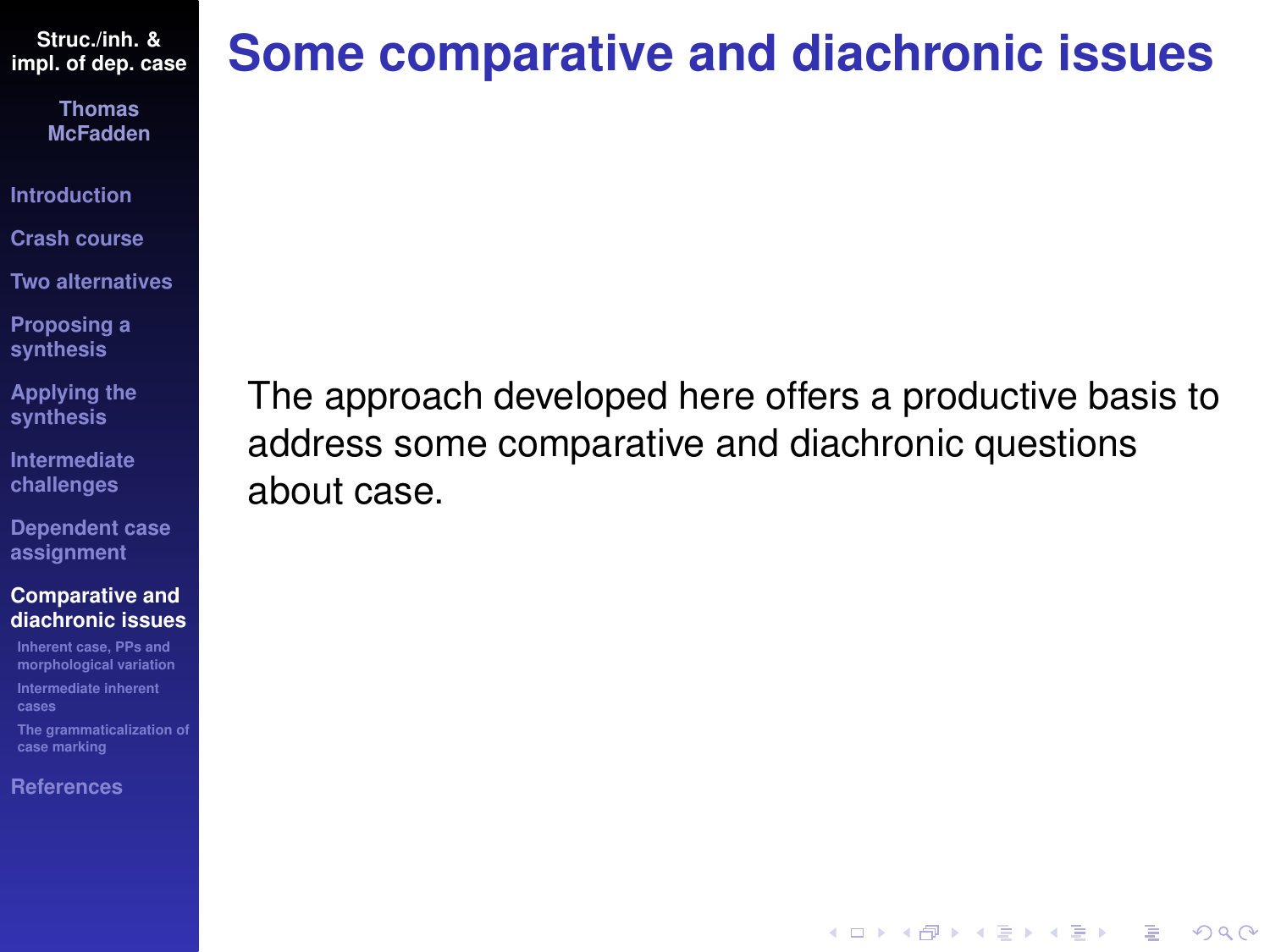# Some comparative and diachronic issues

The approach developed here offers a productive basis to address some comparative and diachronic questions about case.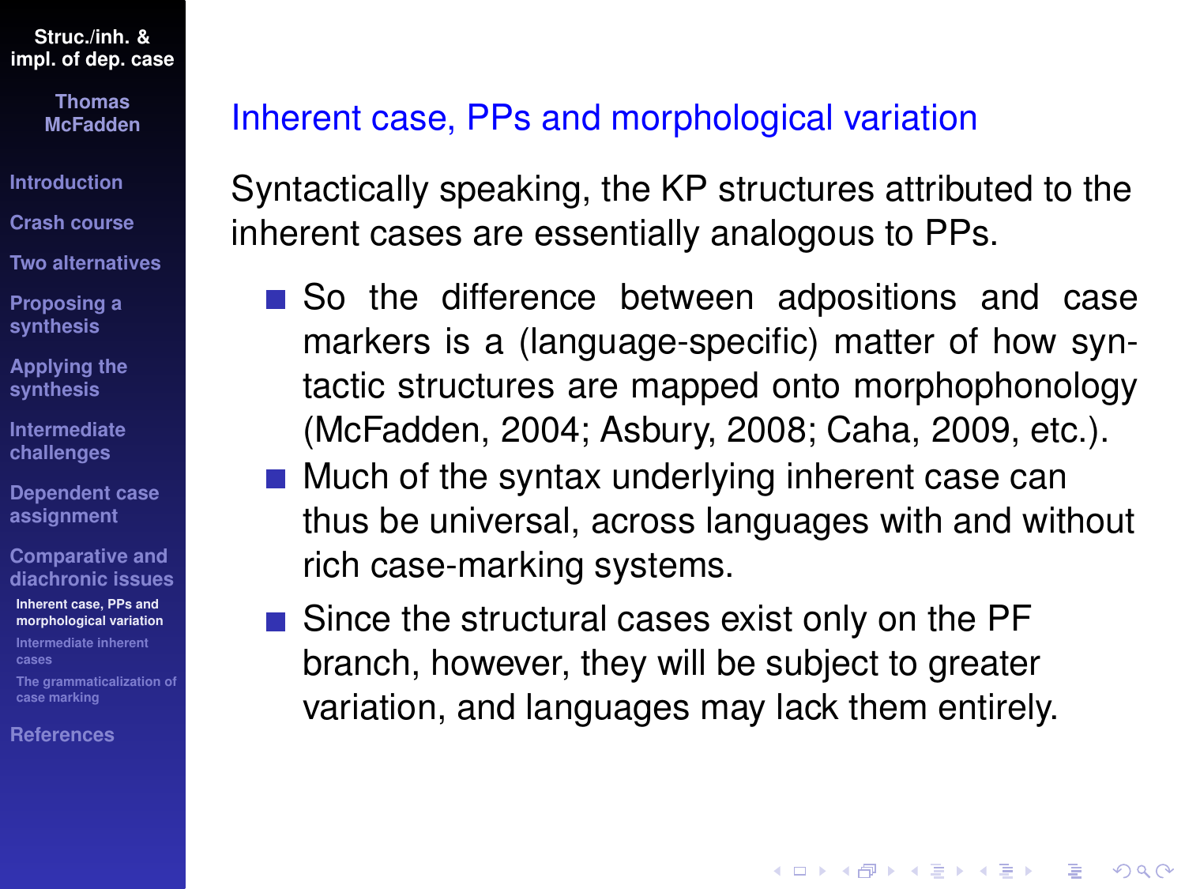## Inherent case, PPs and morphological variation

Syntactically speaking, the KP structures attributed to the inherent cases are essentially analogous to PPs.

- So the difference between adpositions and case markers is a (language-specific) matter of how syntactic structures are mapped onto morphophonology (McFadden, 2004; Asbury, 2008; Caha, 2009, etc.).
- Much of the syntax underlying inherent case can thus be universal, across languages with and without rich case-marking systems.
- Since the structural cases exist only on the PF branch, however, they will be subject to greater variation, and languages may lack them entirely.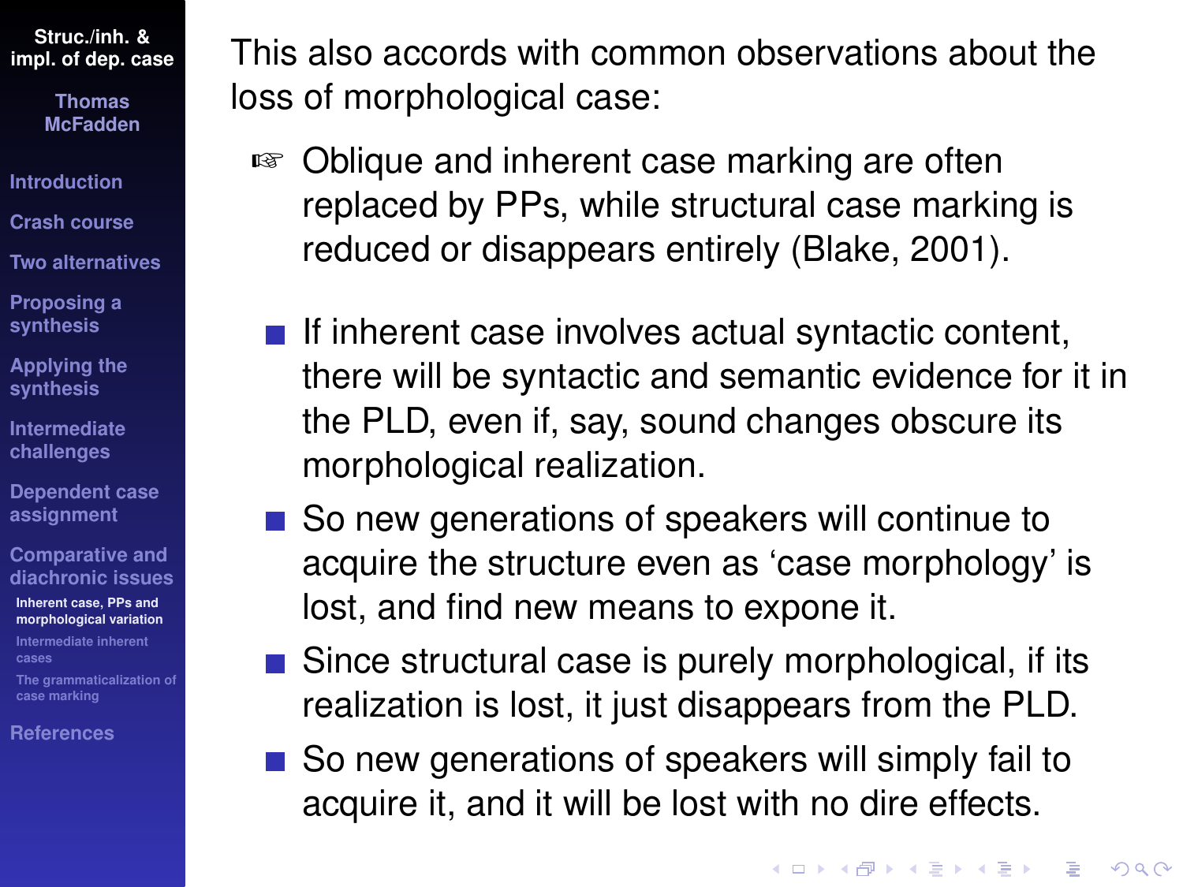This also accords with common observations about the loss of morphological case:

☞ Oblique and inherent case marking are often replaced by PPs, while structural case marking is reduced or disappears entirely (Blake, 2001).

- If inherent case involves actual syntactic content, there will be syntactic and semantic evidence for it in the PLD, even if, say, sound changes obscure its morphological realization.
- So new generations of speakers will continue to acquire the structure even as 'case morphology' is lost, and find new means to expone it.
- Since structural case is purely morphological, if its realization is lost, it just disappears from the PLD.
- So new generations of speakers will simply fail to acquire it, and it will be lost with no dire effects.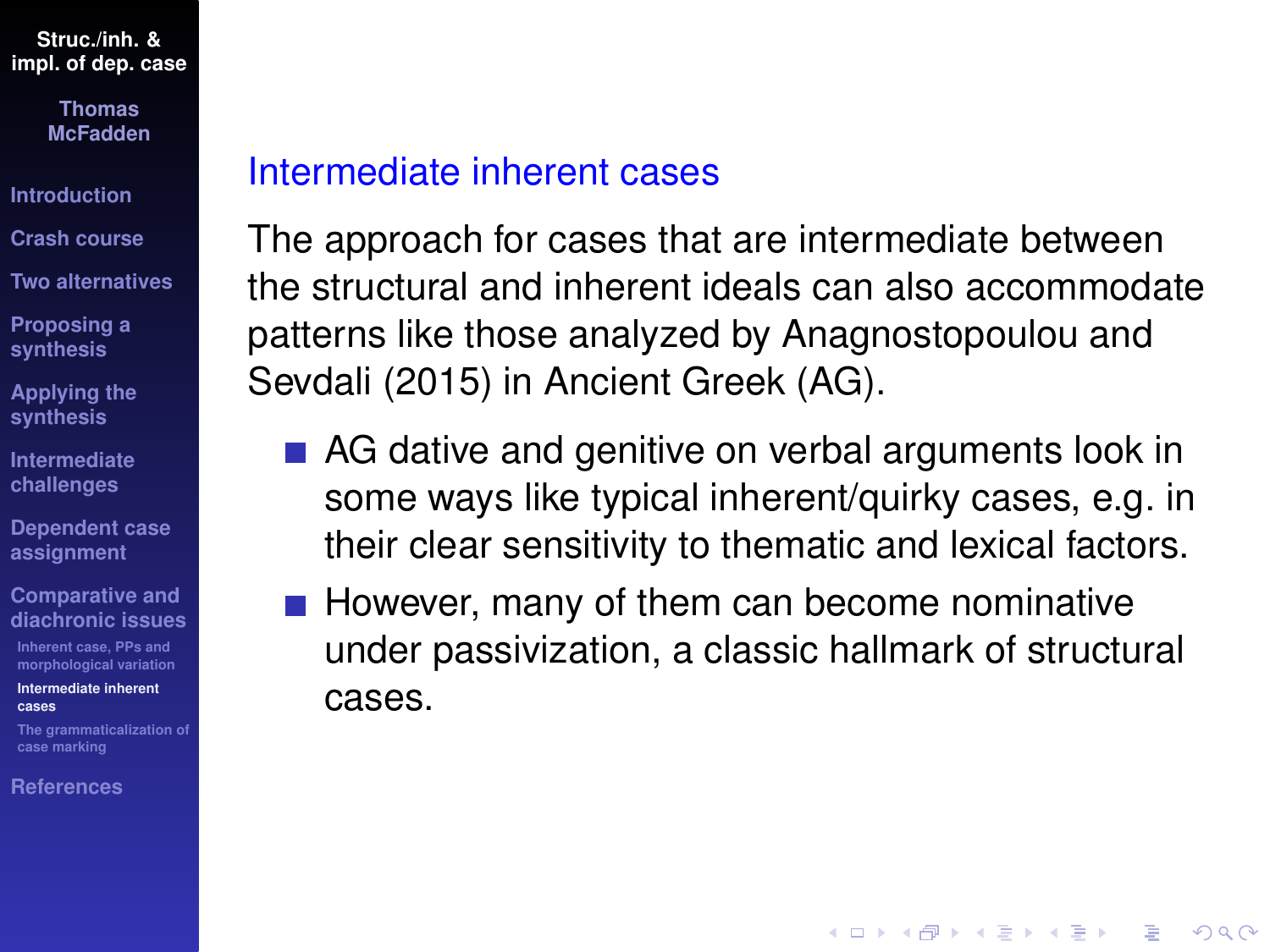## Intermediate inherent cases

The approach for cases that are intermediate between the structural and inherent ideals can also accommodate patterns like those analyzed by Anagnostopoulou and Sevdali (2015) in Ancient Greek (AG).

- AG dative and genitive on verbal arguments look in some ways like typical inherent/quirky cases, e.g. in their clear sensitivity to thematic and lexical factors.
- However, many of them can become nominative under passivization, a classic hallmark of structural cases.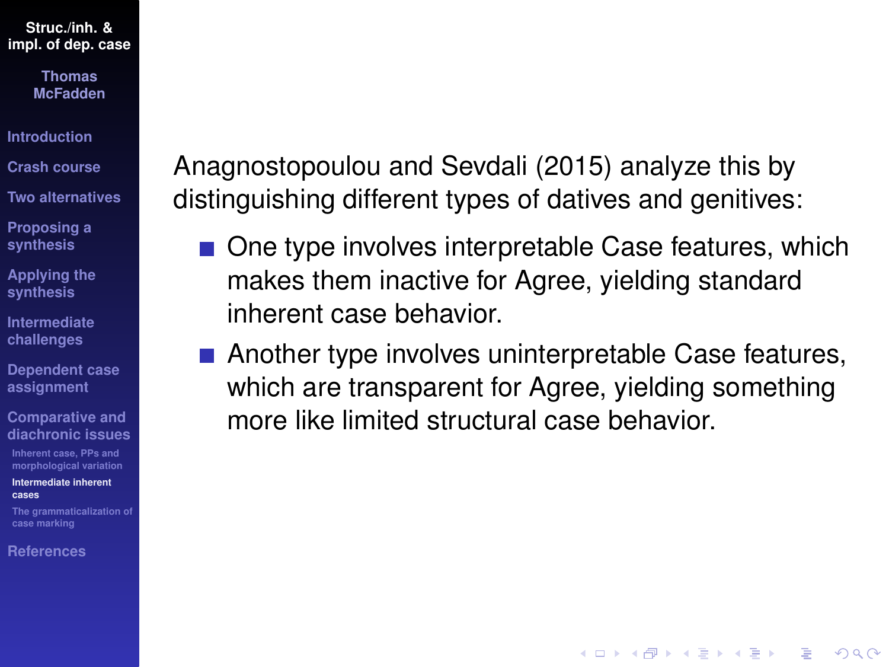Anagnostopoulou and Sevdali (2015) analyze this by distinguishing different types of datives and genitives:

- One type involves interpretable Case features, which makes them inactive for Agree, yielding standard inherent case behavior.
- Another type involves uninterpretable Case features, which are transparent for Agree, yielding something more like limited structural case behavior.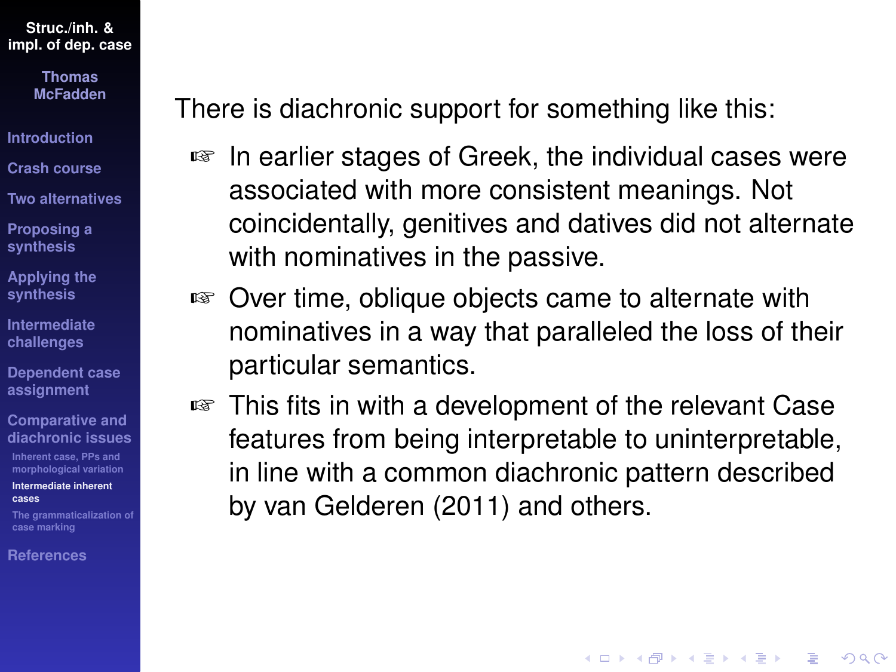There is diachronic support for something like this:

- In earlier stages of Greek, the individual cases were associated with more consistent meanings. Not coincidentally, genitives and datives did not alternate with nominatives in the passive.
- Over time, oblique objects came to alternate with nominatives in a way that paralleled the loss of their particular semantics.
- This fits in with a development of the relevant Case features from being interpretable to uninterpretable, in line with a common diachronic pattern described by van Gelderen (2011) and others.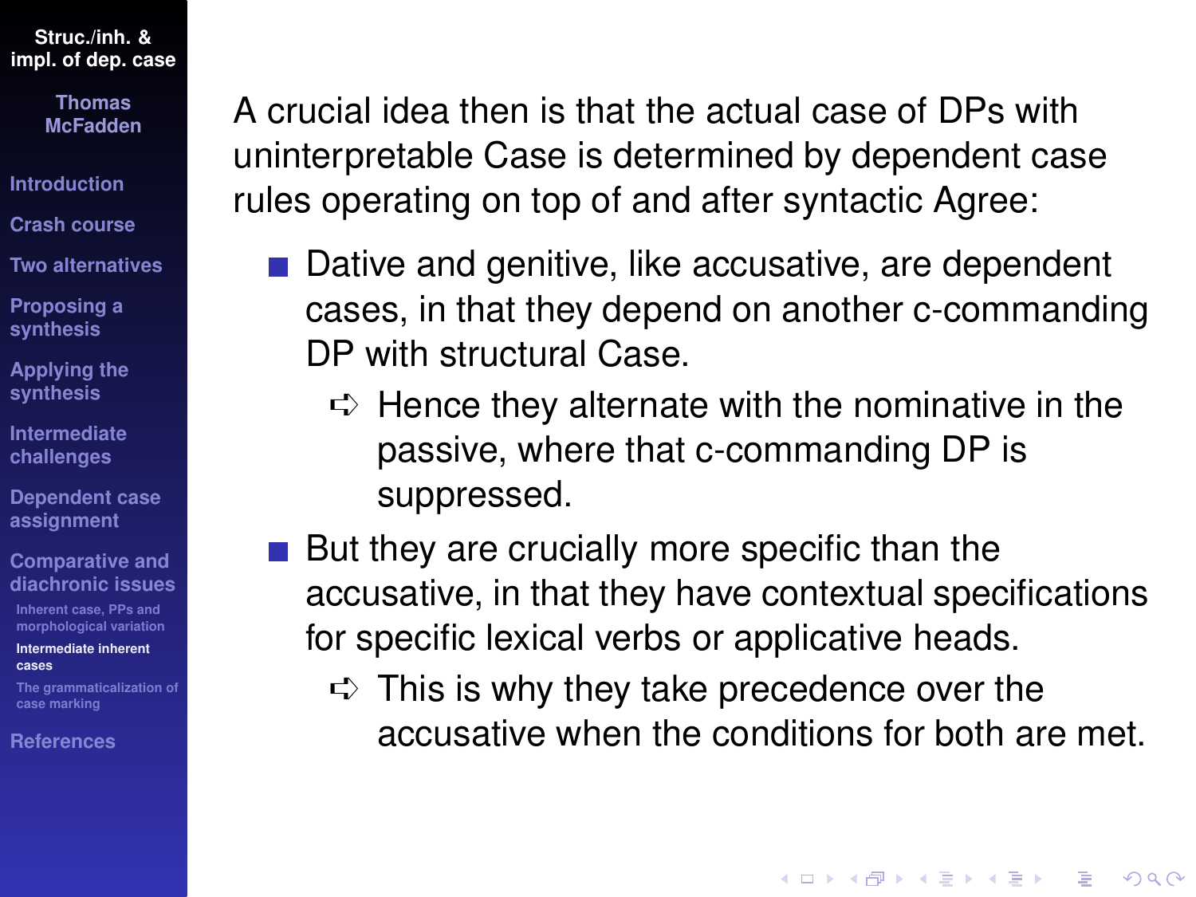A crucial idea then is that the actual case of DPs with uninterpretable Case is determined by dependent case rules operating on top of and after syntactic Agree:

- Dative and genitive, like accusative, are dependent cases, in that they depend on another c-commanding DP with structural Case.
  - ➪ Hence they alternate with the nominative in the passive, where that c-commanding DP is suppressed.
- But they are crucially more specific than the accusative, in that they have contextual specifications for specific lexical verbs or applicative heads.
  - ➪ This is why they take precedence over the accusative when the conditions for both are met.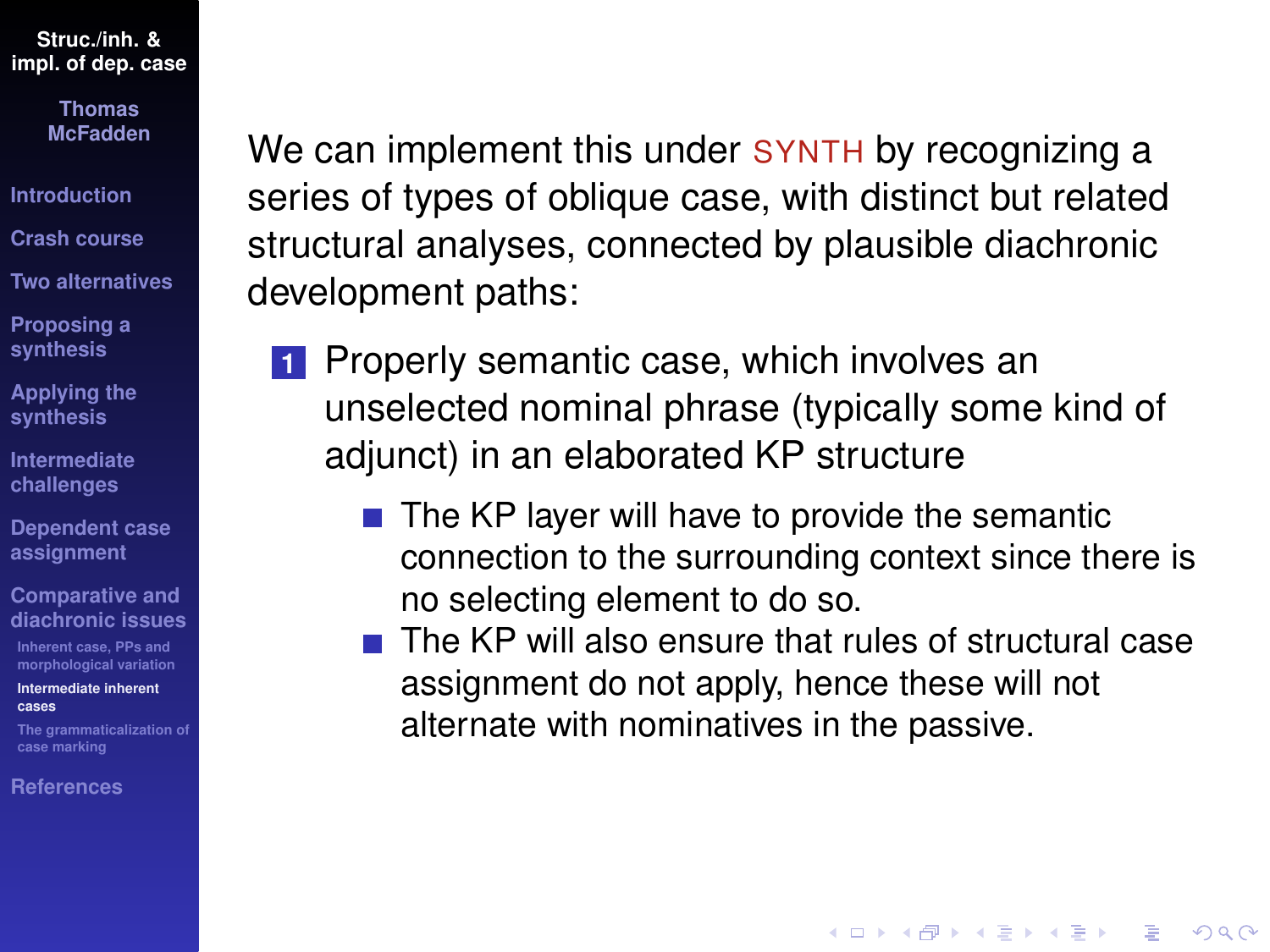We can implement this under SYNTH by recognizing a series of types of oblique case, with distinct but related structural analyses, connected by plausible diachronic development paths:

1. Properly semantic case, which involves an unselected nominal phrase (typically some kind of adjunct) in an elaborated KP structure
   - The KP layer will have to provide the semantic connection to the surrounding context since there is no selecting element to do so.
   - The KP will also ensure that rules of structural case assignment do not apply, hence these will not alternate with nominatives in the passive.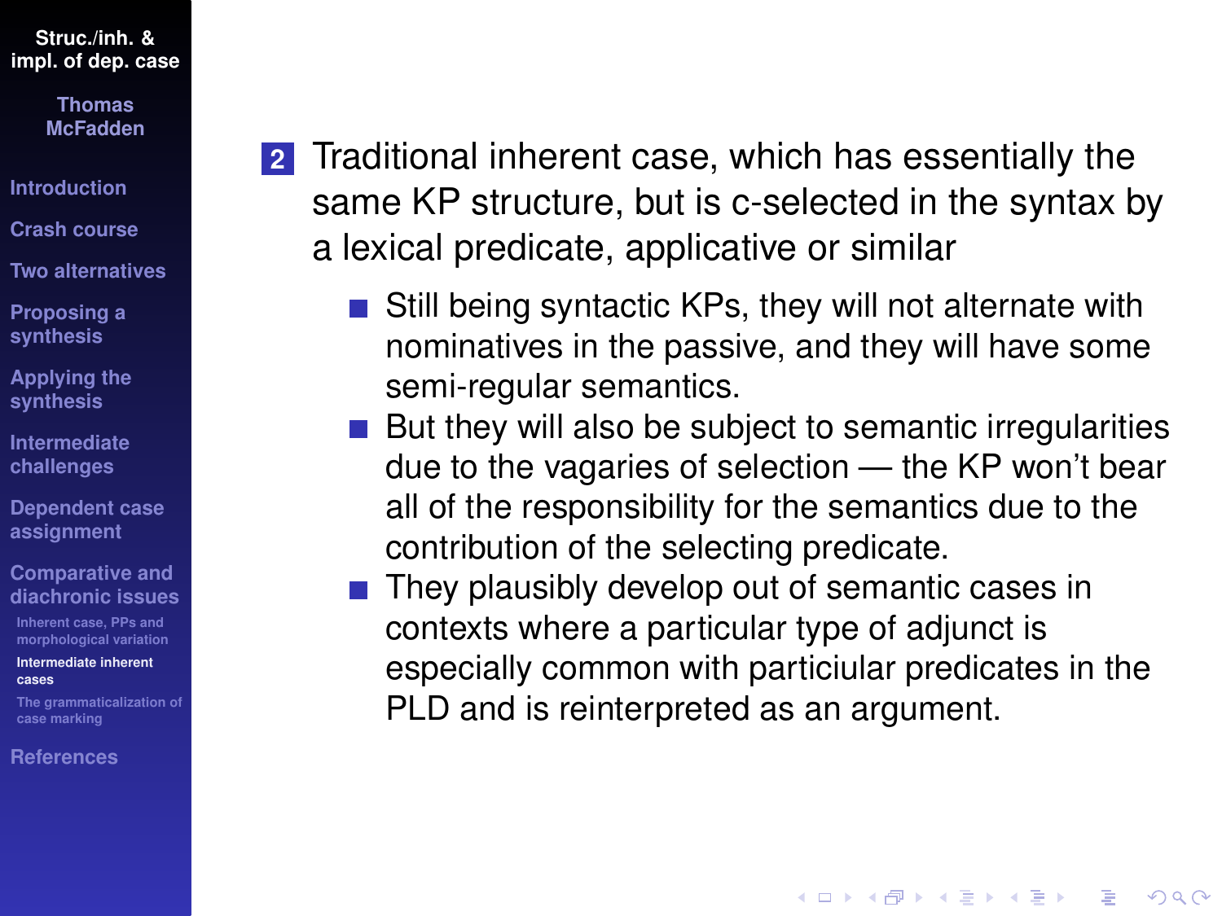2. Traditional inherent case, which has essentially the same KP structure, but is c-selected in the syntax by a lexical predicate, applicative or similar
   - Still being syntactic KPs, they will not alternate with nominatives in the passive, and they will have some semi-regular semantics.
   - But they will also be subject to semantic irregularities due to the vagaries of selection — the KP won't bear all of the responsibility for the semantics due to the contribution of the selecting predicate.
   - They plausibly develop out of semantic cases in contexts where a particular type of adjunct is especially common with particiular predicates in the PLD and is reinterpreted as an argument.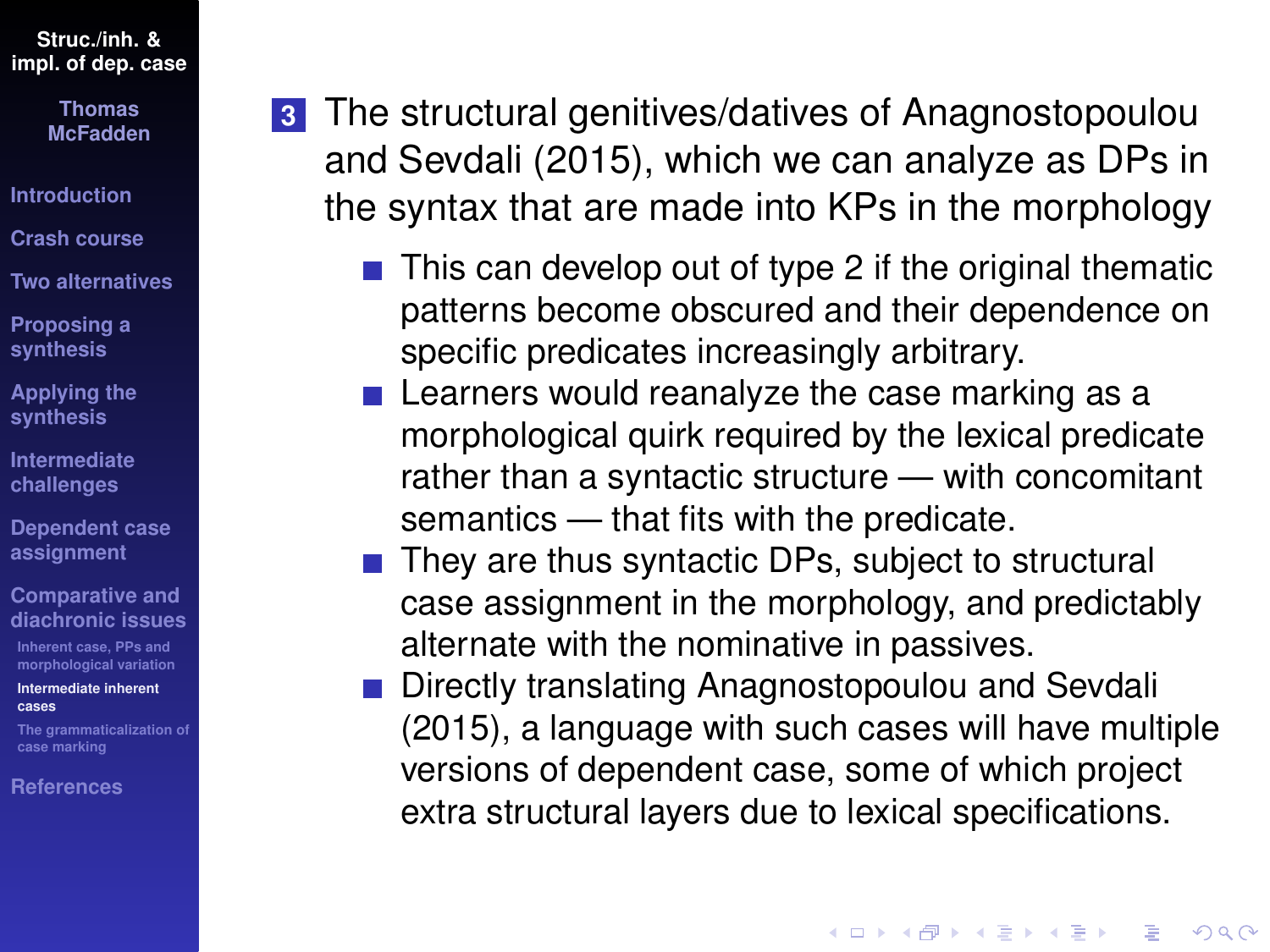3. The structural genitives/datives of Anagnostopoulou and Sevdali (2015), which we can analyze as DPs in the syntax that are made into KPs in the morphology

   - This can develop out of type 2 if the original thematic patterns become obscured and their dependence on specific predicates increasingly arbitrary.
   - Learners would reanalyze the case marking as a morphological quirk required by the lexical predicate rather than a syntactic structure — with concomitant semantics — that fits with the predicate.
   - They are thus syntactic DPs, subject to structural case assignment in the morphology, and predictably alternate with the nominative in passives.
   - Directly translating Anagnostopoulou and Sevdali (2015), a language with such cases will have multiple versions of dependent case, some of which project extra structural layers due to lexical specifications.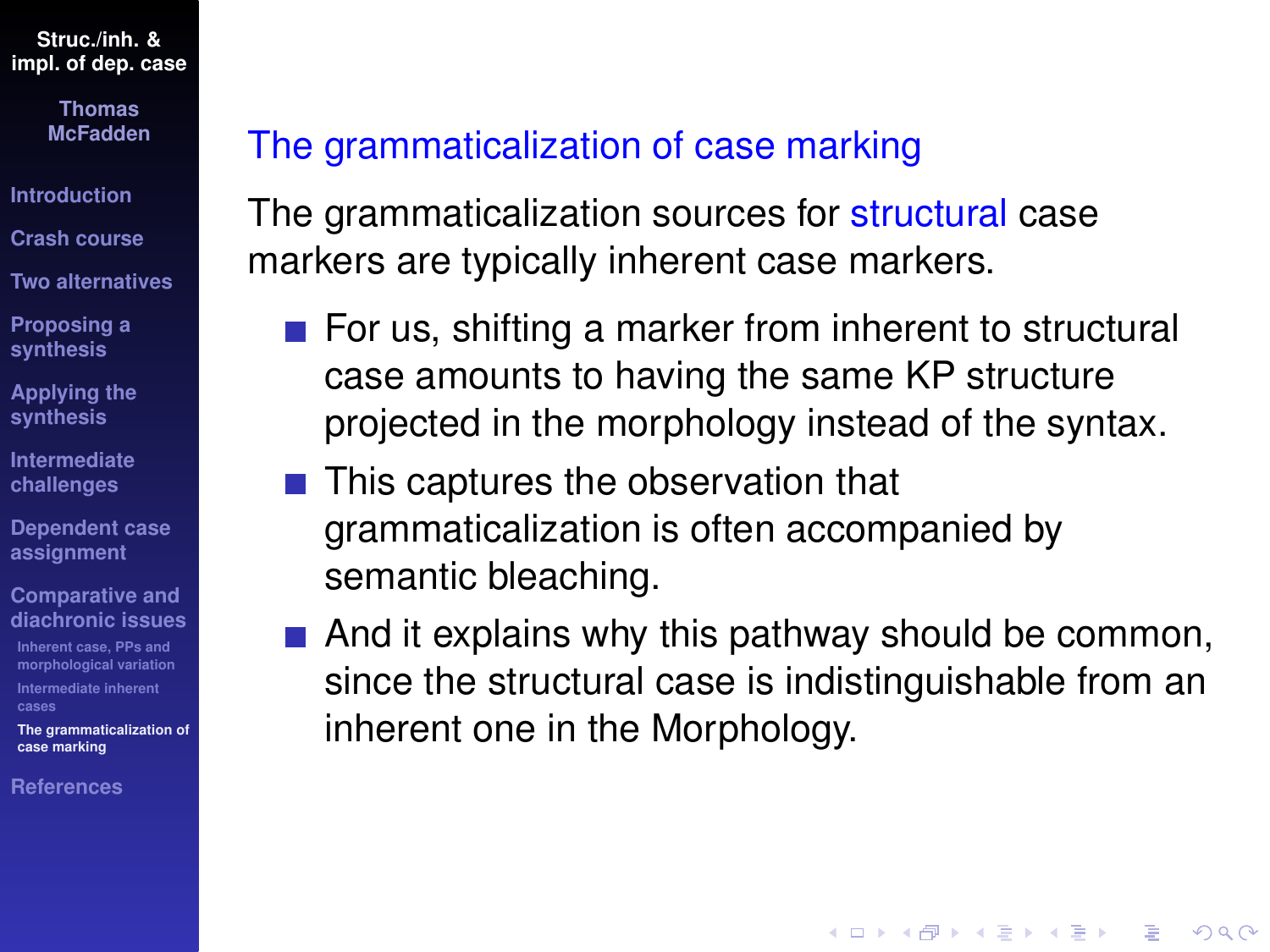## The grammaticalization of case marking

The grammaticalization sources for structural case markers are typically inherent case markers.

- For us, shifting a marker from inherent to structural case amounts to having the same KP structure projected in the morphology instead of the syntax.
- This captures the observation that grammaticalization is often accompanied by semantic bleaching.
- And it explains why this pathway should be common, since the structural case is indistinguishable from an inherent one in the Morphology.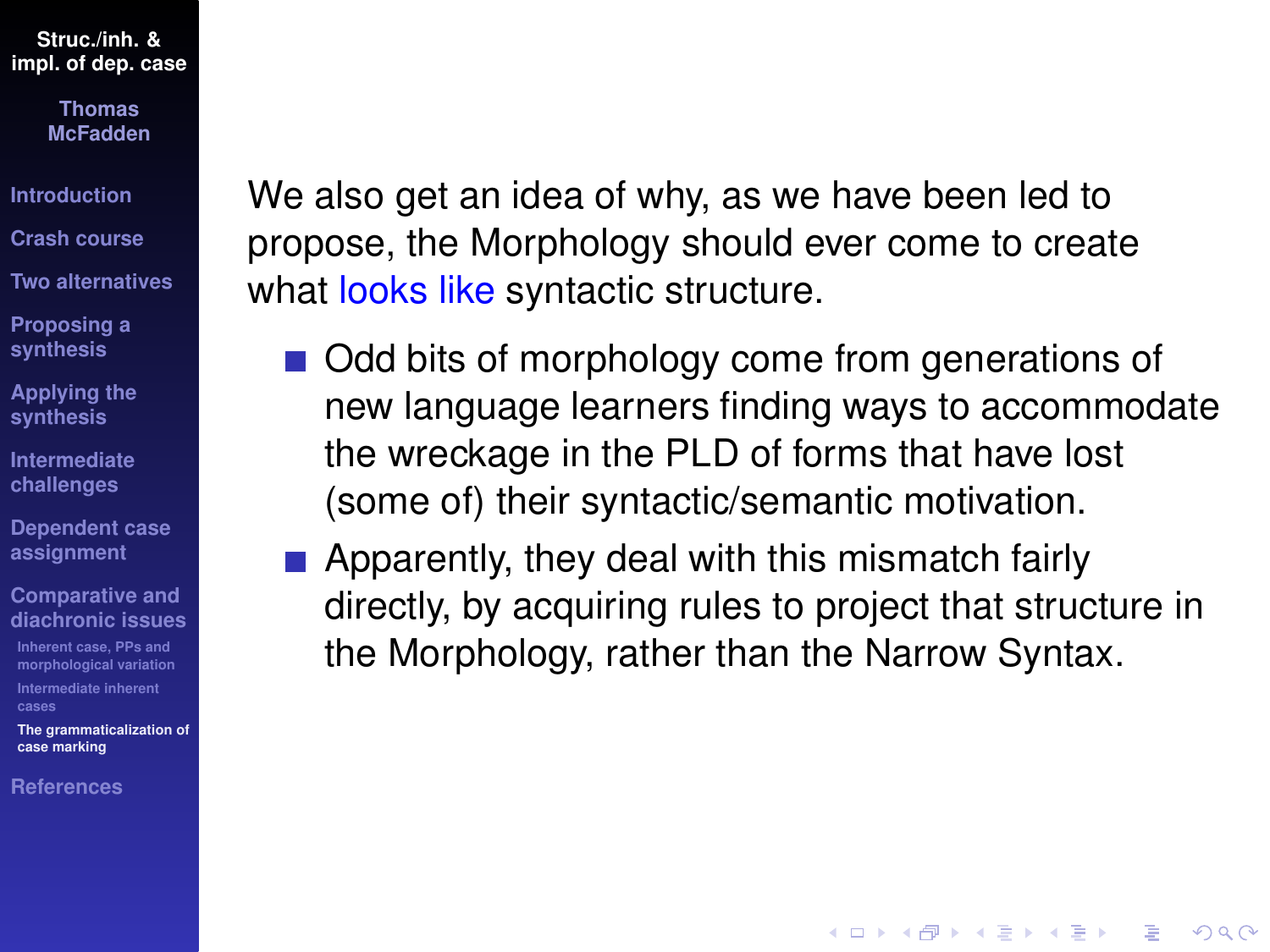We also get an idea of why, as we have been led to propose, the Morphology should ever come to create what looks like syntactic structure.

- Odd bits of morphology come from generations of new language learners finding ways to accommodate the wreckage in the PLD of forms that have lost (some of) their syntactic/semantic motivation.
- Apparently, they deal with this mismatch fairly directly, by acquiring rules to project that structure in the Morphology, rather than the Narrow Syntax.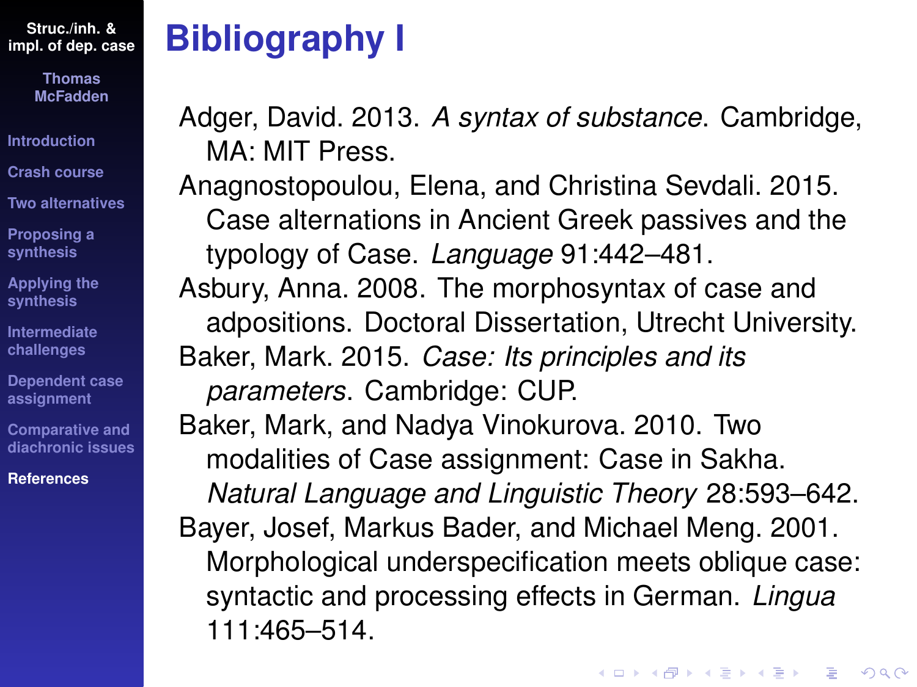# Bibliography I

Adger, David. 2013. *A syntax of substance*. Cambridge, MA: MIT Press.

Anagnostopoulou, Elena, and Christina Sevdali. 2015. Case alternations in Ancient Greek passives and the typology of Case. *Language* 91:442–481.

Asbury, Anna. 2008. The morphosyntax of case and adpositions. Doctoral Dissertation, Utrecht University.

Baker, Mark. 2015. *Case: Its principles and its parameters*. Cambridge: CUP.

Baker, Mark, and Nadya Vinokurova. 2010. Two modalities of Case assignment: Case in Sakha. *Natural Language and Linguistic Theory* 28:593–642.

Bayer, Josef, Markus Bader, and Michael Meng. 2001. Morphological underspecification meets oblique case: syntactic and processing effects in German. *Lingua* 111:465–514.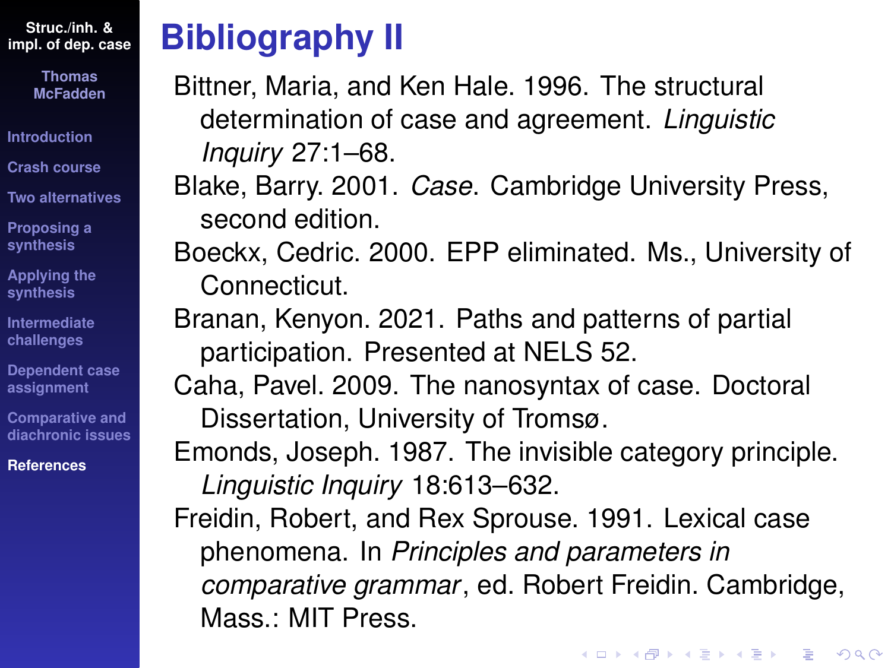# Bibliography II

Bittner, Maria, and Ken Hale. 1996. The structural determination of case and agreement. *Linguistic Inquiry* 27:1–68.

Blake, Barry. 2001. *Case*. Cambridge University Press, second edition.

Boeckx, Cedric. 2000. EPP eliminated. Ms., University of Connecticut.

Branan, Kenyon. 2021. Paths and patterns of partial participation. Presented at NELS 52.

Caha, Pavel. 2009. The nanosyntax of case. Doctoral Dissertation, University of Tromsø.

Emonds, Joseph. 1987. The invisible category principle. *Linguistic Inquiry* 18:613–632.

Freidin, Robert, and Rex Sprouse. 1991. Lexical case phenomena. In *Principles and parameters in comparative grammar*, ed. Robert Freidin. Cambridge, Mass.: MIT Press.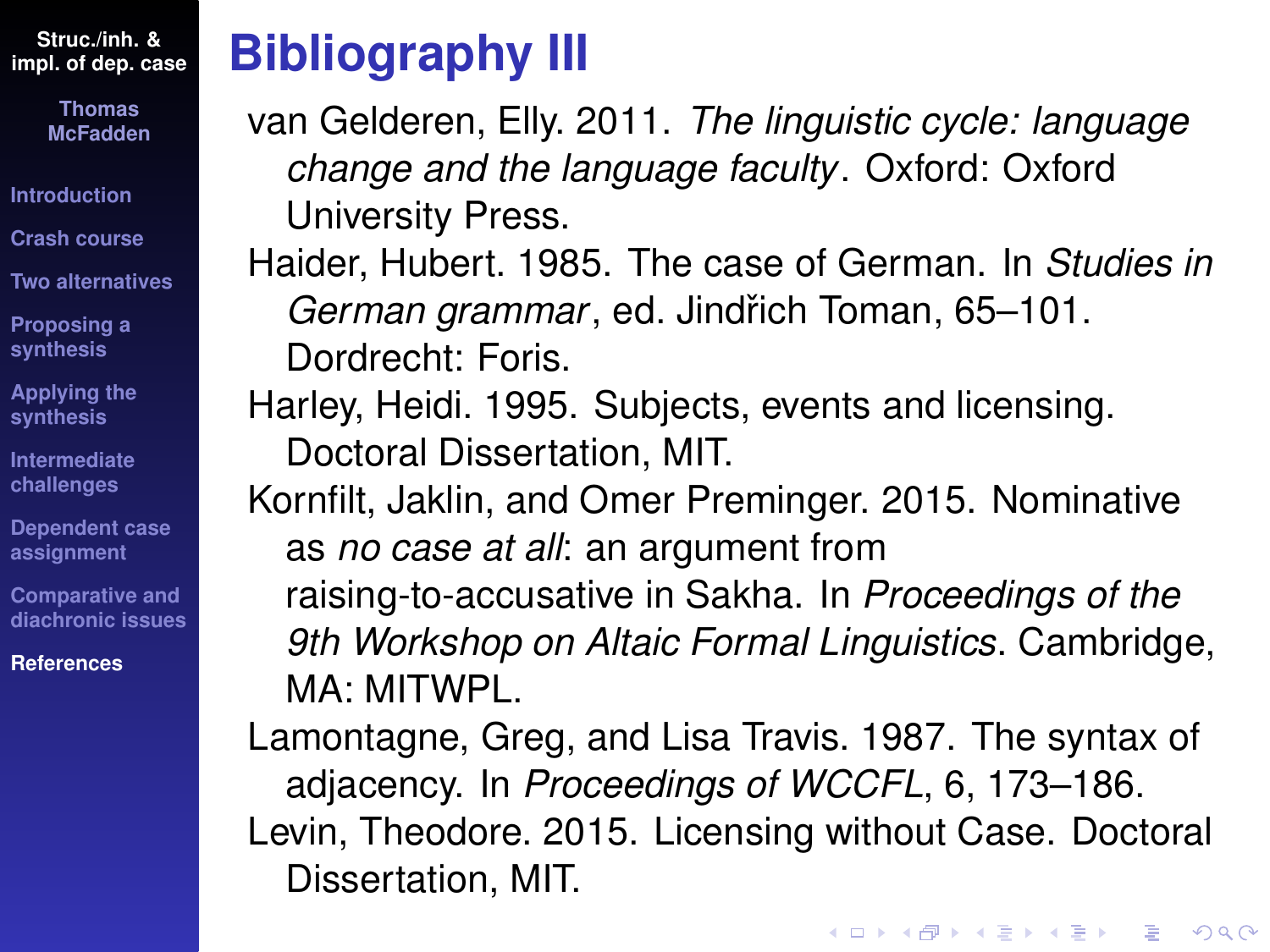# Bibliography III

van Gelderen, Elly. 2011. *The linguistic cycle: language change and the language faculty*. Oxford: Oxford University Press.

Haider, Hubert. 1985. The case of German. In *Studies in German grammar*, ed. Jindřich Toman, 65–101. Dordrecht: Foris.

Harley, Heidi. 1995. Subjects, events and licensing. Doctoral Dissertation, MIT.

Kornfilt, Jaklin, and Omer Preminger. 2015. Nominative as *no case at all*: an argument from raising-to-accusative in Sakha. In *Proceedings of the 9th Workshop on Altaic Formal Linguistics*. Cambridge, MA: MITWPL.

Lamontagne, Greg, and Lisa Travis. 1987. The syntax of adjacency. In *Proceedings of WCCFL*, 6, 173–186.

Levin, Theodore. 2015. Licensing without Case. Doctoral Dissertation, MIT.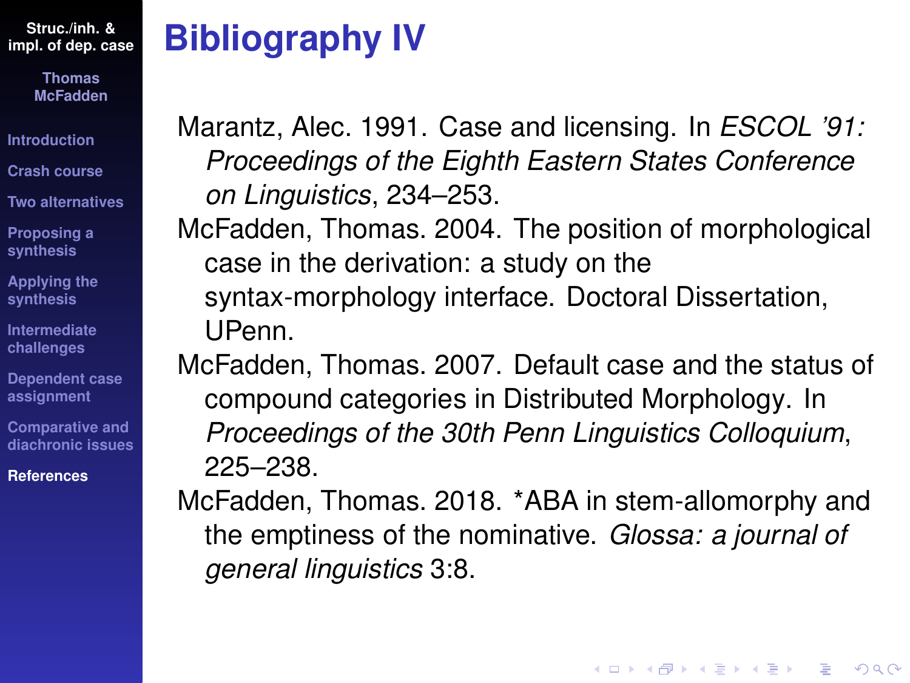# Bibliography IV

Marantz, Alec. 1991. Case and licensing. In *ESCOL '91: Proceedings of the Eighth Eastern States Conference on Linguistics*, 234–253.

McFadden, Thomas. 2004. The position of morphological case in the derivation: a study on the syntax-morphology interface. Doctoral Dissertation, UPenn.

McFadden, Thomas. 2007. Default case and the status of compound categories in Distributed Morphology. In *Proceedings of the 30th Penn Linguistics Colloquium*, 225–238.

McFadden, Thomas. 2018. *ABA in stem-allomorphy and the emptiness of the nominative. *Glossa: a journal of general linguistics* 3:8.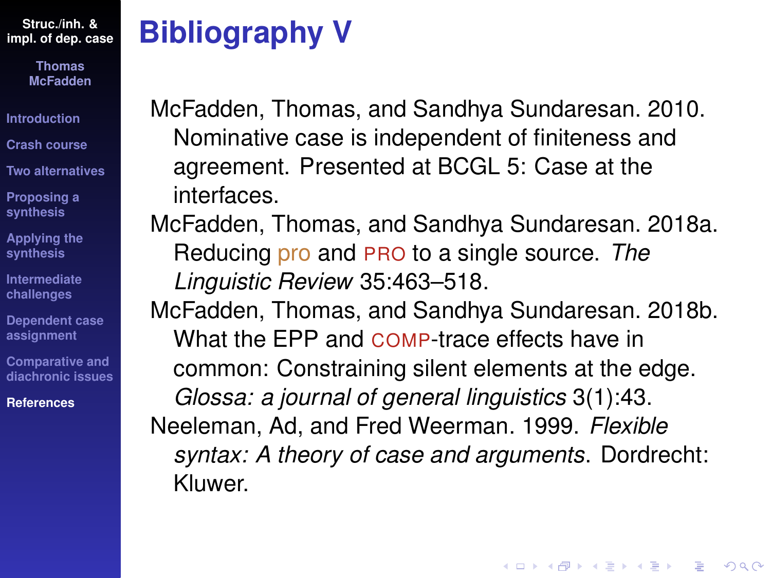# Bibliography V

McFadden, Thomas, and Sandhya Sundaresan. 2010. Nominative case is independent of finiteness and agreement. Presented at BCGL 5: Case at the interfaces.

McFadden, Thomas, and Sandhya Sundaresan. 2018a. Reducing pro and PRO to a single source. *The Linguistic Review* 35:463–518.

McFadden, Thomas, and Sandhya Sundaresan. 2018b. What the EPP and COMP-trace effects have in common: Constraining silent elements at the edge. *Glossa: a journal of general linguistics* 3(1):43.

Neeleman, Ad, and Fred Weerman. 1999. *Flexible syntax: A theory of case and arguments*. Dordrecht: Kluwer.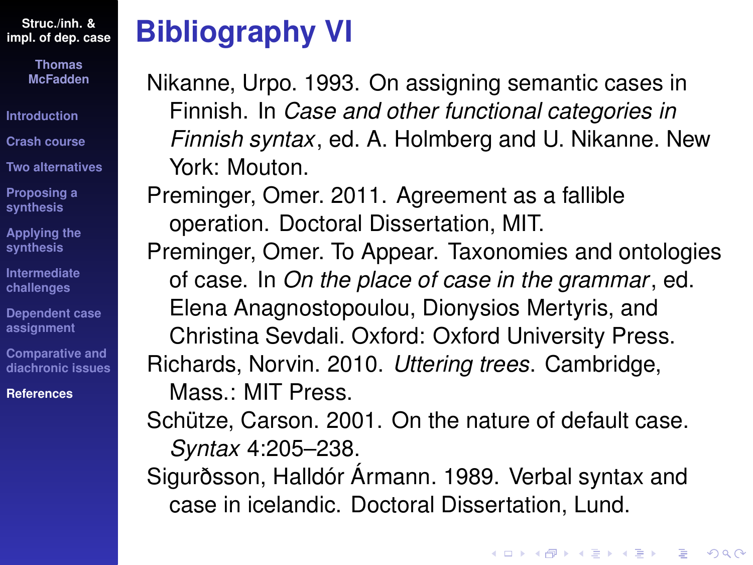# Bibliography VI

Nikanne, Urpo. 1993. On assigning semantic cases in Finnish. In *Case and other functional categories in Finnish syntax*, ed. A. Holmberg and U. Nikanne. New York: Mouton.

Preminger, Omer. 2011. Agreement as a fallible operation. Doctoral Dissertation, MIT.

Preminger, Omer. To Appear. Taxonomies and ontologies of case. In *On the place of case in the grammar*, ed. Elena Anagnostopoulou, Dionysios Mertyris, and Christina Sevdali. Oxford: Oxford University Press.

Richards, Norvin. 2010. *Uttering trees*. Cambridge, Mass.: MIT Press.

Schütze, Carson. 2001. On the nature of default case. *Syntax* 4:205–238.

Sigurðsson, Halldór Ármann. 1989. Verbal syntax and case in icelandic. Doctoral Dissertation, Lund.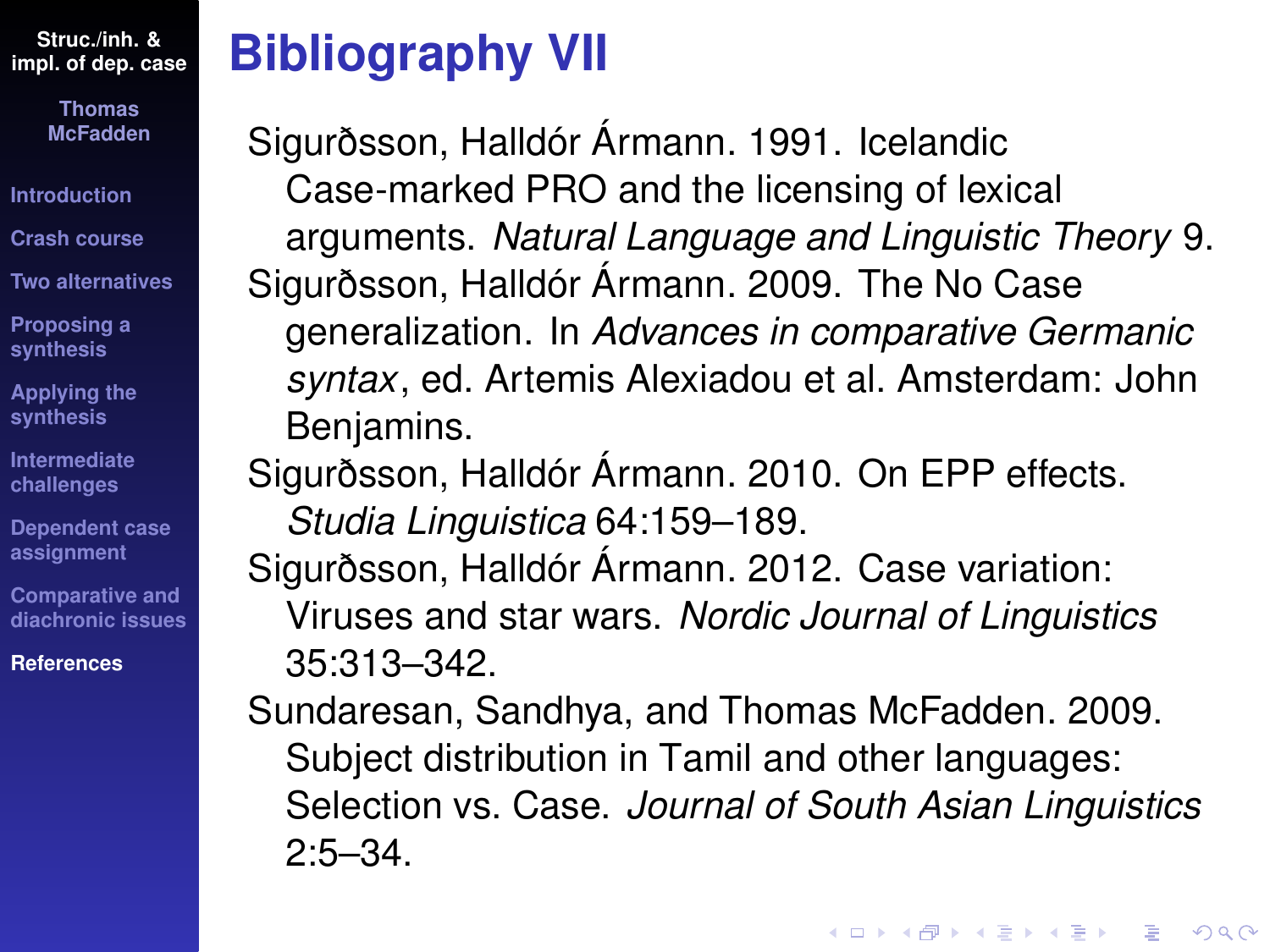# Bibliography VII

Sigurðsson, Halldór Ármann. 1991. Icelandic Case-marked PRO and the licensing of lexical arguments. *Natural Language and Linguistic Theory* 9.

Sigurðsson, Halldór Ármann. 2009. The No Case generalization. In *Advances in comparative Germanic syntax*, ed. Artemis Alexiadou et al. Amsterdam: John Benjamins.

Sigurðsson, Halldór Ármann. 2010. On EPP effects. *Studia Linguistica* 64:159–189.

Sigurðsson, Halldór Ármann. 2012. Case variation: Viruses and star wars. *Nordic Journal of Linguistics* 35:313–342.

Sundaresan, Sandhya, and Thomas McFadden. 2009. Subject distribution in Tamil and other languages: Selection vs. Case. *Journal of South Asian Linguistics* 2:5–34.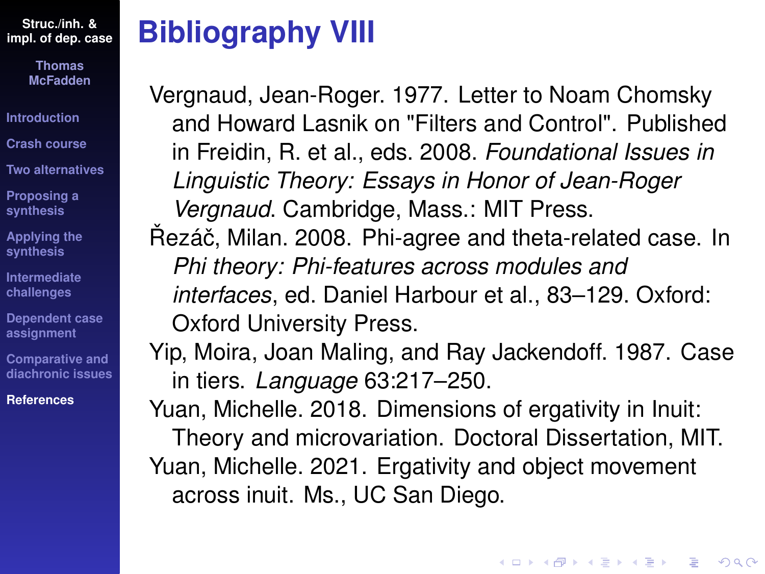# Bibliography VIII

Vergnaud, Jean-Roger. 1977. Letter to Noam Chomsky and Howard Lasnik on "Filters and Control". Published in Freidin, R. et al., eds. 2008. *Foundational Issues in Linguistic Theory: Essays in Honor of Jean-Roger Vergnaud*. Cambridge, Mass.: MIT Press.

Řezáč, Milan. 2008. Phi-agree and theta-related case. In *Phi theory: Phi-features across modules and interfaces*, ed. Daniel Harbour et al., 83–129. Oxford: Oxford University Press.

Yip, Moira, Joan Maling, and Ray Jackendoff. 1987. Case in tiers. *Language* 63:217–250.

Yuan, Michelle. 2018. Dimensions of ergativity in Inuit: Theory and microvariation. Doctoral Dissertation, MIT.

Yuan, Michelle. 2021. Ergativity and object movement across inuit. Ms., UC San Diego.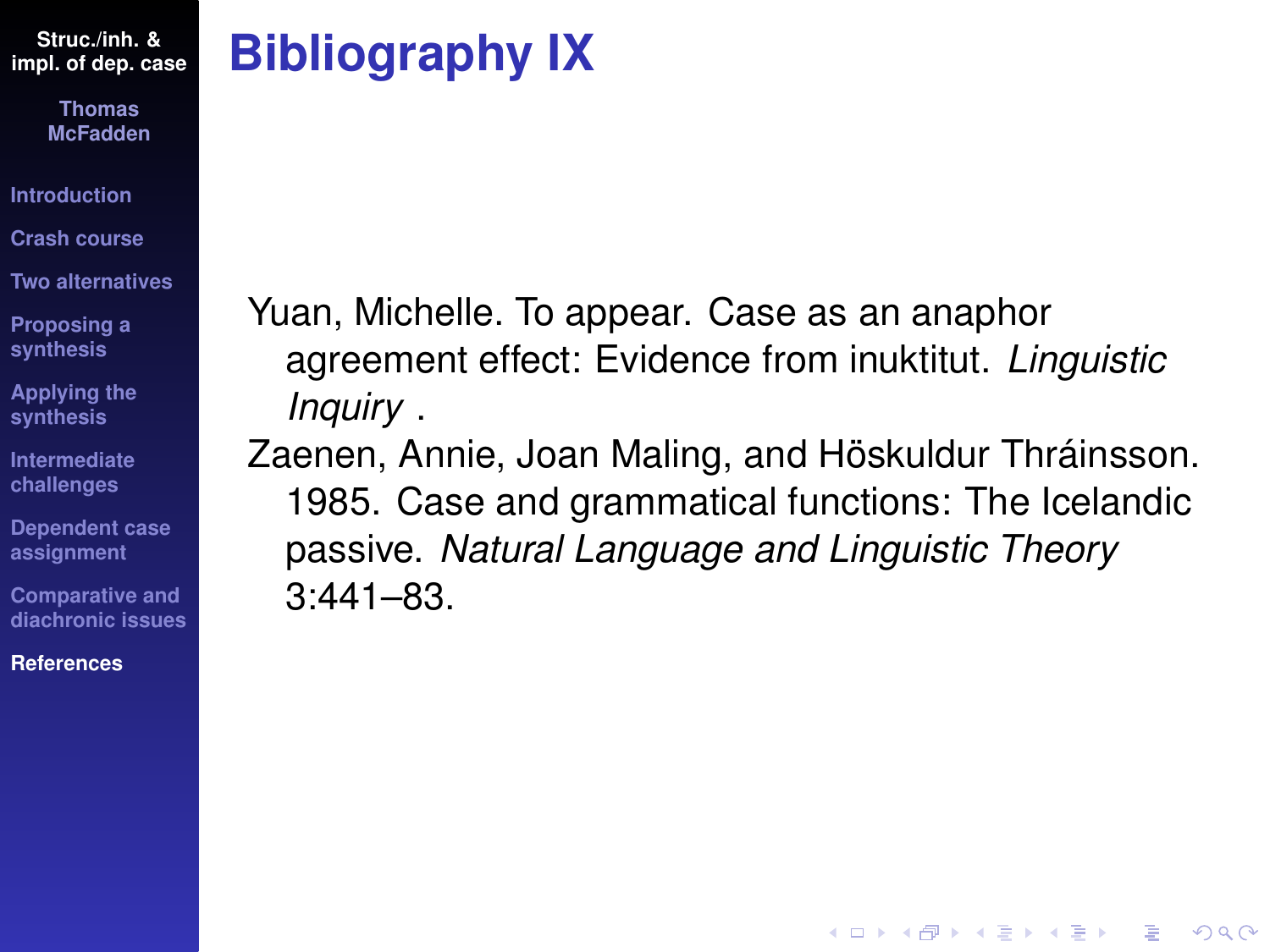# Bibliography IX

Yuan, Michelle. To appear. Case as an anaphor agreement effect: Evidence from inuktitut. *Linguistic Inquiry* .

Zaenen, Annie, Joan Maling, and Höskuldur Thráinsson. 1985. Case and grammatical functions: The Icelandic passive. *Natural Language and Linguistic Theory* 3:441–83.